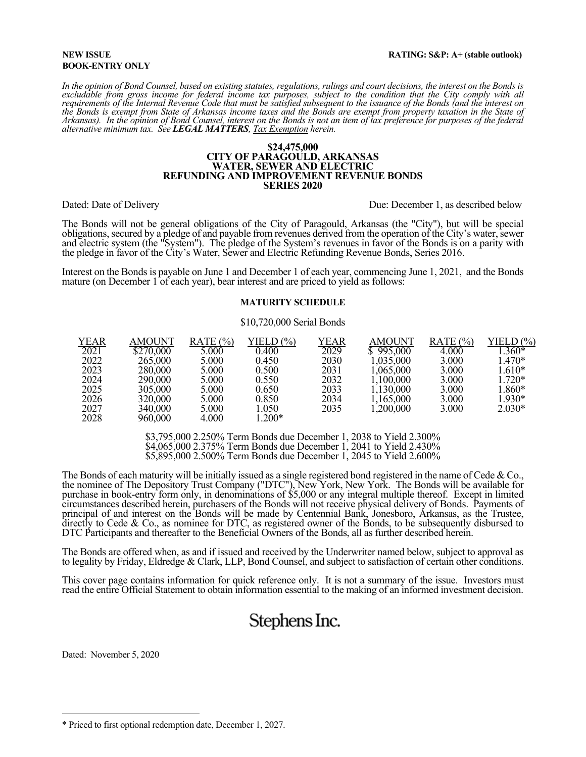**NEW ISSUE**
**BOOK-ENTRY ONLY**

**RATING: S&P: A+ (stable outlook)**

*In the opinion of Bond Counsel, based on existing statutes, regulations, rulings and court decisions, the interest on the Bonds is excludable from gross income for federal income tax purposes, subject to the condition that the City comply with all requirements of the Internal Revenue Code that must be satisfied subsequent to the issuance of the Bonds (and the interest on the Bonds is exempt from State of Arkansas income taxes and the Bonds are exempt from property taxation in the State of Arkansas). In the opinion of Bond Counsel, interest on the Bonds is not an item of tax preference for purposes of the federal alternative minimum tax. See* ***LEGAL MATTERS****, Tax Exemption herein.*

# $24,475,000
# CITY OF PARAGOULD, ARKANSAS
# WATER, SEWER AND ELECTRIC
# REFUNDING AND IMPROVEMENT REVENUE BONDS
# SERIES 2020

Dated: Date of Delivery

Due: December 1, as described below

The Bonds will not be general obligations of the City of Paragould, Arkansas (the "City"), but will be special obligations, secured by a pledge of and payable from revenues derived from the operation of the City's water, sewer and electric system (the "System"). The pledge of the System's revenues in favor of the Bonds is on a parity with the pledge in favor of the City's Water, Sewer and Electric Refunding Revenue Bonds, Series 2016.

Interest on the Bonds is payable on June 1 and December 1 of each year, commencing June 1, 2021, and the Bonds mature (on December 1 of each year), bear interest and are priced to yield as follows:

**MATURITY SCHEDULE**

$10,720,000 Serial Bonds

| YEAR | AMOUNT | RATE (%) | YIELD (%) | YEAR | AMOUNT | RATE (%) | YIELD (%) |
|---|---|---|---|---|---|---|---|
| 2021 | $270,000 | 5.000 | 0.400 | 2029 | $ 995,000 | 4.000 | 1.360* |
| 2022 | 265,000 | 5.000 | 0.450 | 2030 | 1,035,000 | 3.000 | 1.470* |
| 2023 | 280,000 | 5.000 | 0.500 | 2031 | 1,065,000 | 3.000 | 1.610* |
| 2024 | 290,000 | 5.000 | 0.550 | 2032 | 1,100,000 | 3.000 | 1.720* |
| 2025 | 305,000 | 5.000 | 0.650 | 2033 | 1,130,000 | 3.000 | 1.860* |
| 2026 | 320,000 | 5.000 | 0.850 | 2034 | 1,165,000 | 3.000 | 1.930* |
| 2027 | 340,000 | 5.000 | 1.050 | 2035 | 1,200,000 | 3.000 | 2.030* |
| 2028 | 960,000 | 4.000 | 1.200* | | | | |

$3,795,000 2.250% Term Bonds due December 1, 2038 to Yield 2.300%
$4,065,000 2.375% Term Bonds due December 1, 2041 to Yield 2.430%
$5,895,000 2.500% Term Bonds due December 1, 2045 to Yield 2.600%

The Bonds of each maturity will be initially issued as a single registered bond registered in the name of Cede & Co., the nominee of The Depository Trust Company ("DTC"), New York, New York. The Bonds will be available for purchase in book-entry form only, in denominations of $5,000 or any integral multiple thereof. Except in limited circumstances described herein, purchasers of the Bonds will not receive physical delivery of Bonds. Payments of principal of and interest on the Bonds will be made by Centennial Bank, Jonesboro, Arkansas, as the Trustee, directly to Cede & Co., as nominee for DTC, as registered owner of the Bonds, to be subsequently disbursed to DTC Participants and thereafter to the Beneficial Owners of the Bonds, all as further described herein.

The Bonds are offered when, as and if issued and received by the Underwriter named below, subject to approval as to legality by Friday, Eldredge & Clark, LLP, Bond Counsel, and subject to satisfaction of certain other conditions.

This cover page contains information for quick reference only. It is not a summary of the issue. Investors must read the entire Official Statement to obtain information essential to the making of an informed investment decision.

Stephens Inc.

Dated: November 5, 2020

---

\* Priced to first optional redemption date, December 1, 2027.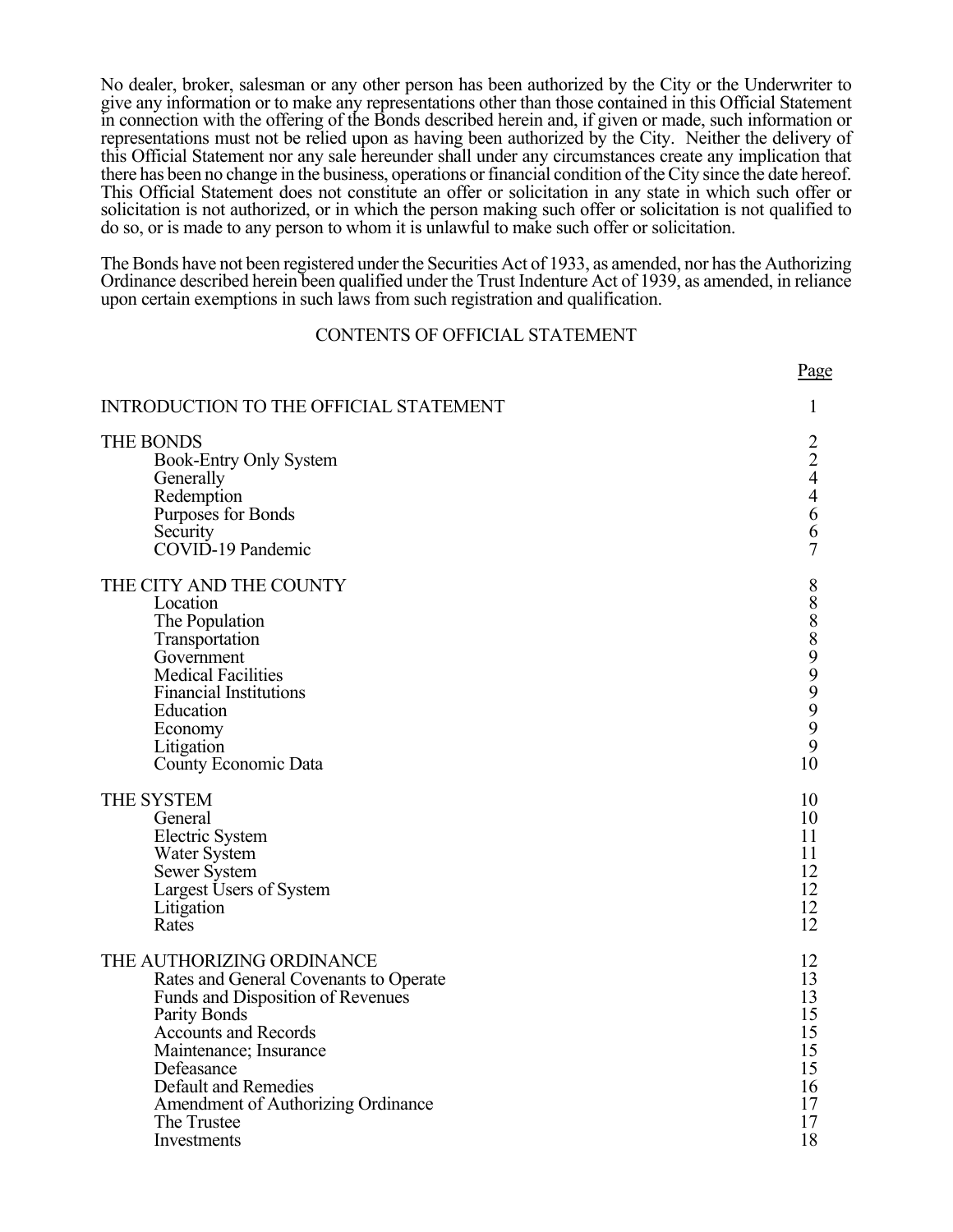No dealer, broker, salesman or any other person has been authorized by the City or the Underwriter to give any information or to make any representations other than those contained in this Official Statement in connection with the offering of the Bonds described herein and, if given or made, such information or representations must not be relied upon as having been authorized by the City. Neither the delivery of this Official Statement nor any sale hereunder shall under any circumstances create any implication that there has been no change in the business, operations or financial condition of the City since the date hereof. This Official Statement does not constitute an offer or solicitation in any state in which such offer or solicitation is not authorized, or in which the person making such offer or solicitation is not qualified to do so, or is made to any person to whom it is unlawful to make such offer or solicitation.

The Bonds have not been registered under the Securities Act of 1933, as amended, nor has the Authorizing Ordinance described herein been qualified under the Trust Indenture Act of 1939, as amended, in reliance upon certain exemptions in such laws from such registration and qualification.

## CONTENTS OF OFFICIAL STATEMENT

| | Page |
|---|---|
| INTRODUCTION TO THE OFFICIAL STATEMENT | 1 |
| THE BONDS | 2 |
| Book-Entry Only System | 2 |
| Generally | 4 |
| Redemption | 4 |
| Purposes for Bonds | 6 |
| Security | 6 |
| COVID-19 Pandemic | 7 |
| THE CITY AND THE COUNTY | 8 |
| Location | 8 |
| The Population | 8 |
| Transportation | 8 |
| Government | 9 |
| Medical Facilities | 9 |
| Financial Institutions | 9 |
| Education | 9 |
| Economy | 9 |
| Litigation | 9 |
| County Economic Data | 10 |
| THE SYSTEM | 10 |
| General | 10 |
| Electric System | 11 |
| Water System | 11 |
| Sewer System | 12 |
| Largest Users of System | 12 |
| Litigation | 12 |
| Rates | 12 |
| THE AUTHORIZING ORDINANCE | 12 |
| Rates and General Covenants to Operate | 13 |
| Funds and Disposition of Revenues | 13 |
| Parity Bonds | 15 |
| Accounts and Records | 15 |
| Maintenance; Insurance | 15 |
| Defeasance | 15 |
| Default and Remedies | 16 |
| Amendment of Authorizing Ordinance | 17 |
| The Trustee | 17 |
| Investments | 18 |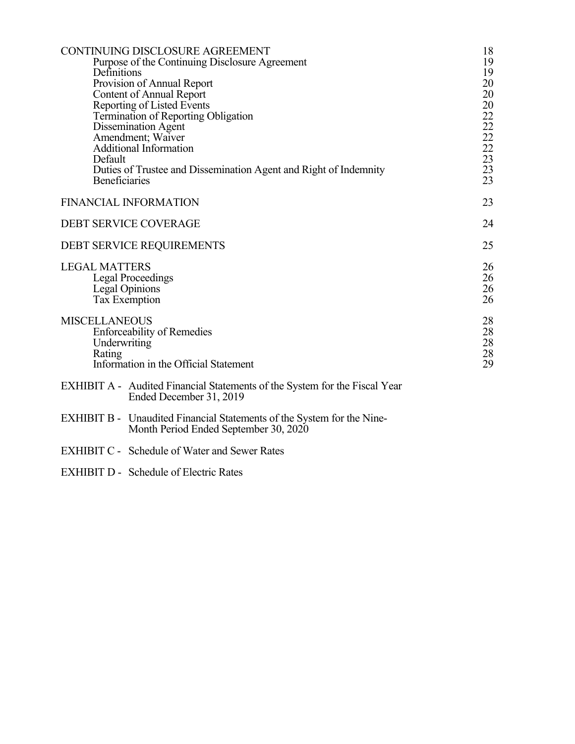| | |
|---|---|
| CONTINUING DISCLOSURE AGREEMENT | 18 |
| Purpose of the Continuing Disclosure Agreement | 19 |
| Definitions | 19 |
| Provision of Annual Report | 20 |
| Content of Annual Report | 20 |
| Reporting of Listed Events | 20 |
| Termination of Reporting Obligation | 22 |
| Dissemination Agent | 22 |
| Amendment; Waiver | 22 |
| Additional Information | 22 |
| Default | 23 |
| Duties of Trustee and Dissemination Agent and Right of Indemnity | 23 |
| Beneficiaries | 23 |
| FINANCIAL INFORMATION | 23 |
| DEBT SERVICE COVERAGE | 24 |
| DEBT SERVICE REQUIREMENTS | 25 |
| LEGAL MATTERS | 26 |
| Legal Proceedings | 26 |
| Legal Opinions | 26 |
| Tax Exemption | 26 |
| MISCELLANEOUS | 28 |
| Enforceability of Remedies | 28 |
| Underwriting | 28 |
| Rating | 28 |
| Information in the Official Statement | 29 |

EXHIBIT A - Audited Financial Statements of the System for the Fiscal Year Ended December 31, 2019

EXHIBIT B - Unaudited Financial Statements of the System for the Nine-Month Period Ended September 30, 2020

EXHIBIT C - Schedule of Water and Sewer Rates

EXHIBIT D - Schedule of Electric Rates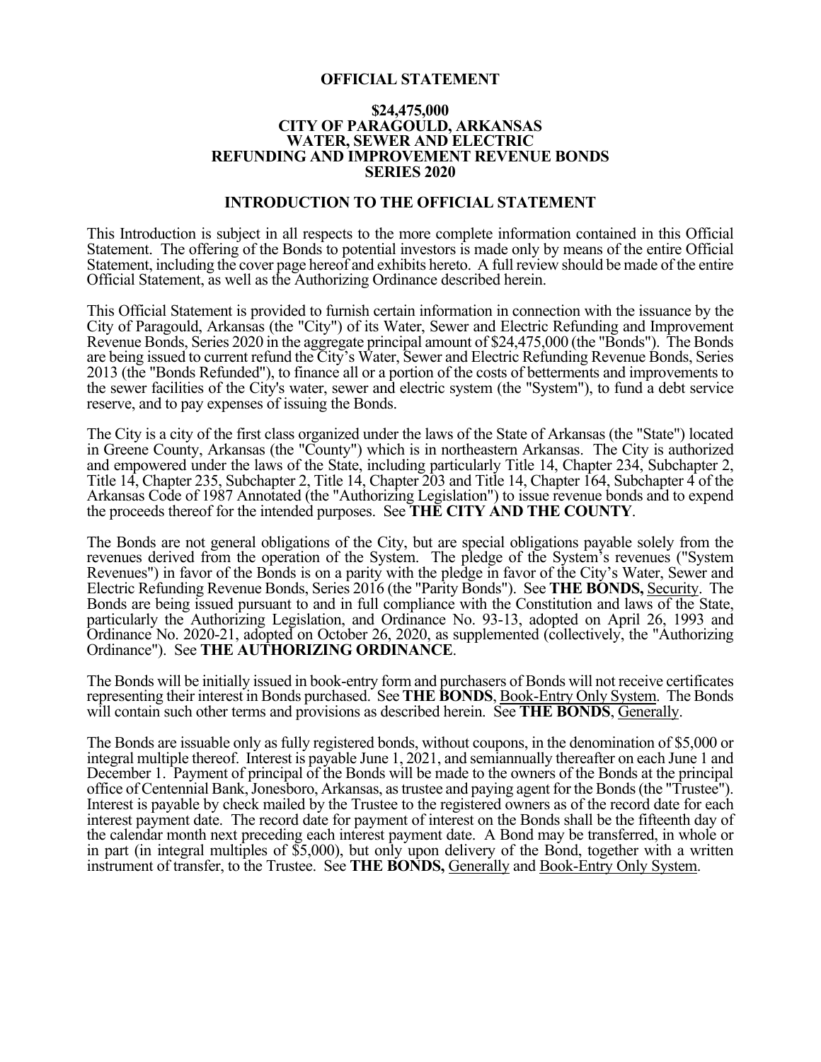**OFFICIAL STATEMENT**

**$24,475,000**
**CITY OF PARAGOULD, ARKANSAS**
**WATER, SEWER AND ELECTRIC**
**REFUNDING AND IMPROVEMENT REVENUE BONDS**
**SERIES 2020**

## INTRODUCTION TO THE OFFICIAL STATEMENT

This Introduction is subject in all respects to the more complete information contained in this Official Statement. The offering of the Bonds to potential investors is made only by means of the entire Official Statement, including the cover page hereof and exhibits hereto. A full review should be made of the entire Official Statement, as well as the Authorizing Ordinance described herein.

This Official Statement is provided to furnish certain information in connection with the issuance by the City of Paragould, Arkansas (the "City") of its Water, Sewer and Electric Refunding and Improvement Revenue Bonds, Series 2020 in the aggregate principal amount of $24,475,000 (the "Bonds"). The Bonds are being issued to current refund the City's Water, Sewer and Electric Refunding Revenue Bonds, Series 2013 (the "Bonds Refunded"), to finance all or a portion of the costs of betterments and improvements to the sewer facilities of the City's water, sewer and electric system (the "System"), to fund a debt service reserve, and to pay expenses of issuing the Bonds.

The City is a city of the first class organized under the laws of the State of Arkansas (the "State") located in Greene County, Arkansas (the "County") which is in northeastern Arkansas. The City is authorized and empowered under the laws of the State, including particularly Title 14, Chapter 234, Subchapter 2, Title 14, Chapter 235, Subchapter 2, Title 14, Chapter 203 and Title 14, Chapter 164, Subchapter 4 of the Arkansas Code of 1987 Annotated (the "Authorizing Legislation") to issue revenue bonds and to expend the proceeds thereof for the intended purposes. See **THE CITY AND THE COUNTY**.

The Bonds are not general obligations of the City, but are special obligations payable solely from the revenues derived from the operation of the System. The pledge of the System's revenues ("System Revenues") in favor of the Bonds is on a parity with the pledge in favor of the City's Water, Sewer and Electric Refunding Revenue Bonds, Series 2016 (the "Parity Bonds"). See **THE BONDS,** Security. The Bonds are being issued pursuant to and in full compliance with the Constitution and laws of the State, particularly the Authorizing Legislation, and Ordinance No. 93-13, adopted on April 26, 1993 and Ordinance No. 2020-21, adopted on October 26, 2020, as supplemented (collectively, the "Authorizing Ordinance"). See **THE AUTHORIZING ORDINANCE**.

The Bonds will be initially issued in book-entry form and purchasers of Bonds will not receive certificates representing their interest in Bonds purchased. See **THE BONDS**, Book-Entry Only System. The Bonds will contain such other terms and provisions as described herein. See **THE BONDS**, Generally.

The Bonds are issuable only as fully registered bonds, without coupons, in the denomination of $5,000 or integral multiple thereof. Interest is payable June 1, 2021, and semiannually thereafter on each June 1 and December 1. Payment of principal of the Bonds will be made to the owners of the Bonds at the principal office of Centennial Bank, Jonesboro, Arkansas, as trustee and paying agent for the Bonds (the "Trustee"). Interest is payable by check mailed by the Trustee to the registered owners as of the record date for each interest payment date. The record date for payment of interest on the Bonds shall be the fifteenth day of the calendar month next preceding each interest payment date. A Bond may be transferred, in whole or in part (in integral multiples of $5,000), but only upon delivery of the Bond, together with a written instrument of transfer, to the Trustee. See **THE BONDS,** Generally and Book-Entry Only System.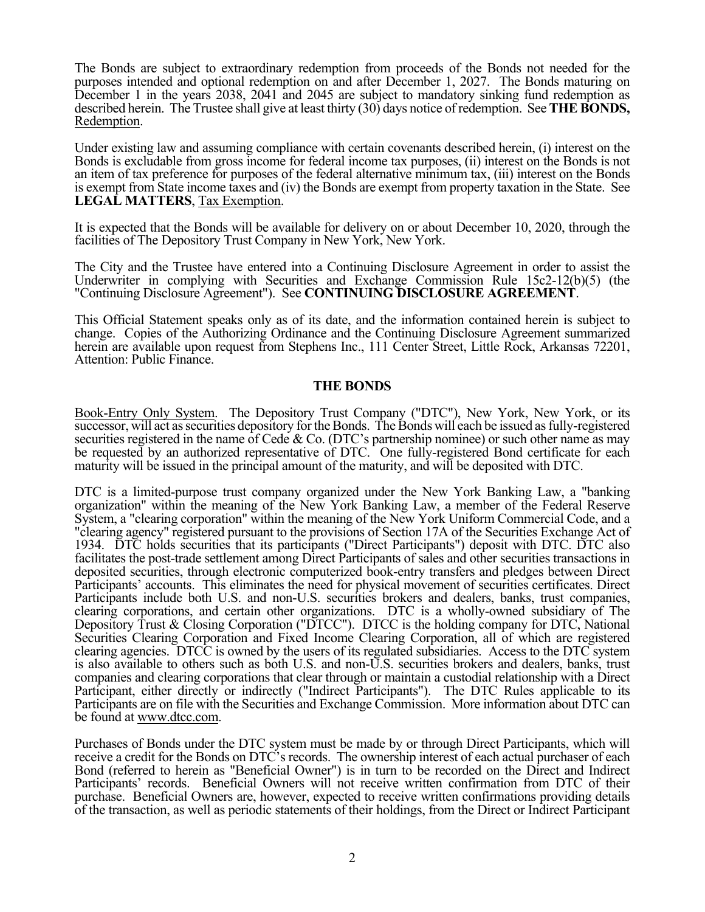The Bonds are subject to extraordinary redemption from proceeds of the Bonds not needed for the purposes intended and optional redemption on and after December 1, 2027. The Bonds maturing on December 1 in the years 2038, 2041 and 2045 are subject to mandatory sinking fund redemption as described herein. The Trustee shall give at least thirty (30) days notice of redemption. See **THE BONDS,** Redemption.

Under existing law and assuming compliance with certain covenants described herein, (i) interest on the Bonds is excludable from gross income for federal income tax purposes, (ii) interest on the Bonds is not an item of tax preference for purposes of the federal alternative minimum tax, (iii) interest on the Bonds is exempt from State income taxes and (iv) the Bonds are exempt from property taxation in the State. See **LEGAL MATTERS**, Tax Exemption.

It is expected that the Bonds will be available for delivery on or about December 10, 2020, through the facilities of The Depository Trust Company in New York, New York.

The City and the Trustee have entered into a Continuing Disclosure Agreement in order to assist the Underwriter in complying with Securities and Exchange Commission Rule 15c2-12(b)(5) (the "Continuing Disclosure Agreement"). See **CONTINUING DISCLOSURE AGREEMENT**.

This Official Statement speaks only as of its date, and the information contained herein is subject to change. Copies of the Authorizing Ordinance and the Continuing Disclosure Agreement summarized herein are available upon request from Stephens Inc., 111 Center Street, Little Rock, Arkansas 72201, Attention: Public Finance.

## THE BONDS

Book-Entry Only System. The Depository Trust Company ("DTC"), New York, New York, or its successor, will act as securities depository for the Bonds. The Bonds will each be issued as fully-registered securities registered in the name of Cede & Co. (DTC's partnership nominee) or such other name as may be requested by an authorized representative of DTC. One fully-registered Bond certificate for each maturity will be issued in the principal amount of the maturity, and will be deposited with DTC.

DTC is a limited-purpose trust company organized under the New York Banking Law, a "banking organization" within the meaning of the New York Banking Law, a member of the Federal Reserve System, a "clearing corporation" within the meaning of the New York Uniform Commercial Code, and a "clearing agency" registered pursuant to the provisions of Section 17A of the Securities Exchange Act of 1934. DTC holds securities that its participants ("Direct Participants") deposit with DTC. DTC also facilitates the post-trade settlement among Direct Participants of sales and other securities transactions in deposited securities, through electronic computerized book-entry transfers and pledges between Direct Participants' accounts. This eliminates the need for physical movement of securities certificates. Direct Participants include both U.S. and non-U.S. securities brokers and dealers, banks, trust companies, clearing corporations, and certain other organizations. DTC is a wholly-owned subsidiary of The Depository Trust & Closing Corporation ("DTCC"). DTCC is the holding company for DTC, National Securities Clearing Corporation and Fixed Income Clearing Corporation, all of which are registered clearing agencies. DTCC is owned by the users of its regulated subsidiaries. Access to the DTC system is also available to others such as both U.S. and non-U.S. securities brokers and dealers, banks, trust companies and clearing corporations that clear through or maintain a custodial relationship with a Direct Participant, either directly or indirectly ("Indirect Participants"). The DTC Rules applicable to its Participants are on file with the Securities and Exchange Commission. More information about DTC can be found at www.dtcc.com.

Purchases of Bonds under the DTC system must be made by or through Direct Participants, which will receive a credit for the Bonds on DTC's records. The ownership interest of each actual purchaser of each Bond (referred to herein as "Beneficial Owner") is in turn to be recorded on the Direct and Indirect Participants' records. Beneficial Owners will not receive written confirmation from DTC of their purchase. Beneficial Owners are, however, expected to receive written confirmations providing details of the transaction, as well as periodic statements of their holdings, from the Direct or Indirect Participant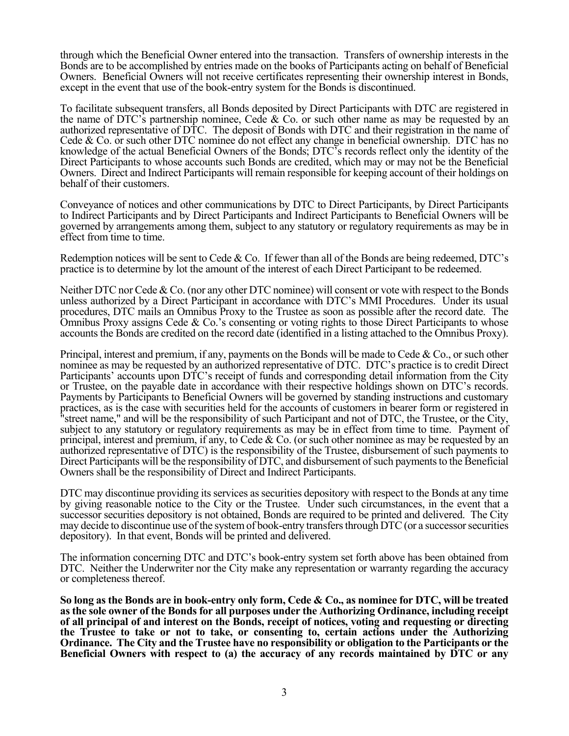through which the Beneficial Owner entered into the transaction. Transfers of ownership interests in the Bonds are to be accomplished by entries made on the books of Participants acting on behalf of Beneficial Owners. Beneficial Owners will not receive certificates representing their ownership interest in Bonds, except in the event that use of the book-entry system for the Bonds is discontinued.

To facilitate subsequent transfers, all Bonds deposited by Direct Participants with DTC are registered in the name of DTC's partnership nominee, Cede & Co. or such other name as may be requested by an authorized representative of DTC. The deposit of Bonds with DTC and their registration in the name of Cede & Co. or such other DTC nominee do not effect any change in beneficial ownership. DTC has no knowledge of the actual Beneficial Owners of the Bonds; DTC's records reflect only the identity of the Direct Participants to whose accounts such Bonds are credited, which may or may not be the Beneficial Owners. Direct and Indirect Participants will remain responsible for keeping account of their holdings on behalf of their customers.

Conveyance of notices and other communications by DTC to Direct Participants, by Direct Participants to Indirect Participants and by Direct Participants and Indirect Participants to Beneficial Owners will be governed by arrangements among them, subject to any statutory or regulatory requirements as may be in effect from time to time.

Redemption notices will be sent to Cede & Co. If fewer than all of the Bonds are being redeemed, DTC's practice is to determine by lot the amount of the interest of each Direct Participant to be redeemed.

Neither DTC nor Cede & Co. (nor any other DTC nominee) will consent or vote with respect to the Bonds unless authorized by a Direct Participant in accordance with DTC's MMI Procedures. Under its usual procedures, DTC mails an Omnibus Proxy to the Trustee as soon as possible after the record date. The Omnibus Proxy assigns Cede & Co.'s consenting or voting rights to those Direct Participants to whose accounts the Bonds are credited on the record date (identified in a listing attached to the Omnibus Proxy).

Principal, interest and premium, if any, payments on the Bonds will be made to Cede & Co., or such other nominee as may be requested by an authorized representative of DTC. DTC's practice is to credit Direct Participants' accounts upon DTC's receipt of funds and corresponding detail information from the City or Trustee, on the payable date in accordance with their respective holdings shown on DTC's records. Payments by Participants to Beneficial Owners will be governed by standing instructions and customary practices, as is the case with securities held for the accounts of customers in bearer form or registered in "street name," and will be the responsibility of such Participant and not of DTC, the Trustee, or the City, subject to any statutory or regulatory requirements as may be in effect from time to time. Payment of principal, interest and premium, if any, to Cede & Co. (or such other nominee as may be requested by an authorized representative of DTC) is the responsibility of the Trustee, disbursement of such payments to Direct Participants will be the responsibility of DTC, and disbursement of such payments to the Beneficial Owners shall be the responsibility of Direct and Indirect Participants.

DTC may discontinue providing its services as securities depository with respect to the Bonds at any time by giving reasonable notice to the City or the Trustee. Under such circumstances, in the event that a successor securities depository is not obtained, Bonds are required to be printed and delivered. The City may decide to discontinue use of the system of book-entry transfers through DTC (or a successor securities depository). In that event, Bonds will be printed and delivered.

The information concerning DTC and DTC's book-entry system set forth above has been obtained from DTC. Neither the Underwriter nor the City make any representation or warranty regarding the accuracy or completeness thereof.

**So long as the Bonds are in book-entry only form, Cede & Co., as nominee for DTC, will be treated as the sole owner of the Bonds for all purposes under the Authorizing Ordinance, including receipt of all principal of and interest on the Bonds, receipt of notices, voting and requesting or directing the Trustee to take or not to take, or consenting to, certain actions under the Authorizing Ordinance. The City and the Trustee have no responsibility or obligation to the Participants or the Beneficial Owners with respect to (a) the accuracy of any records maintained by DTC or any**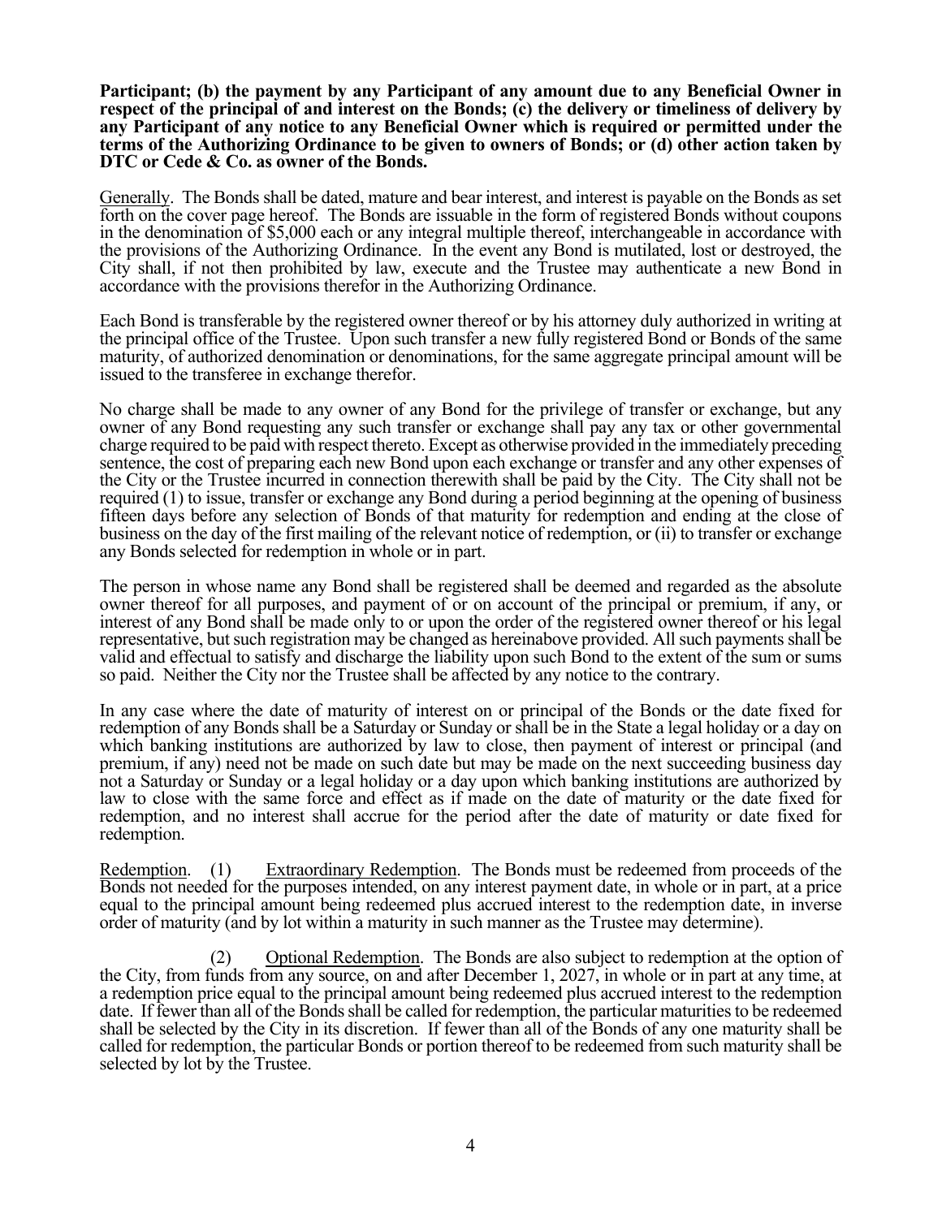**Participant; (b) the payment by any Participant of any amount due to any Beneficial Owner in respect of the principal of and interest on the Bonds; (c) the delivery or timeliness of delivery by any Participant of any notice to any Beneficial Owner which is required or permitted under the terms of the Authorizing Ordinance to be given to owners of Bonds; or (d) other action taken by DTC or Cede & Co. as owner of the Bonds.**

Generally. The Bonds shall be dated, mature and bear interest, and interest is payable on the Bonds as set forth on the cover page hereof. The Bonds are issuable in the form of registered Bonds without coupons in the denomination of $5,000 each or any integral multiple thereof, interchangeable in accordance with the provisions of the Authorizing Ordinance. In the event any Bond is mutilated, lost or destroyed, the City shall, if not then prohibited by law, execute and the Trustee may authenticate a new Bond in accordance with the provisions therefor in the Authorizing Ordinance.

Each Bond is transferable by the registered owner thereof or by his attorney duly authorized in writing at the principal office of the Trustee. Upon such transfer a new fully registered Bond or Bonds of the same maturity, of authorized denomination or denominations, for the same aggregate principal amount will be issued to the transferee in exchange therefor.

No charge shall be made to any owner of any Bond for the privilege of transfer or exchange, but any owner of any Bond requesting any such transfer or exchange shall pay any tax or other governmental charge required to be paid with respect thereto. Except as otherwise provided in the immediately preceding sentence, the cost of preparing each new Bond upon each exchange or transfer and any other expenses of the City or the Trustee incurred in connection therewith shall be paid by the City. The City shall not be required (1) to issue, transfer or exchange any Bond during a period beginning at the opening of business fifteen days before any selection of Bonds of that maturity for redemption and ending at the close of business on the day of the first mailing of the relevant notice of redemption, or (ii) to transfer or exchange any Bonds selected for redemption in whole or in part.

The person in whose name any Bond shall be registered shall be deemed and regarded as the absolute owner thereof for all purposes, and payment of or on account of the principal or premium, if any, or interest of any Bond shall be made only to or upon the order of the registered owner thereof or his legal representative, but such registration may be changed as hereinabove provided. All such payments shall be valid and effectual to satisfy and discharge the liability upon such Bond to the extent of the sum or sums so paid. Neither the City nor the Trustee shall be affected by any notice to the contrary.

In any case where the date of maturity of interest on or principal of the Bonds or the date fixed for redemption of any Bonds shall be a Saturday or Sunday or shall be in the State a legal holiday or a day on which banking institutions are authorized by law to close, then payment of interest or principal (and premium, if any) need not be made on such date but may be made on the next succeeding business day not a Saturday or Sunday or a legal holiday or a day upon which banking institutions are authorized by law to close with the same force and effect as if made on the date of maturity or the date fixed for redemption, and no interest shall accrue for the period after the date of maturity or date fixed for redemption.

Redemption. (1) Extraordinary Redemption. The Bonds must be redeemed from proceeds of the Bonds not needed for the purposes intended, on any interest payment date, in whole or in part, at a price equal to the principal amount being redeemed plus accrued interest to the redemption date, in inverse order of maturity (and by lot within a maturity in such manner as the Trustee may determine).

(2) Optional Redemption. The Bonds are also subject to redemption at the option of the City, from funds from any source, on and after December 1, 2027, in whole or in part at any time, at a redemption price equal to the principal amount being redeemed plus accrued interest to the redemption date. If fewer than all of the Bonds shall be called for redemption, the particular maturities to be redeemed shall be selected by the City in its discretion. If fewer than all of the Bonds of any one maturity shall be called for redemption, the particular Bonds or portion thereof to be redeemed from such maturity shall be selected by lot by the Trustee.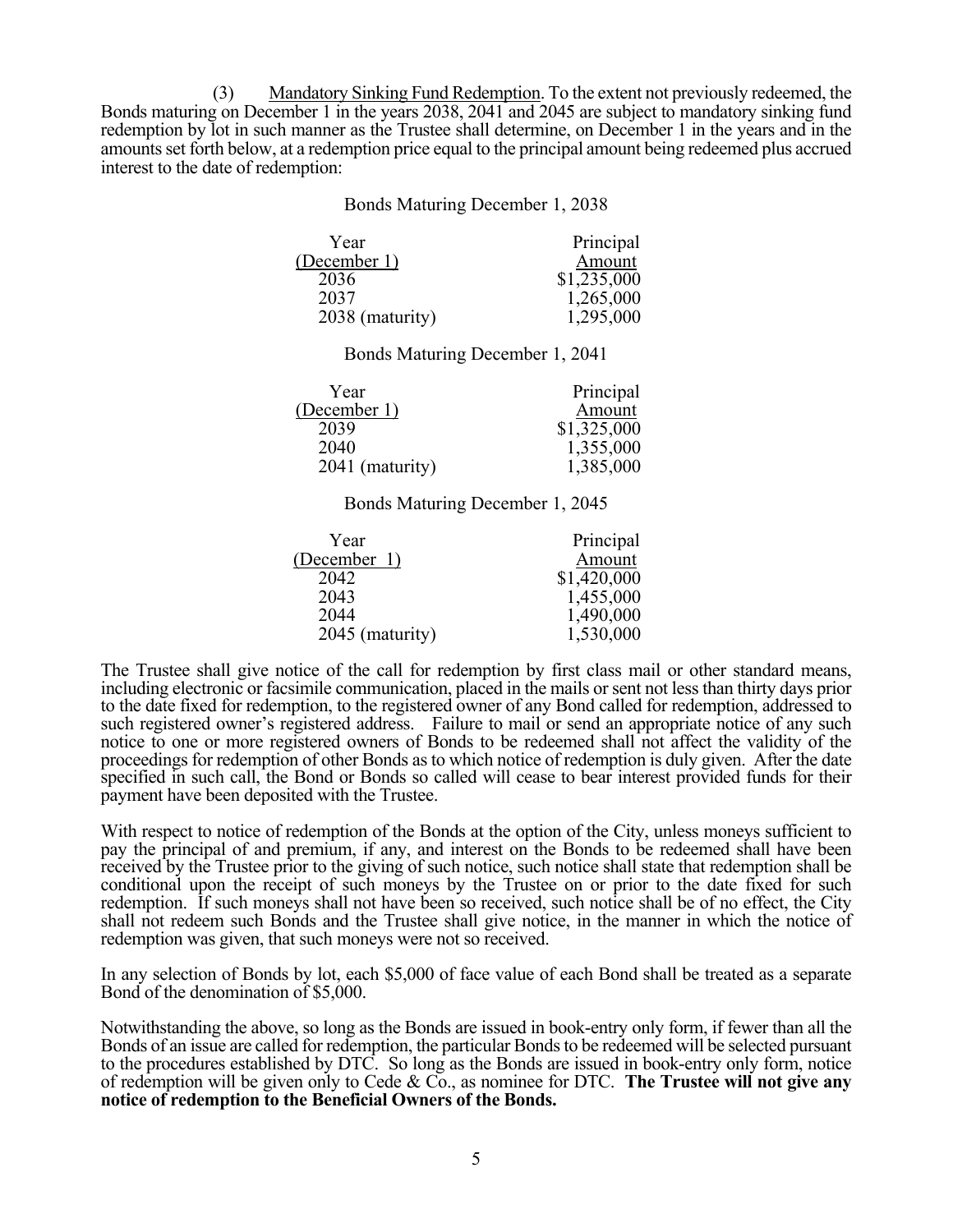(3) Mandatory Sinking Fund Redemption. To the extent not previously redeemed, the Bonds maturing on December 1 in the years 2038, 2041 and 2045 are subject to mandatory sinking fund redemption by lot in such manner as the Trustee shall determine, on December 1 in the years and in the amounts set forth below, at a redemption price equal to the principal amount being redeemed plus accrued interest to the date of redemption:

Bonds Maturing December 1, 2038

| Year (December 1) | Principal Amount |
|---|---|
| 2036 | $1,235,000 |
| 2037 | 1,265,000 |
| 2038 (maturity) | 1,295,000 |

Bonds Maturing December 1, 2041

| Year (December 1) | Principal Amount |
|---|---|
| 2039 | $1,325,000 |
| 2040 | 1,355,000 |
| 2041 (maturity) | 1,385,000 |

Bonds Maturing December 1, 2045

| Year (December 1) | Principal Amount |
|---|---|
| 2042 | $1,420,000 |
| 2043 | 1,455,000 |
| 2044 | 1,490,000 |
| 2045 (maturity) | 1,530,000 |

The Trustee shall give notice of the call for redemption by first class mail or other standard means, including electronic or facsimile communication, placed in the mails or sent not less than thirty days prior to the date fixed for redemption, to the registered owner of any Bond called for redemption, addressed to such registered owner's registered address. Failure to mail or send an appropriate notice of any such notice to one or more registered owners of Bonds to be redeemed shall not affect the validity of the proceedings for redemption of other Bonds as to which notice of redemption is duly given. After the date specified in such call, the Bond or Bonds so called will cease to bear interest provided funds for their payment have been deposited with the Trustee.

With respect to notice of redemption of the Bonds at the option of the City, unless moneys sufficient to pay the principal of and premium, if any, and interest on the Bonds to be redeemed shall have been received by the Trustee prior to the giving of such notice, such notice shall state that redemption shall be conditional upon the receipt of such moneys by the Trustee on or prior to the date fixed for such redemption. If such moneys shall not have been so received, such notice shall be of no effect, the City shall not redeem such Bonds and the Trustee shall give notice, in the manner in which the notice of redemption was given, that such moneys were not so received.

In any selection of Bonds by lot, each $5,000 of face value of each Bond shall be treated as a separate Bond of the denomination of $5,000.

Notwithstanding the above, so long as the Bonds are issued in book-entry only form, if fewer than all the Bonds of an issue are called for redemption, the particular Bonds to be redeemed will be selected pursuant to the procedures established by DTC. So long as the Bonds are issued in book-entry only form, notice of redemption will be given only to Cede & Co., as nominee for DTC. **The Trustee will not give any notice of redemption to the Beneficial Owners of the Bonds.**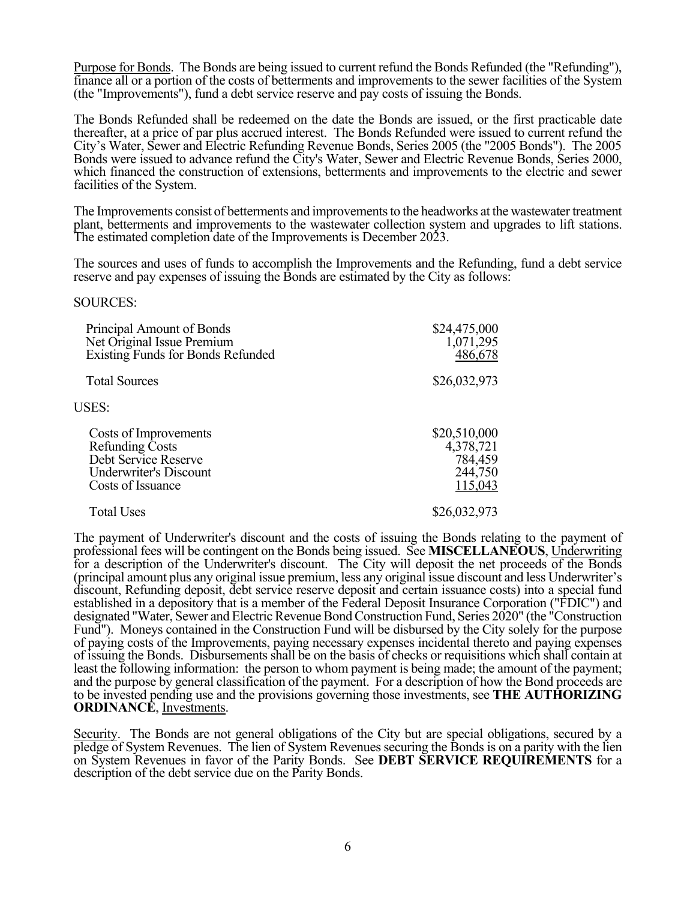Purpose for Bonds. The Bonds are being issued to current refund the Bonds Refunded (the "Refunding"), finance all or a portion of the costs of betterments and improvements to the sewer facilities of the System (the "Improvements"), fund a debt service reserve and pay costs of issuing the Bonds.

The Bonds Refunded shall be redeemed on the date the Bonds are issued, or the first practicable date thereafter, at a price of par plus accrued interest. The Bonds Refunded were issued to current refund the City's Water, Sewer and Electric Refunding Revenue Bonds, Series 2005 (the "2005 Bonds"). The 2005 Bonds were issued to advance refund the City's Water, Sewer and Electric Revenue Bonds, Series 2000, which financed the construction of extensions, betterments and improvements to the electric and sewer facilities of the System.

The Improvements consist of betterments and improvements to the headworks at the wastewater treatment plant, betterments and improvements to the wastewater collection system and upgrades to lift stations. The estimated completion date of the Improvements is December 2023.

The sources and uses of funds to accomplish the Improvements and the Refunding, fund a debt service reserve and pay expenses of issuing the Bonds are estimated by the City as follows:

SOURCES:

| | |
|---|---|
| Principal Amount of Bonds | $24,475,000 |
| Net Original Issue Premium | 1,071,295 |
| Existing Funds for Bonds Refunded | 486,678 |
| Total Sources | $26,032,973 |

USES:

| | |
|---|---|
| Costs of Improvements | $20,510,000 |
| Refunding Costs | 4,378,721 |
| Debt Service Reserve | 784,459 |
| Underwriter's Discount | 244,750 |
| Costs of Issuance | 115,043 |
| Total Uses | $26,032,973 |

The payment of Underwriter's discount and the costs of issuing the Bonds relating to the payment of professional fees will be contingent on the Bonds being issued. See **MISCELLANEOUS**, Underwriting for a description of the Underwriter's discount. The City will deposit the net proceeds of the Bonds (principal amount plus any original issue premium, less any original issue discount and less Underwriter's discount, Refunding deposit, debt service reserve deposit and certain issuance costs) into a special fund established in a depository that is a member of the Federal Deposit Insurance Corporation ("FDIC") and designated "Water, Sewer and Electric Revenue Bond Construction Fund, Series 2020" (the "Construction Fund"). Moneys contained in the Construction Fund will be disbursed by the City solely for the purpose of paying costs of the Improvements, paying necessary expenses incidental thereto and paying expenses of issuing the Bonds. Disbursements shall be on the basis of checks or requisitions which shall contain at least the following information: the person to whom payment is being made; the amount of the payment; and the purpose by general classification of the payment. For a description of how the Bond proceeds are to be invested pending use and the provisions governing those investments, see **THE AUTHORIZING ORDINANCE**, Investments.

Security. The Bonds are not general obligations of the City but are special obligations, secured by a pledge of System Revenues. The lien of System Revenues securing the Bonds is on a parity with the lien on System Revenues in favor of the Parity Bonds. See **DEBT SERVICE REQUIREMENTS** for a description of the debt service due on the Parity Bonds.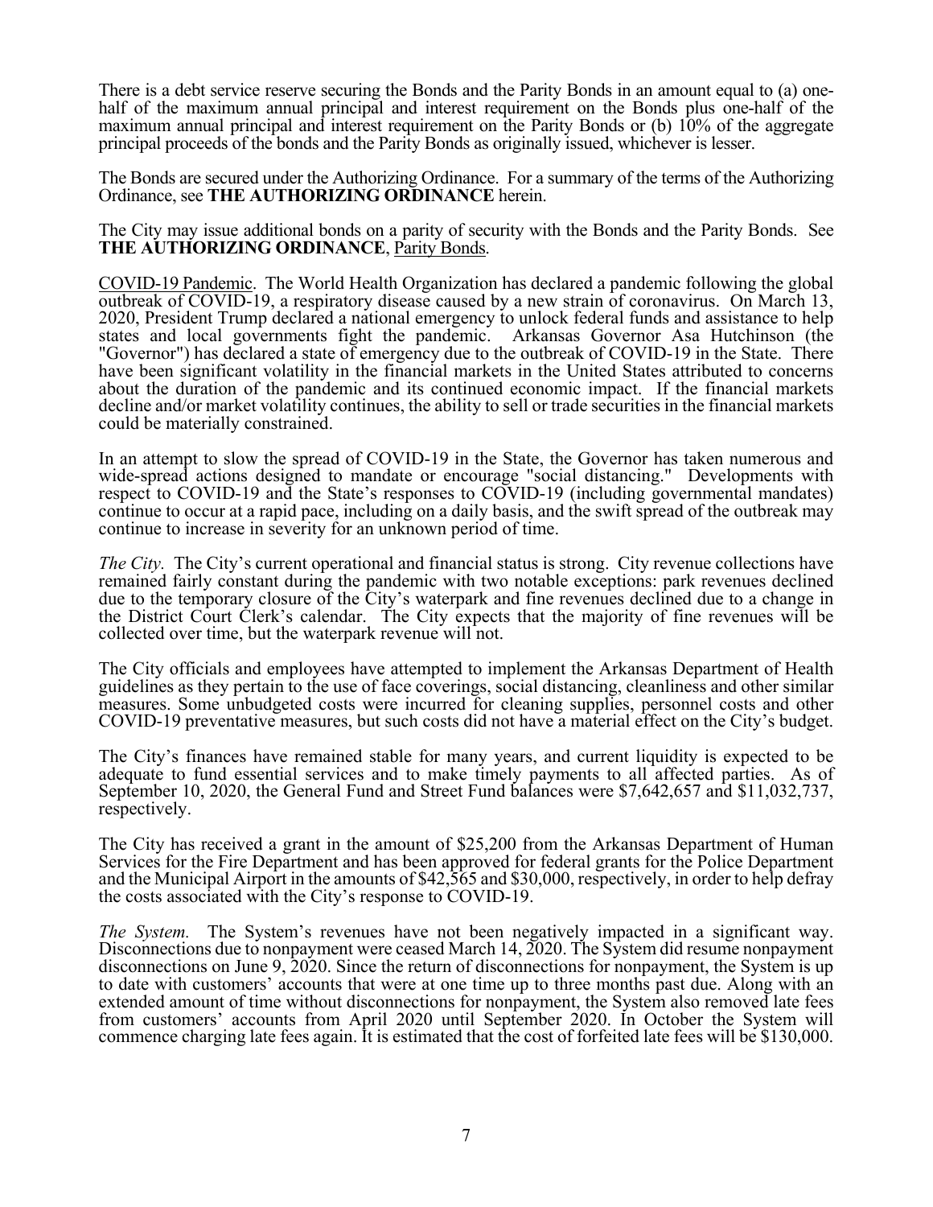There is a debt service reserve securing the Bonds and the Parity Bonds in an amount equal to (a) one-half of the maximum annual principal and interest requirement on the Bonds plus one-half of the maximum annual principal and interest requirement on the Parity Bonds or (b) 10% of the aggregate principal proceeds of the bonds and the Parity Bonds as originally issued, whichever is lesser.

The Bonds are secured under the Authorizing Ordinance. For a summary of the terms of the Authorizing Ordinance, see **THE AUTHORIZING ORDINANCE** herein.

The City may issue additional bonds on a parity of security with the Bonds and the Parity Bonds. See **THE AUTHORIZING ORDINANCE**, Parity Bonds.

COVID-19 Pandemic. The World Health Organization has declared a pandemic following the global outbreak of COVID-19, a respiratory disease caused by a new strain of coronavirus. On March 13, 2020, President Trump declared a national emergency to unlock federal funds and assistance to help states and local governments fight the pandemic. Arkansas Governor Asa Hutchinson (the "Governor") has declared a state of emergency due to the outbreak of COVID-19 in the State. There have been significant volatility in the financial markets in the United States attributed to concerns about the duration of the pandemic and its continued economic impact. If the financial markets decline and/or market volatility continues, the ability to sell or trade securities in the financial markets could be materially constrained.

In an attempt to slow the spread of COVID-19 in the State, the Governor has taken numerous and wide-spread actions designed to mandate or encourage "social distancing." Developments with respect to COVID-19 and the State's responses to COVID-19 (including governmental mandates) continue to occur at a rapid pace, including on a daily basis, and the swift spread of the outbreak may continue to increase in severity for an unknown period of time.

*The City.* The City's current operational and financial status is strong. City revenue collections have remained fairly constant during the pandemic with two notable exceptions: park revenues declined due to the temporary closure of the City's waterpark and fine revenues declined due to a change in the District Court Clerk's calendar. The City expects that the majority of fine revenues will be collected over time, but the waterpark revenue will not.

The City officials and employees have attempted to implement the Arkansas Department of Health guidelines as they pertain to the use of face coverings, social distancing, cleanliness and other similar measures. Some unbudgeted costs were incurred for cleaning supplies, personnel costs and other COVID-19 preventative measures, but such costs did not have a material effect on the City's budget.

The City's finances have remained stable for many years, and current liquidity is expected to be adequate to fund essential services and to make timely payments to all affected parties. As of September 10, 2020, the General Fund and Street Fund balances were $7,642,657 and $11,032,737, respectively.

The City has received a grant in the amount of $25,200 from the Arkansas Department of Human Services for the Fire Department and has been approved for federal grants for the Police Department and the Municipal Airport in the amounts of $42,565 and $30,000, respectively, in order to help defray the costs associated with the City's response to COVID-19.

*The System.* The System's revenues have not been negatively impacted in a significant way. Disconnections due to nonpayment were ceased March 14, 2020. The System did resume nonpayment disconnections on June 9, 2020. Since the return of disconnections for nonpayment, the System is up to date with customers' accounts that were at one time up to three months past due. Along with an extended amount of time without disconnections for nonpayment, the System also removed late fees from customers' accounts from April 2020 until September 2020. In October the System will commence charging late fees again. It is estimated that the cost of forfeited late fees will be $130,000.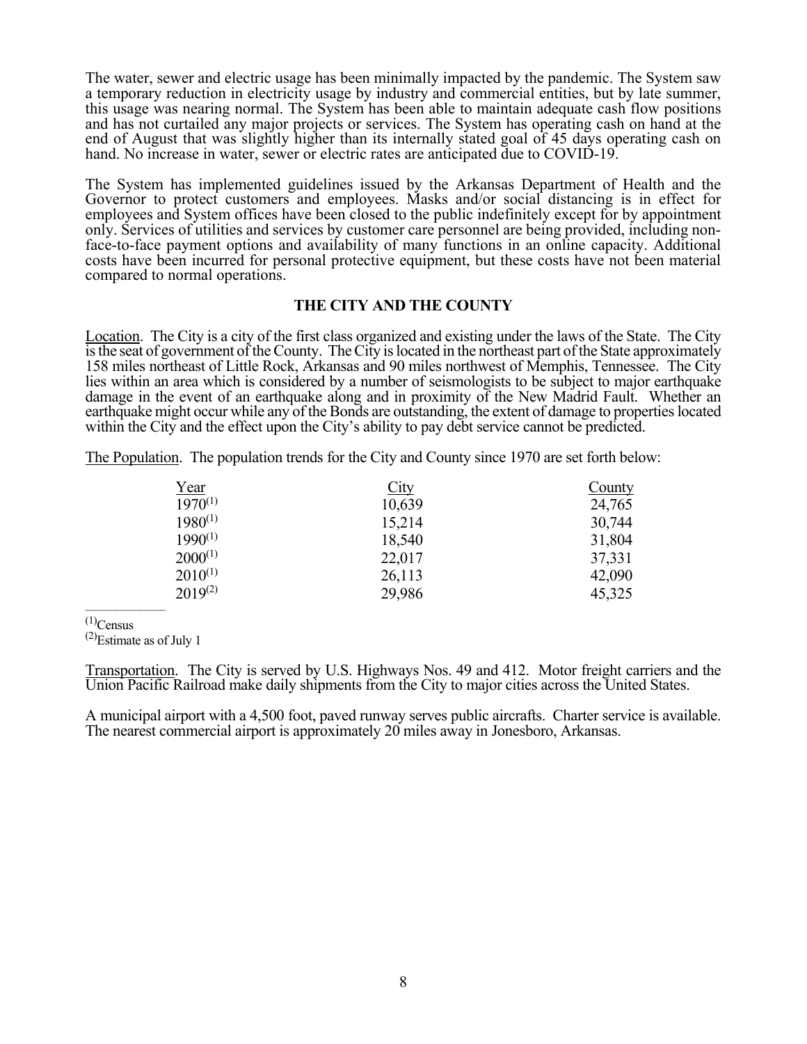The water, sewer and electric usage has been minimally impacted by the pandemic. The System saw a temporary reduction in electricity usage by industry and commercial entities, but by late summer, this usage was nearing normal. The System has been able to maintain adequate cash flow positions and has not curtailed any major projects or services. The System has operating cash on hand at the end of August that was slightly higher than its internally stated goal of 45 days operating cash on hand. No increase in water, sewer or electric rates are anticipated due to COVID-19.

The System has implemented guidelines issued by the Arkansas Department of Health and the Governor to protect customers and employees. Masks and/or social distancing is in effect for employees and System offices have been closed to the public indefinitely except for by appointment only. Services of utilities and services by customer care personnel are being provided, including non-face-to-face payment options and availability of many functions in an online capacity. Additional costs have been incurred for personal protective equipment, but these costs have not been material compared to normal operations.

## THE CITY AND THE COUNTY

Location. The City is a city of the first class organized and existing under the laws of the State. The City is the seat of government of the County. The City is located in the northeast part of the State approximately 158 miles northeast of Little Rock, Arkansas and 90 miles northwest of Memphis, Tennessee. The City lies within an area which is considered by a number of seismologists to be subject to major earthquake damage in the event of an earthquake along and in proximity of the New Madrid Fault. Whether an earthquake might occur while any of the Bonds are outstanding, the extent of damage to properties located within the City and the effect upon the City's ability to pay debt service cannot be predicted.

The Population. The population trends for the City and County since 1970 are set forth below:

| Year | City | County |
|---|---|---|
| 1970[(1)] | 10,639 | 24,765 |
| 1980[(1)] | 15,214 | 30,744 |
| 1990[(1)] | 18,540 | 31,804 |
| 2000[(1)] | 22,017 | 37,331 |
| 2010[(1)] | 26,113 | 42,090 |
| 2019[(2)] | 29,986 | 45,325 |

[(1)] Census
[(2)] Estimate as of July 1

Transportation. The City is served by U.S. Highways Nos. 49 and 412. Motor freight carriers and the Union Pacific Railroad make daily shipments from the City to major cities across the United States.

A municipal airport with a 4,500 foot, paved runway serves public aircrafts. Charter service is available. The nearest commercial airport is approximately 20 miles away in Jonesboro, Arkansas.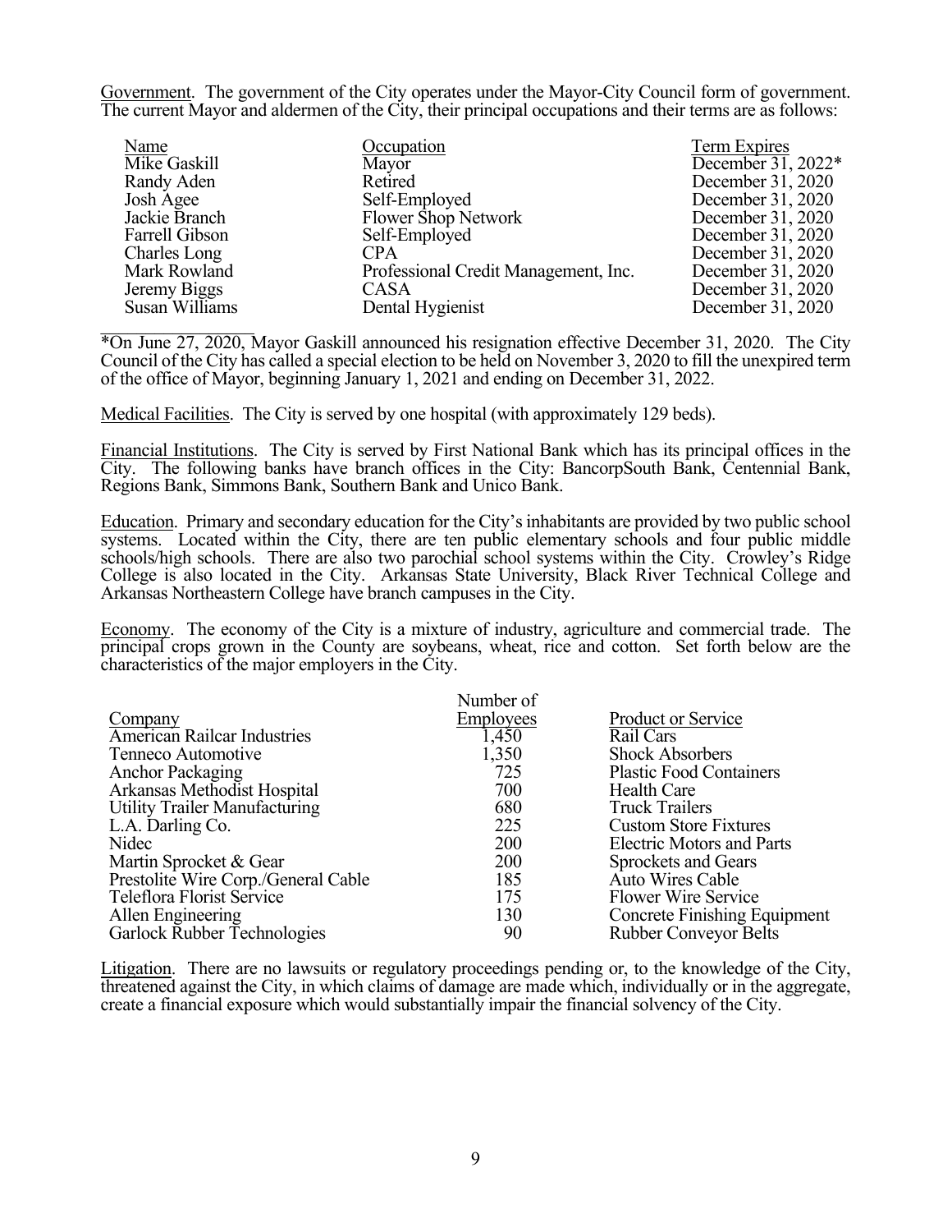Government. The government of the City operates under the Mayor-City Council form of government. The current Mayor and aldermen of the City, their principal occupations and their terms are as follows:

| Name | Occupation | Term Expires |
|---|---|---|
| Mike Gaskill | Mayor | December 31, 2022* |
| Randy Aden | Retired | December 31, 2020 |
| Josh Agee | Self-Employed | December 31, 2020 |
| Jackie Branch | Flower Shop Network | December 31, 2020 |
| Farrell Gibson | Self-Employed | December 31, 2020 |
| Charles Long | CPA | December 31, 2020 |
| Mark Rowland | Professional Credit Management, Inc. | December 31, 2020 |
| Jeremy Biggs | CASA | December 31, 2020 |
| Susan Williams | Dental Hygienist | December 31, 2020 |

*On June 27, 2020, Mayor Gaskill announced his resignation effective December 31, 2020. The City Council of the City has called a special election to be held on November 3, 2020 to fill the unexpired term of the office of Mayor, beginning January 1, 2021 and ending on December 31, 2022.

Medical Facilities. The City is served by one hospital (with approximately 129 beds).

Financial Institutions. The City is served by First National Bank which has its principal offices in the City. The following banks have branch offices in the City: BancorpSouth Bank, Centennial Bank, Regions Bank, Simmons Bank, Southern Bank and Unico Bank.

Education. Primary and secondary education for the City's inhabitants are provided by two public school systems. Located within the City, there are ten public elementary schools and four public middle schools/high schools. There are also two parochial school systems within the City. Crowley's Ridge College is also located in the City. Arkansas State University, Black River Technical College and Arkansas Northeastern College have branch campuses in the City.

Economy. The economy of the City is a mixture of industry, agriculture and commercial trade. The principal crops grown in the County are soybeans, wheat, rice and cotton. Set forth below are the characteristics of the major employers in the City.

| Company | Number of Employees | Product or Service |
|---|---|---|
| American Railcar Industries | 1,450 | Rail Cars |
| Tenneco Automotive | 1,350 | Shock Absorbers |
| Anchor Packaging | 725 | Plastic Food Containers |
| Arkansas Methodist Hospital | 700 | Health Care |
| Utility Trailer Manufacturing | 680 | Truck Trailers |
| L.A. Darling Co. | 225 | Custom Store Fixtures |
| Nidec | 200 | Electric Motors and Parts |
| Martin Sprocket & Gear | 200 | Sprockets and Gears |
| Prestolite Wire Corp./General Cable | 185 | Auto Wires Cable |
| Teleflora Florist Service | 175 | Flower Wire Service |
| Allen Engineering | 130 | Concrete Finishing Equipment |
| Garlock Rubber Technologies | 90 | Rubber Conveyor Belts |

Litigation. There are no lawsuits or regulatory proceedings pending or, to the knowledge of the City, threatened against the City, in which claims of damage are made which, individually or in the aggregate, create a financial exposure which would substantially impair the financial solvency of the City.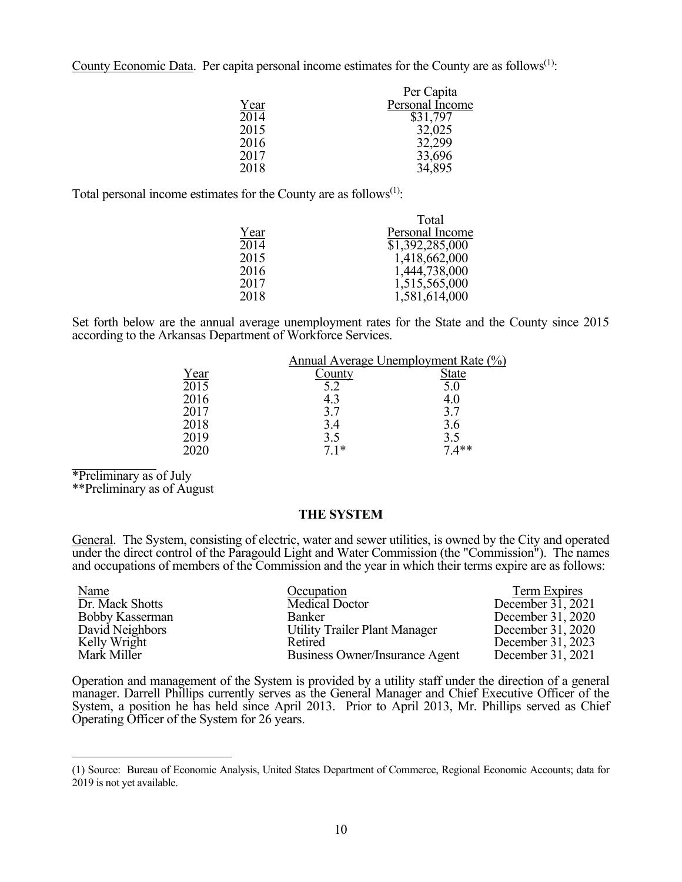County Economic Data. Per capita personal income estimates for the County are as follows[(1)]:

| Year | Per Capita Personal Income |
|---|---|
| 2014 | $31,797 |
| 2015 | 32,025 |
| 2016 | 32,299 |
| 2017 | 33,696 |
| 2018 | 34,895 |

Total personal income estimates for the County are as follows[(1)]:

| Year | Total Personal Income |
|---|---|
| 2014 | $1,392,285,000 |
| 2015 | 1,418,662,000 |
| 2016 | 1,444,738,000 |
| 2017 | 1,515,565,000 |
| 2018 | 1,581,614,000 |

Set forth below are the annual average unemployment rates for the State and the County since 2015 according to the Arkansas Department of Workforce Services.

| | Annual Average Unemployment Rate (%) | |
|---|---|---|
| Year | County | State |
| 2015 | 5.2 | 5.0 |
| 2016 | 4.3 | 4.0 |
| 2017 | 3.7 | 3.7 |
| 2018 | 3.4 | 3.6 |
| 2019 | 3.5 | 3.5 |
| 2020 | 7.1* | 7.4** |

*Preliminary as of July
**Preliminary as of August

## THE SYSTEM

General. The System, consisting of electric, water and sewer utilities, is owned by the City and operated under the direct control of the Paragould Light and Water Commission (the "Commission"). The names and occupations of members of the Commission and the year in which their terms expire are as follows:

| Name | Occupation | Term Expires |
|---|---|---|
| Dr. Mack Shotts | Medical Doctor | December 31, 2021 |
| Bobby Kasserman | Banker | December 31, 2020 |
| David Neighbors | Utility Trailer Plant Manager | December 31, 2020 |
| Kelly Wright | Retired | December 31, 2023 |
| Mark Miller | Business Owner/Insurance Agent | December 31, 2021 |

Operation and management of the System is provided by a utility staff under the direction of a general manager. Darrell Phillips currently serves as the General Manager and Chief Executive Officer of the System, a position he has held since April 2013. Prior to April 2013, Mr. Phillips served as Chief Operating Officer of the System for 26 years.

(1) Source: Bureau of Economic Analysis, United States Department of Commerce, Regional Economic Accounts; data for 2019 is not yet available.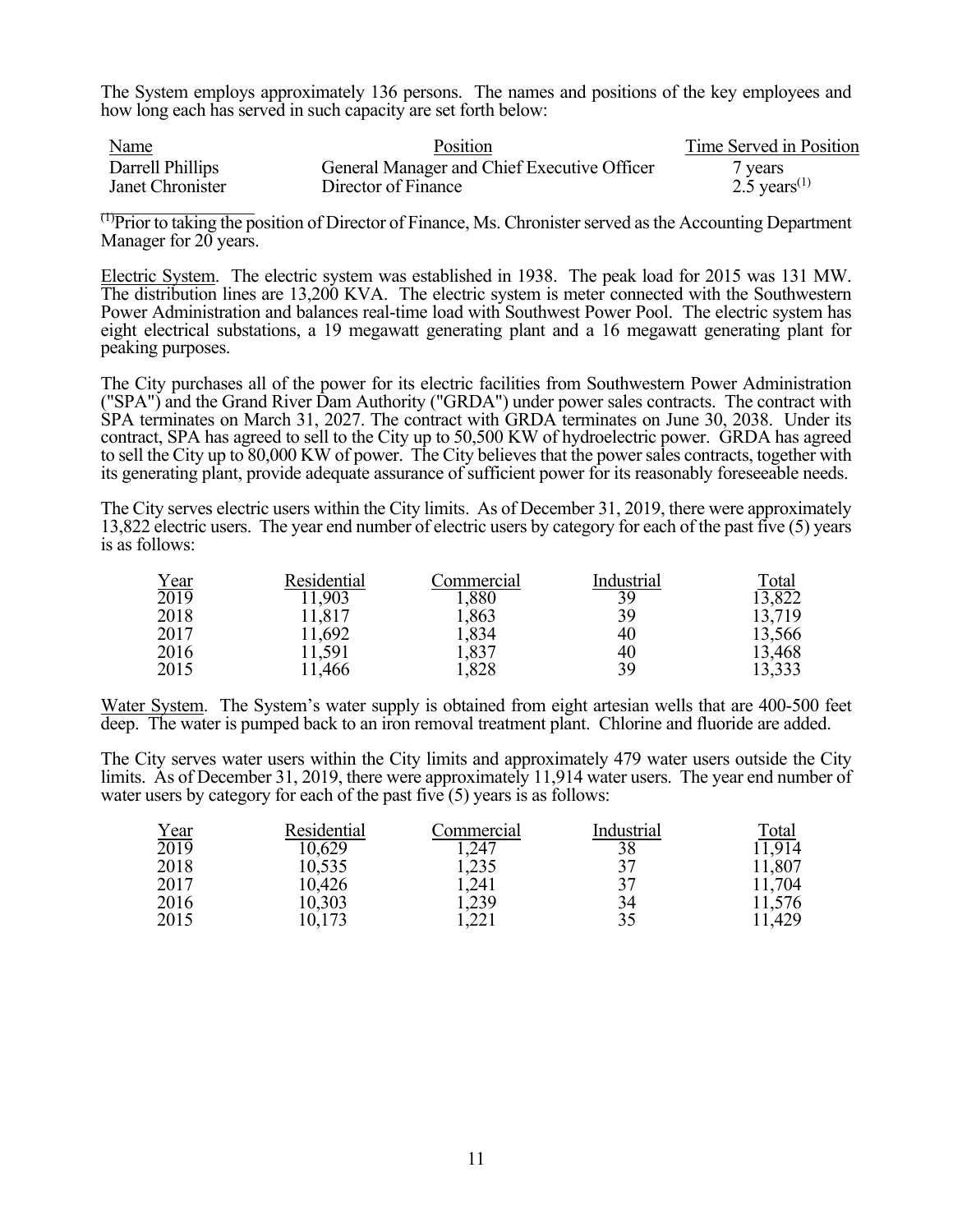The System employs approximately 136 persons. The names and positions of the key employees and how long each has served in such capacity are set forth below:

| Name | Position | Time Served in Position |
|---|---|---|
| Darrell Phillips | General Manager and Chief Executive Officer | 7 years |
| Janet Chronister | Director of Finance | 2.5 years[1] |

[1] Prior to taking the position of Director of Finance, Ms. Chronister served as the Accounting Department Manager for 20 years.

Electric System. The electric system was established in 1938. The peak load for 2015 was 131 MW. The distribution lines are 13,200 KVA. The electric system is meter connected with the Southwestern Power Administration and balances real-time load with Southwest Power Pool. The electric system has eight electrical substations, a 19 megawatt generating plant and a 16 megawatt generating plant for peaking purposes.

The City purchases all of the power for its electric facilities from Southwestern Power Administration ("SPA") and the Grand River Dam Authority ("GRDA") under power sales contracts. The contract with SPA terminates on March 31, 2027. The contract with GRDA terminates on June 30, 2038. Under its contract, SPA has agreed to sell to the City up to 50,500 KW of hydroelectric power. GRDA has agreed to sell the City up to 80,000 KW of power. The City believes that the power sales contracts, together with its generating plant, provide adequate assurance of sufficient power for its reasonably foreseeable needs.

The City serves electric users within the City limits. As of December 31, 2019, there were approximately 13,822 electric users. The year end number of electric users by category for each of the past five (5) years is as follows:

| Year | Residential | Commercial | Industrial | Total |
|---|---|---|---|---|
| 2019 | 11,903 | 1,880 | 39 | 13,822 |
| 2018 | 11,817 | 1,863 | 39 | 13,719 |
| 2017 | 11,692 | 1,834 | 40 | 13,566 |
| 2016 | 11,591 | 1,837 | 40 | 13,468 |
| 2015 | 11,466 | 1,828 | 39 | 13,333 |

Water System. The System's water supply is obtained from eight artesian wells that are 400-500 feet deep. The water is pumped back to an iron removal treatment plant. Chlorine and fluoride are added.

The City serves water users within the City limits and approximately 479 water users outside the City limits. As of December 31, 2019, there were approximately 11,914 water users. The year end number of water users by category for each of the past five (5) years is as follows:

| Year | Residential | Commercial | Industrial | Total |
|---|---|---|---|---|
| 2019 | 10,629 | 1,247 | 38 | 11,914 |
| 2018 | 10,535 | 1,235 | 37 | 11,807 |
| 2017 | 10,426 | 1,241 | 37 | 11,704 |
| 2016 | 10,303 | 1,239 | 34 | 11,576 |
| 2015 | 10,173 | 1,221 | 35 | 11,429 |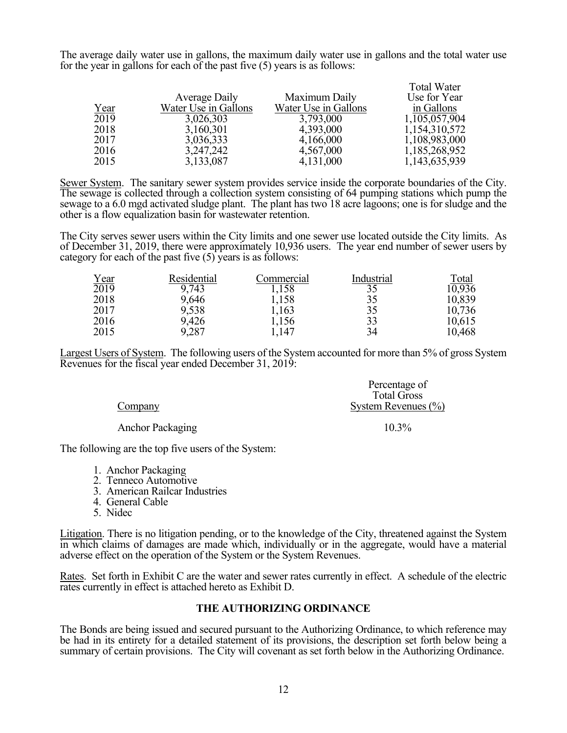The average daily water use in gallons, the maximum daily water use in gallons and the total water use for the year in gallons for each of the past five (5) years is as follows:

| Year | Average Daily Water Use in Gallons | Maximum Daily Water Use in Gallons | Total Water Use for Year in Gallons |
|---|---|---|---|
| 2019 | 3,026,303 | 3,793,000 | 1,105,057,904 |
| 2018 | 3,160,301 | 4,393,000 | 1,154,310,572 |
| 2017 | 3,036,333 | 4,166,000 | 1,108,983,000 |
| 2016 | 3,247,242 | 4,567,000 | 1,185,268,952 |
| 2015 | 3,133,087 | 4,131,000 | 1,143,635,939 |

Sewer System. The sanitary sewer system provides service inside the corporate boundaries of the City. The sewage is collected through a collection system consisting of 64 pumping stations which pump the sewage to a 6.0 mgd activated sludge plant. The plant has two 18 acre lagoons; one is for sludge and the other is a flow equalization basin for wastewater retention.

The City serves sewer users within the City limits and one sewer use located outside the City limits. As of December 31, 2019, there were approximately 10,936 users. The year end number of sewer users by category for each of the past five (5) years is as follows:

| Year | Residential | Commercial | Industrial | Total |
|---|---|---|---|---|
| 2019 | 9,743 | 1,158 | 35 | 10,936 |
| 2018 | 9,646 | 1,158 | 35 | 10,839 |
| 2017 | 9,538 | 1,163 | 35 | 10,736 |
| 2016 | 9,426 | 1,156 | 33 | 10,615 |
| 2015 | 9,287 | 1,147 | 34 | 10,468 |

Largest Users of System. The following users of the System accounted for more than 5% of gross System Revenues for the fiscal year ended December 31, 2019:

| Company | Percentage of Total Gross System Revenues (%) |
|---|---|
| Anchor Packaging | 10.3% |

The following are the top five users of the System:

1. Anchor Packaging
2. Tenneco Automotive
3. American Railcar Industries
4. General Cable
5. Nidec

Litigation. There is no litigation pending, or to the knowledge of the City, threatened against the System in which claims of damages are made which, individually or in the aggregate, would have a material adverse effect on the operation of the System or the System Revenues.

Rates. Set forth in Exhibit C are the water and sewer rates currently in effect. A schedule of the electric rates currently in effect is attached hereto as Exhibit D.

## THE AUTHORIZING ORDINANCE

The Bonds are being issued and secured pursuant to the Authorizing Ordinance, to which reference may be had in its entirety for a detailed statement of its provisions, the description set forth below being a summary of certain provisions. The City will covenant as set forth below in the Authorizing Ordinance.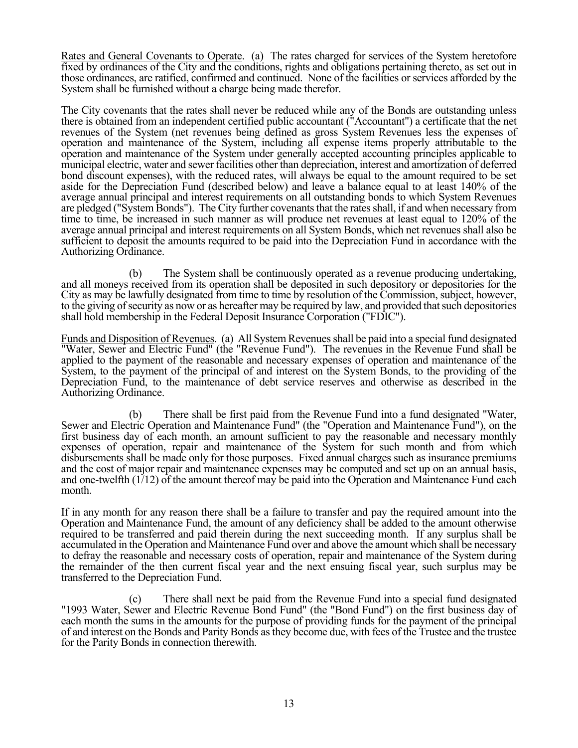Rates and General Covenants to Operate. (a) The rates charged for services of the System heretofore fixed by ordinances of the City and the conditions, rights and obligations pertaining thereto, as set out in those ordinances, are ratified, confirmed and continued. None of the facilities or services afforded by the System shall be furnished without a charge being made therefor.

The City covenants that the rates shall never be reduced while any of the Bonds are outstanding unless there is obtained from an independent certified public accountant ("Accountant") a certificate that the net revenues of the System (net revenues being defined as gross System Revenues less the expenses of operation and maintenance of the System, including all expense items properly attributable to the operation and maintenance of the System under generally accepted accounting principles applicable to municipal electric, water and sewer facilities other than depreciation, interest and amortization of deferred bond discount expenses), with the reduced rates, will always be equal to the amount required to be set aside for the Depreciation Fund (described below) and leave a balance equal to at least 140% of the average annual principal and interest requirements on all outstanding bonds to which System Revenues are pledged ("System Bonds"). The City further covenants that the rates shall, if and when necessary from time to time, be increased in such manner as will produce net revenues at least equal to 120% of the average annual principal and interest requirements on all System Bonds, which net revenues shall also be sufficient to deposit the amounts required to be paid into the Depreciation Fund in accordance with the Authorizing Ordinance.

(b) The System shall be continuously operated as a revenue producing undertaking, and all moneys received from its operation shall be deposited in such depository or depositories for the City as may be lawfully designated from time to time by resolution of the Commission, subject, however, to the giving of security as now or as hereafter may be required by law, and provided that such depositories shall hold membership in the Federal Deposit Insurance Corporation ("FDIC").

Funds and Disposition of Revenues. (a) All System Revenues shall be paid into a special fund designated "Water, Sewer and Electric Fund" (the "Revenue Fund"). The revenues in the Revenue Fund shall be applied to the payment of the reasonable and necessary expenses of operation and maintenance of the System, to the payment of the principal of and interest on the System Bonds, to the providing of the Depreciation Fund, to the maintenance of debt service reserves and otherwise as described in the Authorizing Ordinance.

(b) There shall be first paid from the Revenue Fund into a fund designated "Water, Sewer and Electric Operation and Maintenance Fund" (the "Operation and Maintenance Fund"), on the first business day of each month, an amount sufficient to pay the reasonable and necessary monthly expenses of operation, repair and maintenance of the System for such month and from which disbursements shall be made only for those purposes. Fixed annual charges such as insurance premiums and the cost of major repair and maintenance expenses may be computed and set up on an annual basis, and one-twelfth (1/12) of the amount thereof may be paid into the Operation and Maintenance Fund each month.

If in any month for any reason there shall be a failure to transfer and pay the required amount into the Operation and Maintenance Fund, the amount of any deficiency shall be added to the amount otherwise required to be transferred and paid therein during the next succeeding month. If any surplus shall be accumulated in the Operation and Maintenance Fund over and above the amount which shall be necessary to defray the reasonable and necessary costs of operation, repair and maintenance of the System during the remainder of the then current fiscal year and the next ensuing fiscal year, such surplus may be transferred to the Depreciation Fund.

(c) There shall next be paid from the Revenue Fund into a special fund designated "1993 Water, Sewer and Electric Revenue Bond Fund" (the "Bond Fund") on the first business day of each month the sums in the amounts for the purpose of providing funds for the payment of the principal of and interest on the Bonds and Parity Bonds as they become due, with fees of the Trustee and the trustee for the Parity Bonds in connection therewith.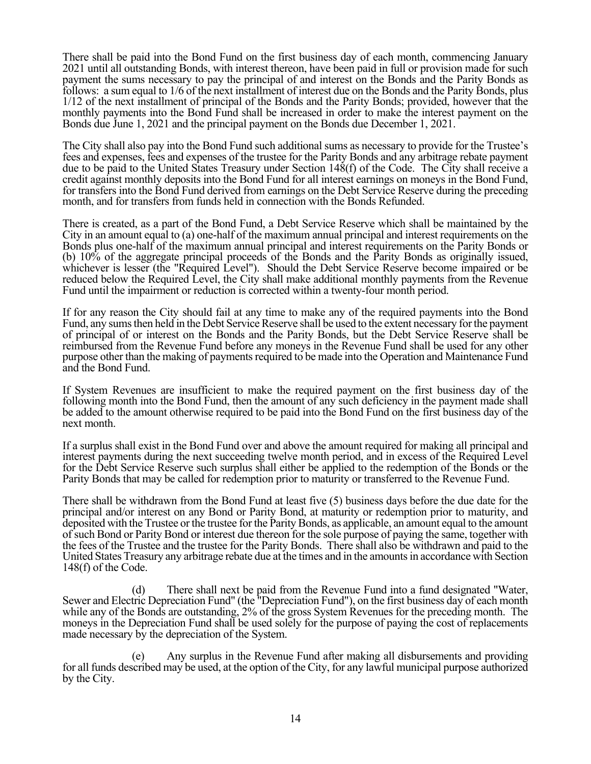There shall be paid into the Bond Fund on the first business day of each month, commencing January 2021 until all outstanding Bonds, with interest thereon, have been paid in full or provision made for such payment the sums necessary to pay the principal of and interest on the Bonds and the Parity Bonds as follows: a sum equal to 1/6 of the next installment of interest due on the Bonds and the Parity Bonds, plus 1/12 of the next installment of principal of the Bonds and the Parity Bonds; provided, however that the monthly payments into the Bond Fund shall be increased in order to make the interest payment on the Bonds due June 1, 2021 and the principal payment on the Bonds due December 1, 2021.

The City shall also pay into the Bond Fund such additional sums as necessary to provide for the Trustee's fees and expenses, fees and expenses of the trustee for the Parity Bonds and any arbitrage rebate payment due to be paid to the United States Treasury under Section 148(f) of the Code. The City shall receive a credit against monthly deposits into the Bond Fund for all interest earnings on moneys in the Bond Fund, for transfers into the Bond Fund derived from earnings on the Debt Service Reserve during the preceding month, and for transfers from funds held in connection with the Bonds Refunded.

There is created, as a part of the Bond Fund, a Debt Service Reserve which shall be maintained by the City in an amount equal to (a) one-half of the maximum annual principal and interest requirements on the Bonds plus one-half of the maximum annual principal and interest requirements on the Parity Bonds or (b) 10% of the aggregate principal proceeds of the Bonds and the Parity Bonds as originally issued, whichever is lesser (the "Required Level"). Should the Debt Service Reserve become impaired or be reduced below the Required Level, the City shall make additional monthly payments from the Revenue Fund until the impairment or reduction is corrected within a twenty-four month period.

If for any reason the City should fail at any time to make any of the required payments into the Bond Fund, any sums then held in the Debt Service Reserve shall be used to the extent necessary for the payment of principal of or interest on the Bonds and the Parity Bonds, but the Debt Service Reserve shall be reimbursed from the Revenue Fund before any moneys in the Revenue Fund shall be used for any other purpose other than the making of payments required to be made into the Operation and Maintenance Fund and the Bond Fund.

If System Revenues are insufficient to make the required payment on the first business day of the following month into the Bond Fund, then the amount of any such deficiency in the payment made shall be added to the amount otherwise required to be paid into the Bond Fund on the first business day of the next month.

If a surplus shall exist in the Bond Fund over and above the amount required for making all principal and interest payments during the next succeeding twelve month period, and in excess of the Required Level for the Debt Service Reserve such surplus shall either be applied to the redemption of the Bonds or the Parity Bonds that may be called for redemption prior to maturity or transferred to the Revenue Fund.

There shall be withdrawn from the Bond Fund at least five (5) business days before the due date for the principal and/or interest on any Bond or Parity Bond, at maturity or redemption prior to maturity, and deposited with the Trustee or the trustee for the Parity Bonds, as applicable, an amount equal to the amount of such Bond or Parity Bond or interest due thereon for the sole purpose of paying the same, together with the fees of the Trustee and the trustee for the Parity Bonds. There shall also be withdrawn and paid to the United States Treasury any arbitrage rebate due at the times and in the amounts in accordance with Section 148(f) of the Code.

(d) There shall next be paid from the Revenue Fund into a fund designated "Water, Sewer and Electric Depreciation Fund" (the "Depreciation Fund"), on the first business day of each month while any of the Bonds are outstanding, 2% of the gross System Revenues for the preceding month. The moneys in the Depreciation Fund shall be used solely for the purpose of paying the cost of replacements made necessary by the depreciation of the System.

(e) Any surplus in the Revenue Fund after making all disbursements and providing for all funds described may be used, at the option of the City, for any lawful municipal purpose authorized by the City.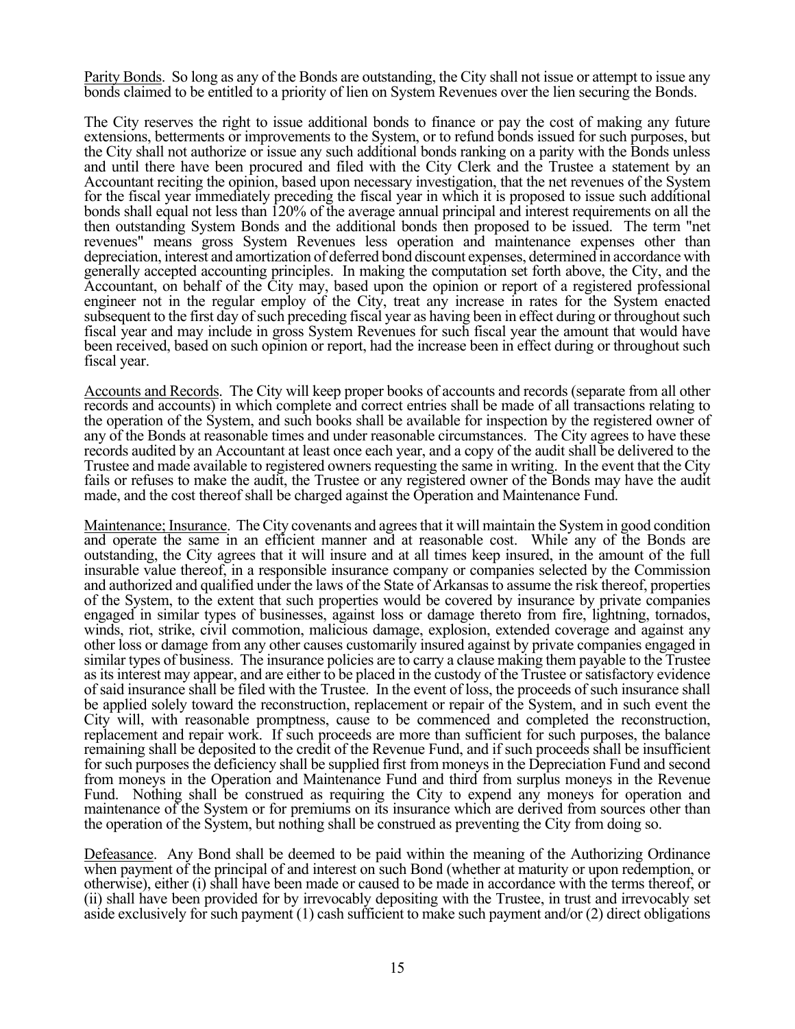Parity Bonds. So long as any of the Bonds are outstanding, the City shall not issue or attempt to issue any bonds claimed to be entitled to a priority of lien on System Revenues over the lien securing the Bonds.

The City reserves the right to issue additional bonds to finance or pay the cost of making any future extensions, betterments or improvements to the System, or to refund bonds issued for such purposes, but the City shall not authorize or issue any such additional bonds ranking on a parity with the Bonds unless and until there have been procured and filed with the City Clerk and the Trustee a statement by an Accountant reciting the opinion, based upon necessary investigation, that the net revenues of the System for the fiscal year immediately preceding the fiscal year in which it is proposed to issue such additional bonds shall equal not less than 120% of the average annual principal and interest requirements on all the then outstanding System Bonds and the additional bonds then proposed to be issued. The term "net revenues" means gross System Revenues less operation and maintenance expenses other than depreciation, interest and amortization of deferred bond discount expenses, determined in accordance with generally accepted accounting principles. In making the computation set forth above, the City, and the Accountant, on behalf of the City may, based upon the opinion or report of a registered professional engineer not in the regular employ of the City, treat any increase in rates for the System enacted subsequent to the first day of such preceding fiscal year as having been in effect during or throughout such fiscal year and may include in gross System Revenues for such fiscal year the amount that would have been received, based on such opinion or report, had the increase been in effect during or throughout such fiscal year.

Accounts and Records. The City will keep proper books of accounts and records (separate from all other records and accounts) in which complete and correct entries shall be made of all transactions relating to the operation of the System, and such books shall be available for inspection by the registered owner of any of the Bonds at reasonable times and under reasonable circumstances. The City agrees to have these records audited by an Accountant at least once each year, and a copy of the audit shall be delivered to the Trustee and made available to registered owners requesting the same in writing. In the event that the City fails or refuses to make the audit, the Trustee or any registered owner of the Bonds may have the audit made, and the cost thereof shall be charged against the Operation and Maintenance Fund.

Maintenance; Insurance. The City covenants and agrees that it will maintain the System in good condition and operate the same in an efficient manner and at reasonable cost. While any of the Bonds are outstanding, the City agrees that it will insure and at all times keep insured, in the amount of the full insurable value thereof, in a responsible insurance company or companies selected by the Commission and authorized and qualified under the laws of the State of Arkansas to assume the risk thereof, properties of the System, to the extent that such properties would be covered by insurance by private companies engaged in similar types of businesses, against loss or damage thereto from fire, lightning, tornados, winds, riot, strike, civil commotion, malicious damage, explosion, extended coverage and against any other loss or damage from any other causes customarily insured against by private companies engaged in similar types of business. The insurance policies are to carry a clause making them payable to the Trustee as its interest may appear, and are either to be placed in the custody of the Trustee or satisfactory evidence of said insurance shall be filed with the Trustee. In the event of loss, the proceeds of such insurance shall be applied solely toward the reconstruction, replacement or repair of the System, and in such event the City will, with reasonable promptness, cause to be commenced and completed the reconstruction, replacement and repair work. If such proceeds are more than sufficient for such purposes, the balance remaining shall be deposited to the credit of the Revenue Fund, and if such proceeds shall be insufficient for such purposes the deficiency shall be supplied first from moneys in the Depreciation Fund and second from moneys in the Operation and Maintenance Fund and third from surplus moneys in the Revenue Fund. Nothing shall be construed as requiring the City to expend any moneys for operation and maintenance of the System or for premiums on its insurance which are derived from sources other than the operation of the System, but nothing shall be construed as preventing the City from doing so.

Defeasance. Any Bond shall be deemed to be paid within the meaning of the Authorizing Ordinance when payment of the principal of and interest on such Bond (whether at maturity or upon redemption, or otherwise), either (i) shall have been made or caused to be made in accordance with the terms thereof, or (ii) shall have been provided for by irrevocably depositing with the Trustee, in trust and irrevocably set aside exclusively for such payment (1) cash sufficient to make such payment and/or (2) direct obligations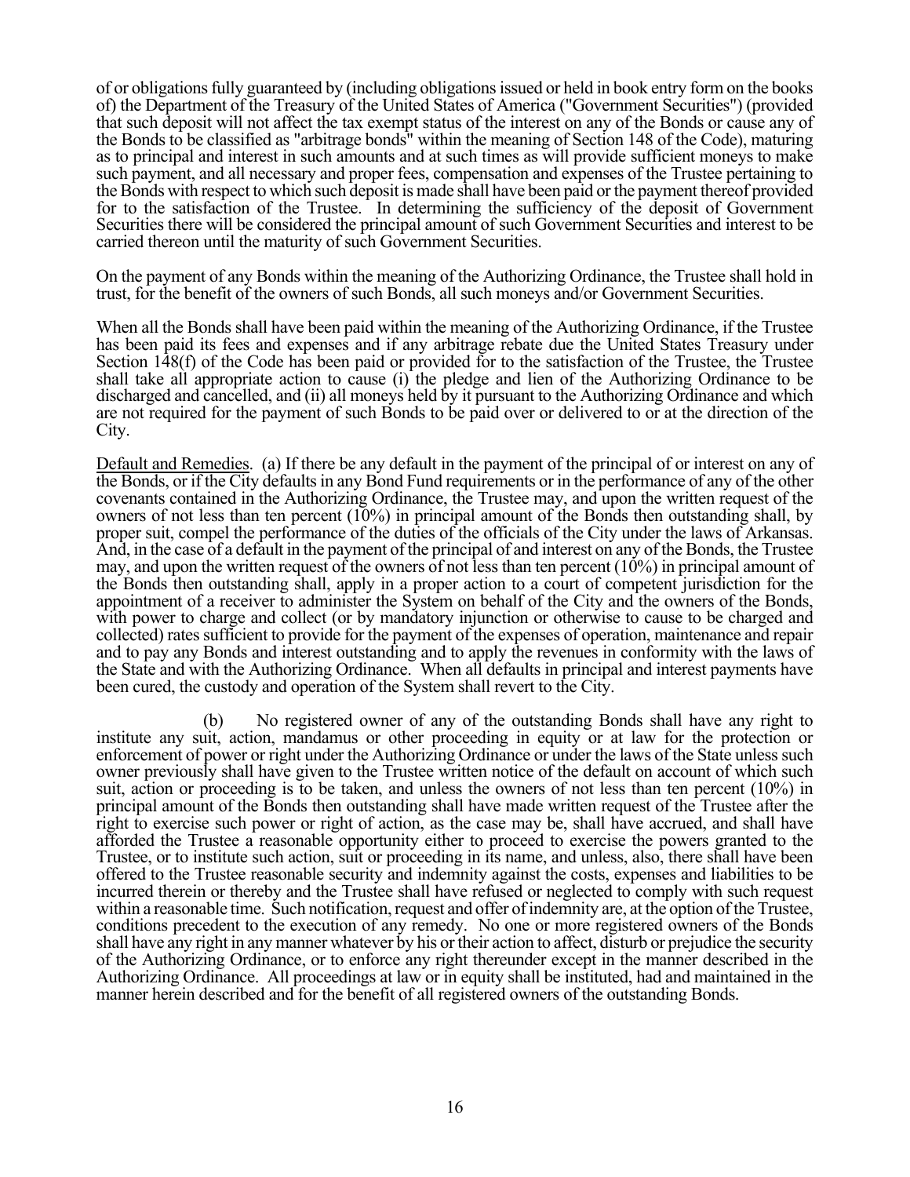of or obligations fully guaranteed by (including obligations issued or held in book entry form on the books of) the Department of the Treasury of the United States of America ("Government Securities") (provided that such deposit will not affect the tax exempt status of the interest on any of the Bonds or cause any of the Bonds to be classified as "arbitrage bonds" within the meaning of Section 148 of the Code), maturing as to principal and interest in such amounts and at such times as will provide sufficient moneys to make such payment, and all necessary and proper fees, compensation and expenses of the Trustee pertaining to the Bonds with respect to which such deposit is made shall have been paid or the payment thereof provided for to the satisfaction of the Trustee. In determining the sufficiency of the deposit of Government Securities there will be considered the principal amount of such Government Securities and interest to be carried thereon until the maturity of such Government Securities.

On the payment of any Bonds within the meaning of the Authorizing Ordinance, the Trustee shall hold in trust, for the benefit of the owners of such Bonds, all such moneys and/or Government Securities.

When all the Bonds shall have been paid within the meaning of the Authorizing Ordinance, if the Trustee has been paid its fees and expenses and if any arbitrage rebate due the United States Treasury under Section 148(f) of the Code has been paid or provided for to the satisfaction of the Trustee, the Trustee shall take all appropriate action to cause (i) the pledge and lien of the Authorizing Ordinance to be discharged and cancelled, and (ii) all moneys held by it pursuant to the Authorizing Ordinance and which are not required for the payment of such Bonds to be paid over or delivered to or at the direction of the City.

Default and Remedies. (a) If there be any default in the payment of the principal of or interest on any of the Bonds, or if the City defaults in any Bond Fund requirements or in the performance of any of the other covenants contained in the Authorizing Ordinance, the Trustee may, and upon the written request of the owners of not less than ten percent (10%) in principal amount of the Bonds then outstanding shall, by proper suit, compel the performance of the duties of the officials of the City under the laws of Arkansas. And, in the case of a default in the payment of the principal of and interest on any of the Bonds, the Trustee may, and upon the written request of the owners of not less than ten percent (10%) in principal amount of the Bonds then outstanding shall, apply in a proper action to a court of competent jurisdiction for the appointment of a receiver to administer the System on behalf of the City and the owners of the Bonds, with power to charge and collect (or by mandatory injunction or otherwise to cause to be charged and collected) rates sufficient to provide for the payment of the expenses of operation, maintenance and repair and to pay any Bonds and interest outstanding and to apply the revenues in conformity with the laws of the State and with the Authorizing Ordinance. When all defaults in principal and interest payments have been cured, the custody and operation of the System shall revert to the City.

(b) No registered owner of any of the outstanding Bonds shall have any right to institute any suit, action, mandamus or other proceeding in equity or at law for the protection or enforcement of power or right under the Authorizing Ordinance or under the laws of the State unless such owner previously shall have given to the Trustee written notice of the default on account of which such suit, action or proceeding is to be taken, and unless the owners of not less than ten percent (10%) in principal amount of the Bonds then outstanding shall have made written request of the Trustee after the right to exercise such power or right of action, as the case may be, shall have accrued, and shall have afforded the Trustee a reasonable opportunity either to proceed to exercise the powers granted to the Trustee, or to institute such action, suit or proceeding in its name, and unless, also, there shall have been offered to the Trustee reasonable security and indemnity against the costs, expenses and liabilities to be incurred therein or thereby and the Trustee shall have refused or neglected to comply with such request within a reasonable time. Such notification, request and offer of indemnity are, at the option of the Trustee, conditions precedent to the execution of any remedy. No one or more registered owners of the Bonds shall have any right in any manner whatever by his or their action to affect, disturb or prejudice the security of the Authorizing Ordinance, or to enforce any right thereunder except in the manner described in the Authorizing Ordinance. All proceedings at law or in equity shall be instituted, had and maintained in the manner herein described and for the benefit of all registered owners of the outstanding Bonds.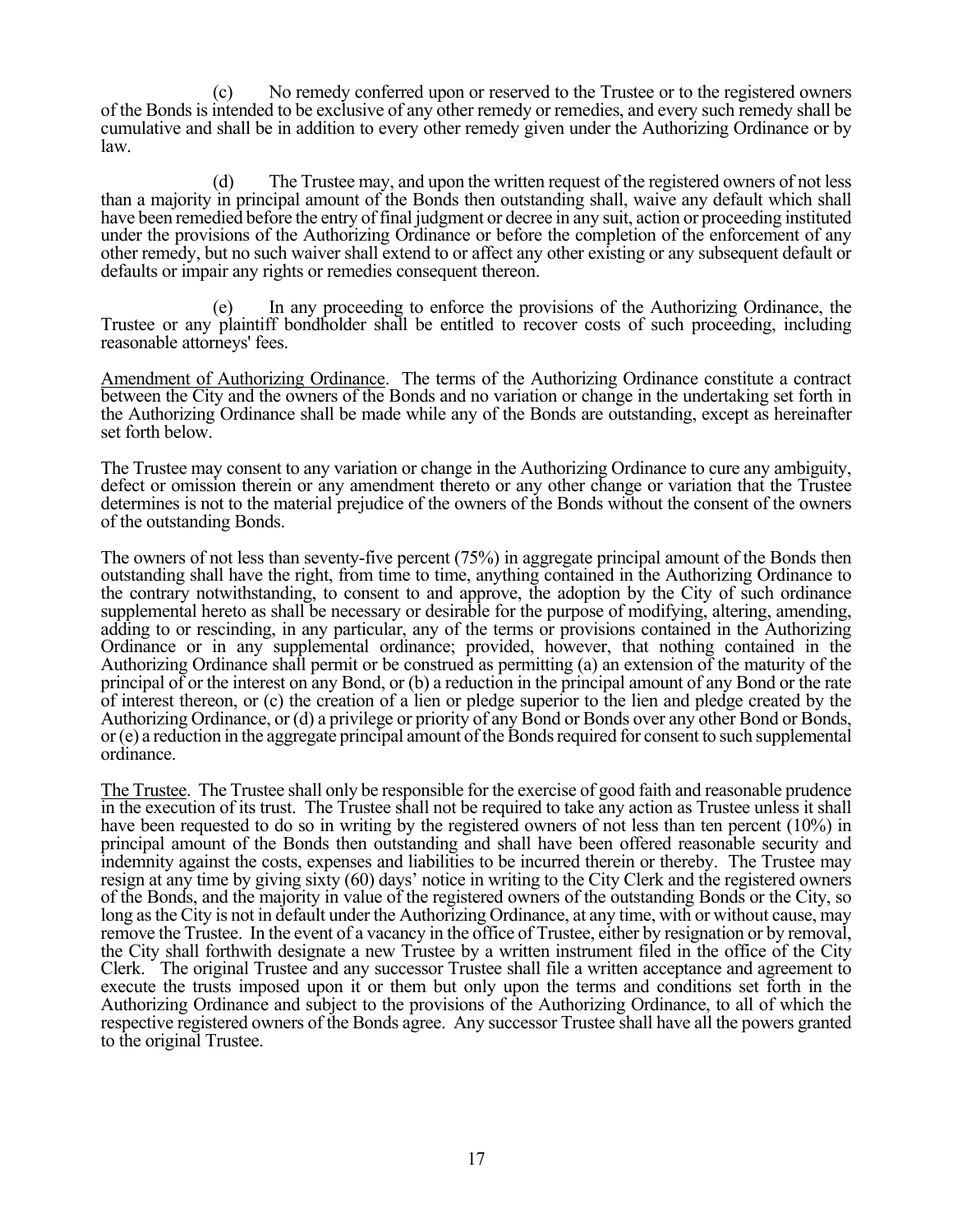(c) No remedy conferred upon or reserved to the Trustee or to the registered owners of the Bonds is intended to be exclusive of any other remedy or remedies, and every such remedy shall be cumulative and shall be in addition to every other remedy given under the Authorizing Ordinance or by law.

(d) The Trustee may, and upon the written request of the registered owners of not less than a majority in principal amount of the Bonds then outstanding shall, waive any default which shall have been remedied before the entry of final judgment or decree in any suit, action or proceeding instituted under the provisions of the Authorizing Ordinance or before the completion of the enforcement of any other remedy, but no such waiver shall extend to or affect any other existing or any subsequent default or defaults or impair any rights or remedies consequent thereon.

(e) In any proceeding to enforce the provisions of the Authorizing Ordinance, the Trustee or any plaintiff bondholder shall be entitled to recover costs of such proceeding, including reasonable attorneys' fees.

Amendment of Authorizing Ordinance. The terms of the Authorizing Ordinance constitute a contract between the City and the owners of the Bonds and no variation or change in the undertaking set forth in the Authorizing Ordinance shall be made while any of the Bonds are outstanding, except as hereinafter set forth below.

The Trustee may consent to any variation or change in the Authorizing Ordinance to cure any ambiguity, defect or omission therein or any amendment thereto or any other change or variation that the Trustee determines is not to the material prejudice of the owners of the Bonds without the consent of the owners of the outstanding Bonds.

The owners of not less than seventy-five percent (75%) in aggregate principal amount of the Bonds then outstanding shall have the right, from time to time, anything contained in the Authorizing Ordinance to the contrary notwithstanding, to consent to and approve, the adoption by the City of such ordinance supplemental hereto as shall be necessary or desirable for the purpose of modifying, altering, amending, adding to or rescinding, in any particular, any of the terms or provisions contained in the Authorizing Ordinance or in any supplemental ordinance; provided, however, that nothing contained in the Authorizing Ordinance shall permit or be construed as permitting (a) an extension of the maturity of the principal of or the interest on any Bond, or (b) a reduction in the principal amount of any Bond or the rate of interest thereon, or (c) the creation of a lien or pledge superior to the lien and pledge created by the Authorizing Ordinance, or (d) a privilege or priority of any Bond or Bonds over any other Bond or Bonds, or (e) a reduction in the aggregate principal amount of the Bonds required for consent to such supplemental ordinance.

The Trustee. The Trustee shall only be responsible for the exercise of good faith and reasonable prudence in the execution of its trust. The Trustee shall not be required to take any action as Trustee unless it shall have been requested to do so in writing by the registered owners of not less than ten percent (10%) in principal amount of the Bonds then outstanding and shall have been offered reasonable security and indemnity against the costs, expenses and liabilities to be incurred therein or thereby. The Trustee may resign at any time by giving sixty (60) days' notice in writing to the City Clerk and the registered owners of the Bonds, and the majority in value of the registered owners of the outstanding Bonds or the City, so long as the City is not in default under the Authorizing Ordinance, at any time, with or without cause, may remove the Trustee. In the event of a vacancy in the office of Trustee, either by resignation or by removal, the City shall forthwith designate a new Trustee by a written instrument filed in the office of the City Clerk. The original Trustee and any successor Trustee shall file a written acceptance and agreement to execute the trusts imposed upon it or them but only upon the terms and conditions set forth in the Authorizing Ordinance and subject to the provisions of the Authorizing Ordinance, to all of which the respective registered owners of the Bonds agree. Any successor Trustee shall have all the powers granted to the original Trustee.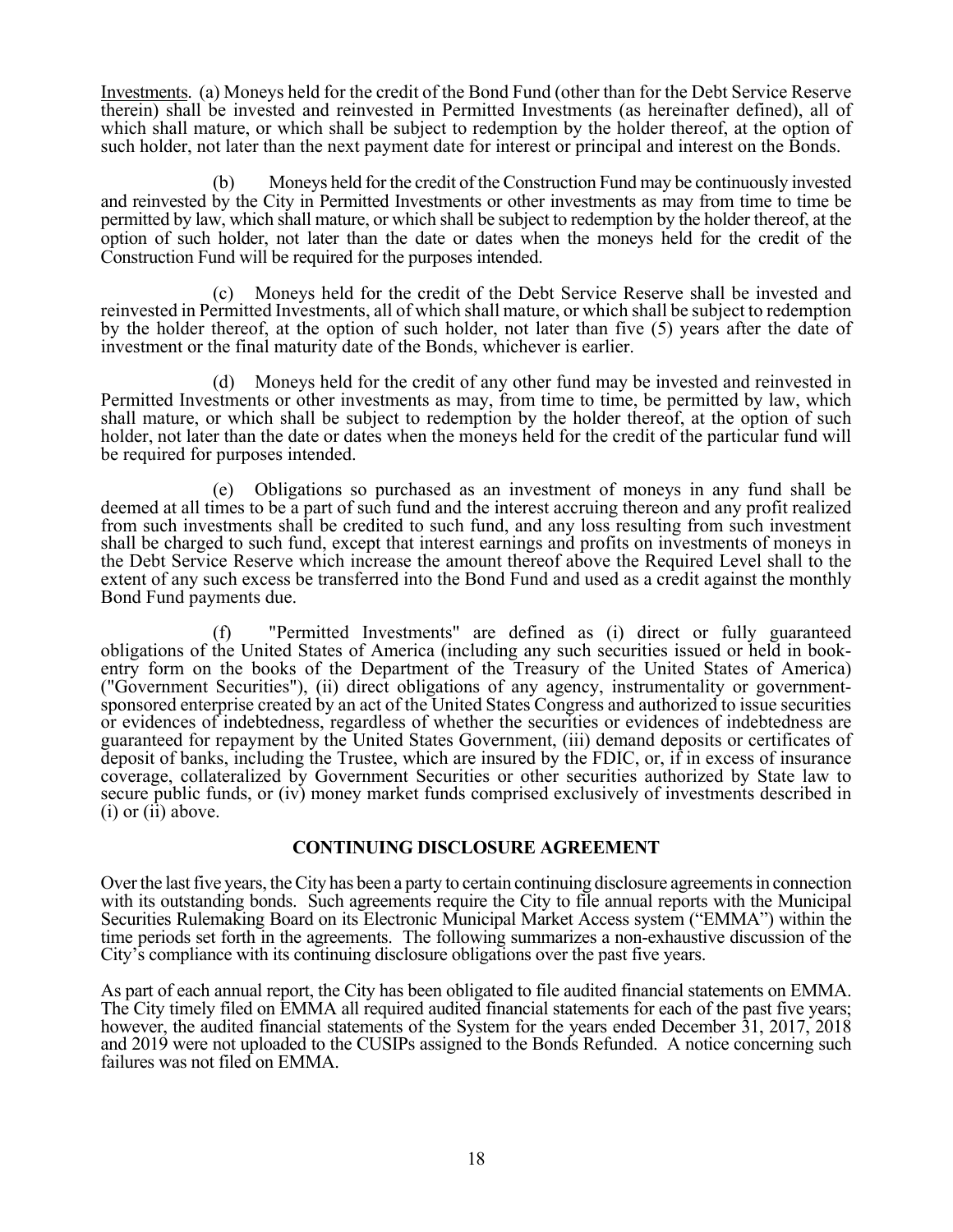Investments. (a) Moneys held for the credit of the Bond Fund (other than for the Debt Service Reserve therein) shall be invested and reinvested in Permitted Investments (as hereinafter defined), all of which shall mature, or which shall be subject to redemption by the holder thereof, at the option of such holder, not later than the next payment date for interest or principal and interest on the Bonds.

(b) Moneys held for the credit of the Construction Fund may be continuously invested and reinvested by the City in Permitted Investments or other investments as may from time to time be permitted by law, which shall mature, or which shall be subject to redemption by the holder thereof, at the option of such holder, not later than the date or dates when the moneys held for the credit of the Construction Fund will be required for the purposes intended.

(c) Moneys held for the credit of the Debt Service Reserve shall be invested and reinvested in Permitted Investments, all of which shall mature, or which shall be subject to redemption by the holder thereof, at the option of such holder, not later than five (5) years after the date of investment or the final maturity date of the Bonds, whichever is earlier.

(d) Moneys held for the credit of any other fund may be invested and reinvested in Permitted Investments or other investments as may, from time to time, be permitted by law, which shall mature, or which shall be subject to redemption by the holder thereof, at the option of such holder, not later than the date or dates when the moneys held for the credit of the particular fund will be required for purposes intended.

(e) Obligations so purchased as an investment of moneys in any fund shall be deemed at all times to be a part of such fund and the interest accruing thereon and any profit realized from such investments shall be credited to such fund, and any loss resulting from such investment shall be charged to such fund, except that interest earnings and profits on investments of moneys in the Debt Service Reserve which increase the amount thereof above the Required Level shall to the extent of any such excess be transferred into the Bond Fund and used as a credit against the monthly Bond Fund payments due.

(f) "Permitted Investments" are defined as (i) direct or fully guaranteed obligations of the United States of America (including any such securities issued or held in book-entry form on the books of the Department of the Treasury of the United States of America) ("Government Securities"), (ii) direct obligations of any agency, instrumentality or government-sponsored enterprise created by an act of the United States Congress and authorized to issue securities or evidences of indebtedness, regardless of whether the securities or evidences of indebtedness are guaranteed for repayment by the United States Government, (iii) demand deposits or certificates of deposit of banks, including the Trustee, which are insured by the FDIC, or, if in excess of insurance coverage, collateralized by Government Securities or other securities authorized by State law to secure public funds, or (iv) money market funds comprised exclusively of investments described in (i) or (ii) above.

## CONTINUING DISCLOSURE AGREEMENT

Over the last five years, the City has been a party to certain continuing disclosure agreements in connection with its outstanding bonds. Such agreements require the City to file annual reports with the Municipal Securities Rulemaking Board on its Electronic Municipal Market Access system ("EMMA") within the time periods set forth in the agreements. The following summarizes a non-exhaustive discussion of the City's compliance with its continuing disclosure obligations over the past five years.

As part of each annual report, the City has been obligated to file audited financial statements on EMMA. The City timely filed on EMMA all required audited financial statements for each of the past five years; however, the audited financial statements of the System for the years ended December 31, 2017, 2018 and 2019 were not uploaded to the CUSIPs assigned to the Bonds Refunded. A notice concerning such failures was not filed on EMMA.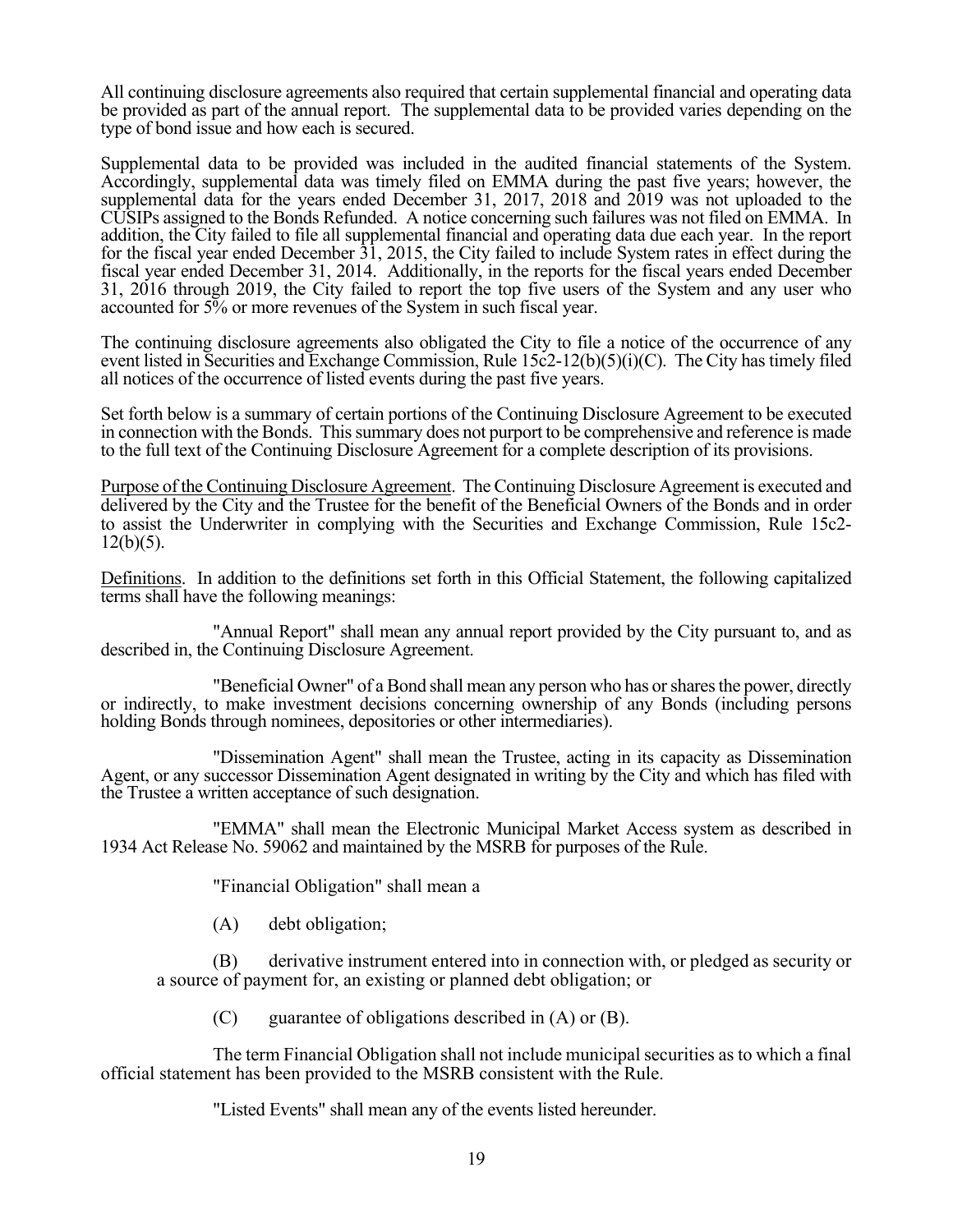All continuing disclosure agreements also required that certain supplemental financial and operating data be provided as part of the annual report. The supplemental data to be provided varies depending on the type of bond issue and how each is secured.

Supplemental data to be provided was included in the audited financial statements of the System. Accordingly, supplemental data was timely filed on EMMA during the past five years; however, the supplemental data for the years ended December 31, 2017, 2018 and 2019 was not uploaded to the CUSIPs assigned to the Bonds Refunded. A notice concerning such failures was not filed on EMMA. In addition, the City failed to file all supplemental financial and operating data due each year. In the report for the fiscal year ended December 31, 2015, the City failed to include System rates in effect during the fiscal year ended December 31, 2014. Additionally, in the reports for the fiscal years ended December 31, 2016 through 2019, the City failed to report the top five users of the System and any user who accounted for 5% or more revenues of the System in such fiscal year.

The continuing disclosure agreements also obligated the City to file a notice of the occurrence of any event listed in Securities and Exchange Commission, Rule 15c2-12(b)(5)(i)(C). The City has timely filed all notices of the occurrence of listed events during the past five years.

Set forth below is a summary of certain portions of the Continuing Disclosure Agreement to be executed in connection with the Bonds. This summary does not purport to be comprehensive and reference is made to the full text of the Continuing Disclosure Agreement for a complete description of its provisions.

Purpose of the Continuing Disclosure Agreement. The Continuing Disclosure Agreement is executed and delivered by the City and the Trustee for the benefit of the Beneficial Owners of the Bonds and in order to assist the Underwriter in complying with the Securities and Exchange Commission, Rule 15c2-12(b)(5).

Definitions. In addition to the definitions set forth in this Official Statement, the following capitalized terms shall have the following meanings:

"Annual Report" shall mean any annual report provided by the City pursuant to, and as described in, the Continuing Disclosure Agreement.

"Beneficial Owner" of a Bond shall mean any person who has or shares the power, directly or indirectly, to make investment decisions concerning ownership of any Bonds (including persons holding Bonds through nominees, depositories or other intermediaries).

"Dissemination Agent" shall mean the Trustee, acting in its capacity as Dissemination Agent, or any successor Dissemination Agent designated in writing by the City and which has filed with the Trustee a written acceptance of such designation.

"EMMA" shall mean the Electronic Municipal Market Access system as described in 1934 Act Release No. 59062 and maintained by the MSRB for purposes of the Rule.

"Financial Obligation" shall mean a

(A) debt obligation;

(B) derivative instrument entered into in connection with, or pledged as security or a source of payment for, an existing or planned debt obligation; or

(C) guarantee of obligations described in (A) or (B).

The term Financial Obligation shall not include municipal securities as to which a final official statement has been provided to the MSRB consistent with the Rule.

"Listed Events" shall mean any of the events listed hereunder.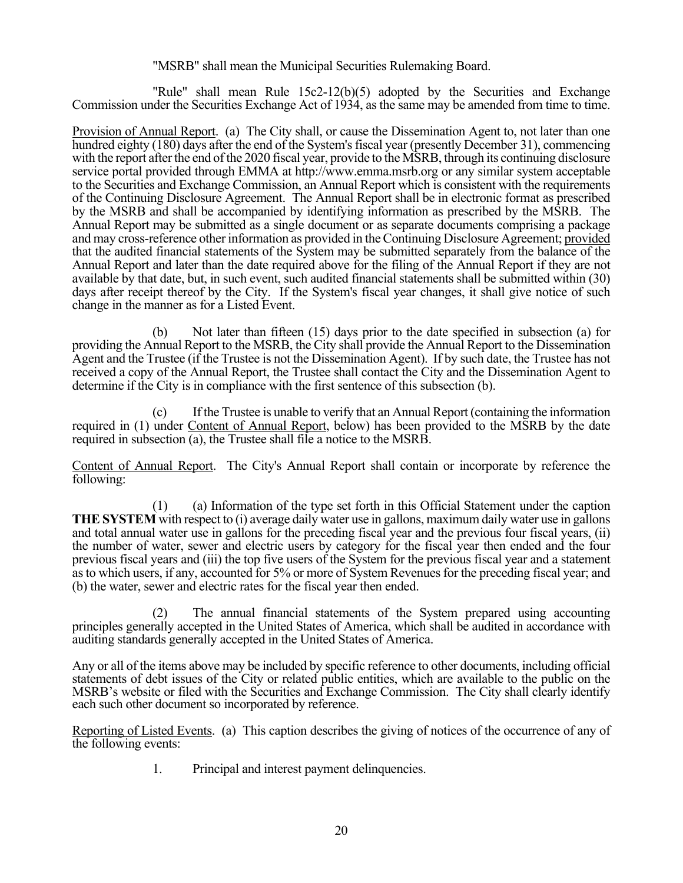"MSRB" shall mean the Municipal Securities Rulemaking Board.

"Rule" shall mean Rule 15c2-12(b)(5) adopted by the Securities and Exchange Commission under the Securities Exchange Act of 1934, as the same may be amended from time to time.

Provision of Annual Report. (a) The City shall, or cause the Dissemination Agent to, not later than one hundred eighty (180) days after the end of the System's fiscal year (presently December 31), commencing with the report after the end of the 2020 fiscal year, provide to the MSRB, through its continuing disclosure service portal provided through EMMA at http://www.emma.msrb.org or any similar system acceptable to the Securities and Exchange Commission, an Annual Report which is consistent with the requirements of the Continuing Disclosure Agreement. The Annual Report shall be in electronic format as prescribed by the MSRB and shall be accompanied by identifying information as prescribed by the MSRB. The Annual Report may be submitted as a single document or as separate documents comprising a package and may cross-reference other information as provided in the Continuing Disclosure Agreement; provided that the audited financial statements of the System may be submitted separately from the balance of the Annual Report and later than the date required above for the filing of the Annual Report if they are not available by that date, but, in such event, such audited financial statements shall be submitted within (30) days after receipt thereof by the City. If the System's fiscal year changes, it shall give notice of such change in the manner as for a Listed Event.

(b) Not later than fifteen (15) days prior to the date specified in subsection (a) for providing the Annual Report to the MSRB, the City shall provide the Annual Report to the Dissemination Agent and the Trustee (if the Trustee is not the Dissemination Agent). If by such date, the Trustee has not received a copy of the Annual Report, the Trustee shall contact the City and the Dissemination Agent to determine if the City is in compliance with the first sentence of this subsection (b).

(c) If the Trustee is unable to verify that an Annual Report (containing the information required in (1) under Content of Annual Report, below) has been provided to the MSRB by the date required in subsection (a), the Trustee shall file a notice to the MSRB.

Content of Annual Report. The City's Annual Report shall contain or incorporate by reference the following:

(1) (a) Information of the type set forth in this Official Statement under the caption **THE SYSTEM** with respect to (i) average daily water use in gallons, maximum daily water use in gallons and total annual water use in gallons for the preceding fiscal year and the previous four fiscal years, (ii) the number of water, sewer and electric users by category for the fiscal year then ended and the four previous fiscal years and (iii) the top five users of the System for the previous fiscal year and a statement as to which users, if any, accounted for 5% or more of System Revenues for the preceding fiscal year; and (b) the water, sewer and electric rates for the fiscal year then ended.

(2) The annual financial statements of the System prepared using accounting principles generally accepted in the United States of America, which shall be audited in accordance with auditing standards generally accepted in the United States of America.

Any or all of the items above may be included by specific reference to other documents, including official statements of debt issues of the City or related public entities, which are available to the public on the MSRB's website or filed with the Securities and Exchange Commission. The City shall clearly identify each such other document so incorporated by reference.

Reporting of Listed Events. (a) This caption describes the giving of notices of the occurrence of any of the following events:

1. Principal and interest payment delinquencies.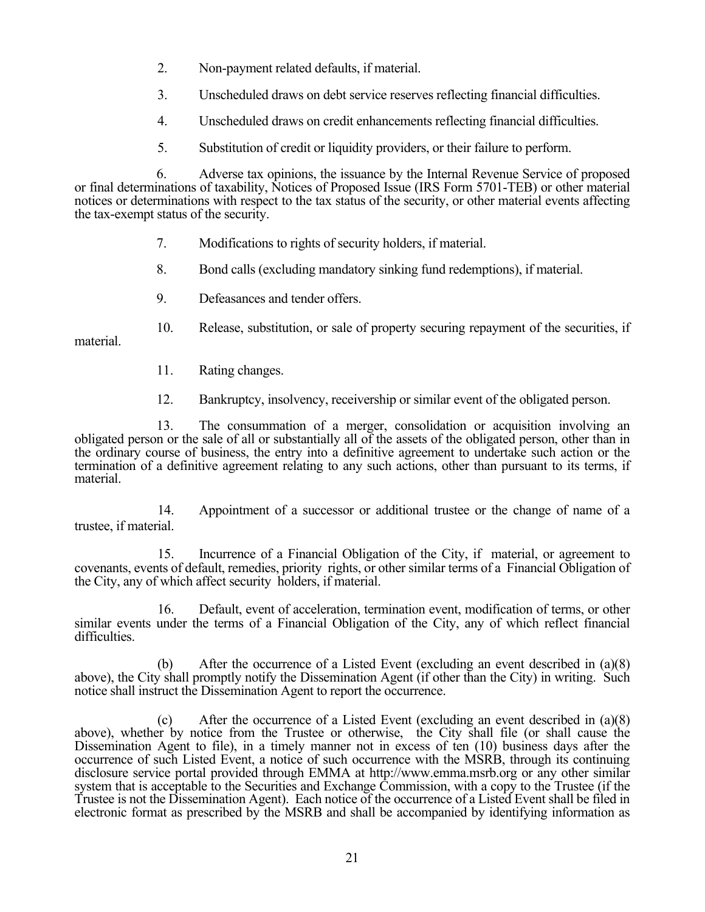2. Non-payment related defaults, if material.

3. Unscheduled draws on debt service reserves reflecting financial difficulties.

4. Unscheduled draws on credit enhancements reflecting financial difficulties.

5. Substitution of credit or liquidity providers, or their failure to perform.

6. Adverse tax opinions, the issuance by the Internal Revenue Service of proposed or final determinations of taxability, Notices of Proposed Issue (IRS Form 5701-TEB) or other material notices or determinations with respect to the tax status of the security, or other material events affecting the tax-exempt status of the security.

7. Modifications to rights of security holders, if material.

8. Bond calls (excluding mandatory sinking fund redemptions), if material.

9. Defeasances and tender offers.

10. Release, substitution, or sale of property securing repayment of the securities, if material.

11. Rating changes.

12. Bankruptcy, insolvency, receivership or similar event of the obligated person.

13. The consummation of a merger, consolidation or acquisition involving an obligated person or the sale of all or substantially all of the assets of the obligated person, other than in the ordinary course of business, the entry into a definitive agreement to undertake such action or the termination of a definitive agreement relating to any such actions, other than pursuant to its terms, if material.

14. Appointment of a successor or additional trustee or the change of name of a trustee, if material.

15. Incurrence of a Financial Obligation of the City, if material, or agreement to covenants, events of default, remedies, priority rights, or other similar terms of a Financial Obligation of the City, any of which affect security holders, if material.

16. Default, event of acceleration, termination event, modification of terms, or other similar events under the terms of a Financial Obligation of the City, any of which reflect financial difficulties.

(b) After the occurrence of a Listed Event (excluding an event described in (a)(8) above), the City shall promptly notify the Dissemination Agent (if other than the City) in writing. Such notice shall instruct the Dissemination Agent to report the occurrence.

(c) After the occurrence of a Listed Event (excluding an event described in (a)(8) above), whether by notice from the Trustee or otherwise, the City shall file (or shall cause the Dissemination Agent to file), in a timely manner not in excess of ten (10) business days after the occurrence of such Listed Event, a notice of such occurrence with the MSRB, through its continuing disclosure service portal provided through EMMA at http://www.emma.msrb.org or any other similar system that is acceptable to the Securities and Exchange Commission, with a copy to the Trustee (if the Trustee is not the Dissemination Agent). Each notice of the occurrence of a Listed Event shall be filed in electronic format as prescribed by the MSRB and shall be accompanied by identifying information as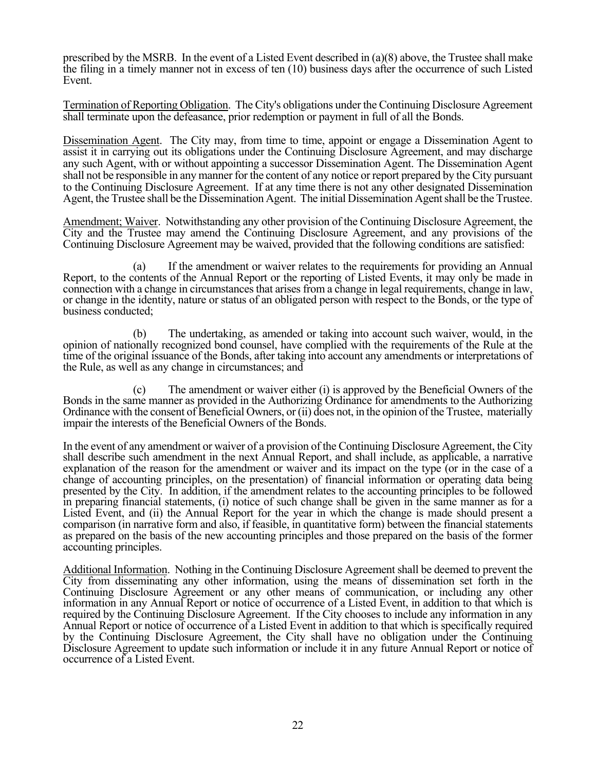prescribed by the MSRB. In the event of a Listed Event described in (a)(8) above, the Trustee shall make the filing in a timely manner not in excess of ten (10) business days after the occurrence of such Listed Event.

Termination of Reporting Obligation. The City's obligations under the Continuing Disclosure Agreement shall terminate upon the defeasance, prior redemption or payment in full of all the Bonds.

Dissemination Agent. The City may, from time to time, appoint or engage a Dissemination Agent to assist it in carrying out its obligations under the Continuing Disclosure Agreement, and may discharge any such Agent, with or without appointing a successor Dissemination Agent. The Dissemination Agent shall not be responsible in any manner for the content of any notice or report prepared by the City pursuant to the Continuing Disclosure Agreement. If at any time there is not any other designated Dissemination Agent, the Trustee shall be the Dissemination Agent. The initial Dissemination Agent shall be the Trustee.

Amendment; Waiver. Notwithstanding any other provision of the Continuing Disclosure Agreement, the City and the Trustee may amend the Continuing Disclosure Agreement, and any provisions of the Continuing Disclosure Agreement may be waived, provided that the following conditions are satisfied:

(a) If the amendment or waiver relates to the requirements for providing an Annual Report, to the contents of the Annual Report or the reporting of Listed Events, it may only be made in connection with a change in circumstances that arises from a change in legal requirements, change in law, or change in the identity, nature or status of an obligated person with respect to the Bonds, or the type of business conducted;

(b) The undertaking, as amended or taking into account such waiver, would, in the opinion of nationally recognized bond counsel, have complied with the requirements of the Rule at the time of the original issuance of the Bonds, after taking into account any amendments or interpretations of the Rule, as well as any change in circumstances; and

(c) The amendment or waiver either (i) is approved by the Beneficial Owners of the Bonds in the same manner as provided in the Authorizing Ordinance for amendments to the Authorizing Ordinance with the consent of Beneficial Owners, or (ii) does not, in the opinion of the Trustee, materially impair the interests of the Beneficial Owners of the Bonds.

In the event of any amendment or waiver of a provision of the Continuing Disclosure Agreement, the City shall describe such amendment in the next Annual Report, and shall include, as applicable, a narrative explanation of the reason for the amendment or waiver and its impact on the type (or in the case of a change of accounting principles, on the presentation) of financial information or operating data being presented by the City. In addition, if the amendment relates to the accounting principles to be followed in preparing financial statements, (i) notice of such change shall be given in the same manner as for a Listed Event, and (ii) the Annual Report for the year in which the change is made should present a comparison (in narrative form and also, if feasible, in quantitative form) between the financial statements as prepared on the basis of the new accounting principles and those prepared on the basis of the former accounting principles.

Additional Information. Nothing in the Continuing Disclosure Agreement shall be deemed to prevent the City from disseminating any other information, using the means of dissemination set forth in the Continuing Disclosure Agreement or any other means of communication, or including any other information in any Annual Report or notice of occurrence of a Listed Event, in addition to that which is required by the Continuing Disclosure Agreement. If the City chooses to include any information in any Annual Report or notice of occurrence of a Listed Event in addition to that which is specifically required by the Continuing Disclosure Agreement, the City shall have no obligation under the Continuing Disclosure Agreement to update such information or include it in any future Annual Report or notice of occurrence of a Listed Event.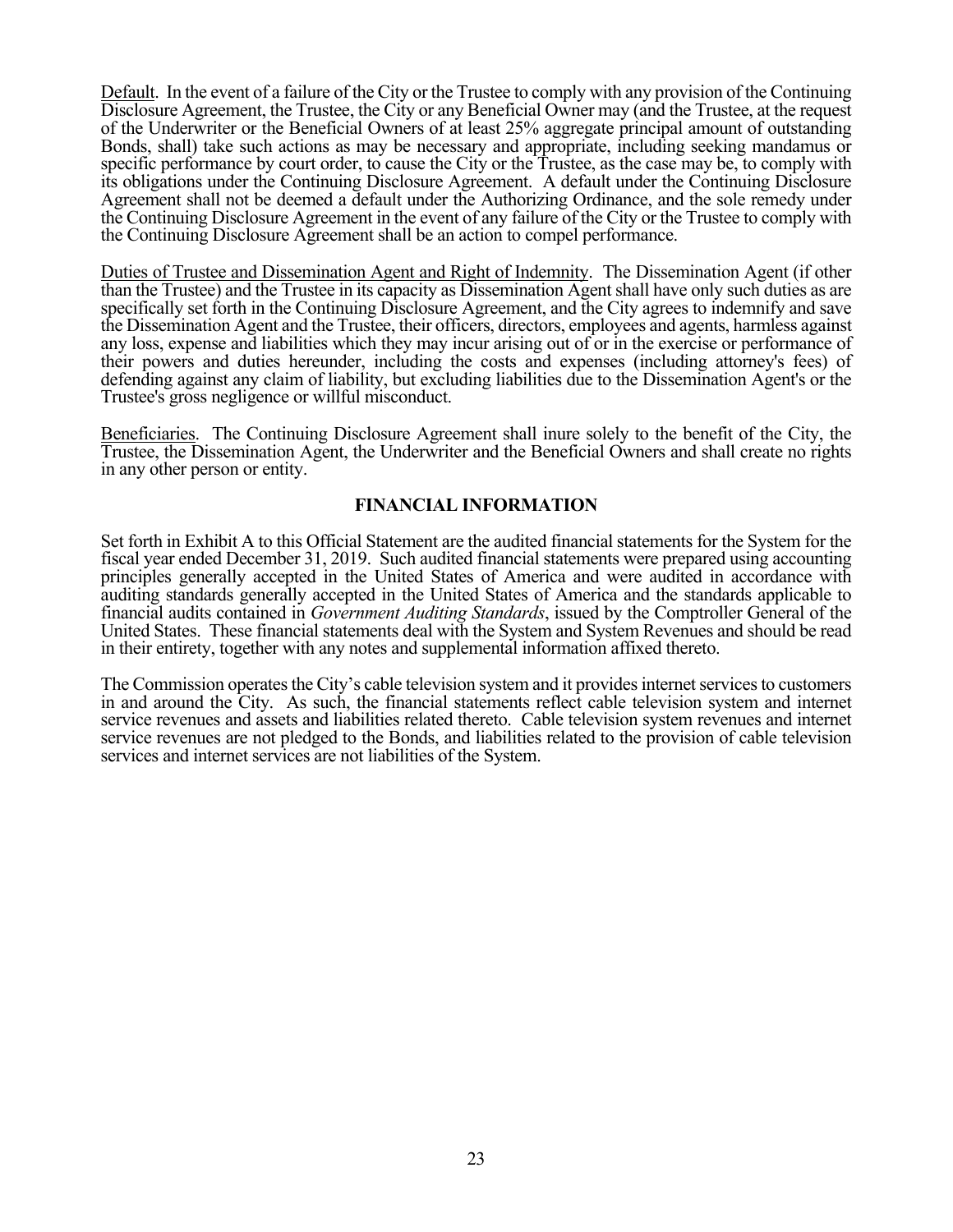<u>Default</u>. In the event of a failure of the City or the Trustee to comply with any provision of the Continuing Disclosure Agreement, the Trustee, the City or any Beneficial Owner may (and the Trustee, at the request of the Underwriter or the Beneficial Owners of at least 25% aggregate principal amount of outstanding Bonds, shall) take such actions as may be necessary and appropriate, including seeking mandamus or specific performance by court order, to cause the City or the Trustee, as the case may be, to comply with its obligations under the Continuing Disclosure Agreement. A default under the Continuing Disclosure Agreement shall not be deemed a default under the Authorizing Ordinance, and the sole remedy under the Continuing Disclosure Agreement in the event of any failure of the City or the Trustee to comply with the Continuing Disclosure Agreement shall be an action to compel performance.

<u>Duties of Trustee and Dissemination Agent and Right of Indemnity</u>. The Dissemination Agent (if other than the Trustee) and the Trustee in its capacity as Dissemination Agent shall have only such duties as are specifically set forth in the Continuing Disclosure Agreement, and the City agrees to indemnify and save the Dissemination Agent and the Trustee, their officers, directors, employees and agents, harmless against any loss, expense and liabilities which they may incur arising out of or in the exercise or performance of their powers and duties hereunder, including the costs and expenses (including attorney's fees) of defending against any claim of liability, but excluding liabilities due to the Dissemination Agent's or the Trustee's gross negligence or willful misconduct.

<u>Beneficiaries</u>. The Continuing Disclosure Agreement shall inure solely to the benefit of the City, the Trustee, the Dissemination Agent, the Underwriter and the Beneficial Owners and shall create no rights in any other person or entity.

## FINANCIAL INFORMATION

Set forth in Exhibit A to this Official Statement are the audited financial statements for the System for the fiscal year ended December 31, 2019. Such audited financial statements were prepared using accounting principles generally accepted in the United States of America and were audited in accordance with auditing standards generally accepted in the United States of America and the standards applicable to financial audits contained in *Government Auditing Standards*, issued by the Comptroller General of the United States. These financial statements deal with the System and System Revenues and should be read in their entirety, together with any notes and supplemental information affixed thereto.

The Commission operates the City's cable television system and it provides internet services to customers in and around the City. As such, the financial statements reflect cable television system and internet service revenues and assets and liabilities related thereto. Cable television system revenues and internet service revenues are not pledged to the Bonds, and liabilities related to the provision of cable television services and internet services are not liabilities of the System.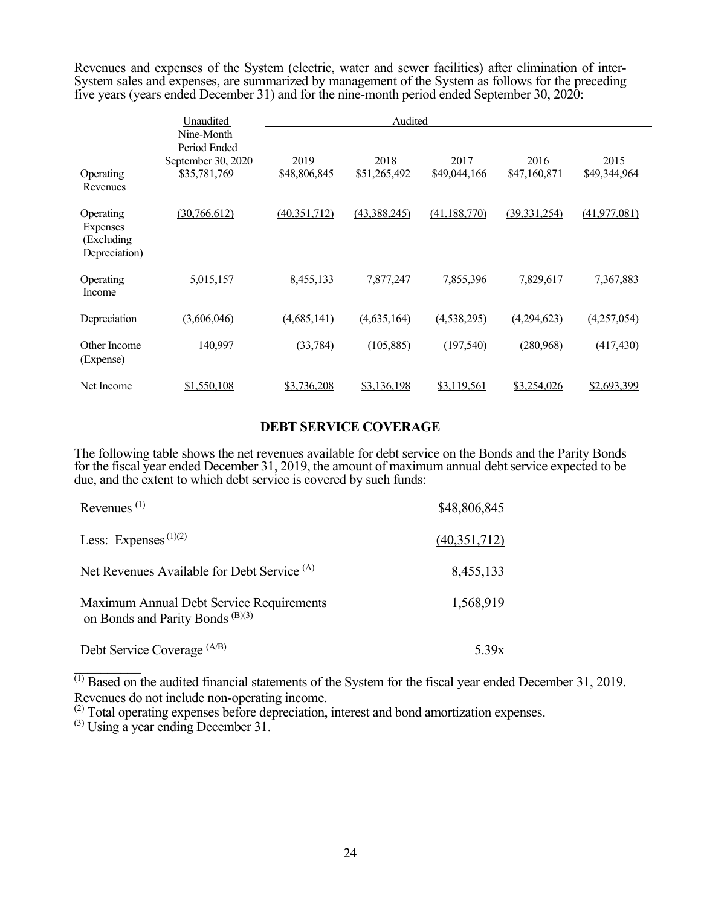Revenues and expenses of the System (electric, water and sewer facilities) after elimination of inter-System sales and expenses, are summarized by management of the System as follows for the preceding five years (years ended December 31) and for the nine-month period ended September 30, 2020:

| | Unaudited | Audited | | | | |
|---|---|---|---|---|---|---|
| | Nine-Month Period Ended September 30, 2020 | 2019 | 2018 | 2017 | 2016 | 2015 |
| Operating Revenues | $35,781,769 | $48,806,845 | $51,265,492 | $49,044,166 | $47,160,871 | $49,344,964 |
| Operating Expenses (Excluding Depreciation) | (30,766,612) | (40,351,712) | (43,388,245) | (41,188,770) | (39,331,254) | (41,977,081) |
| Operating Income | 5,015,157 | 8,455,133 | 7,877,247 | 7,855,396 | 7,829,617 | 7,367,883 |
| Depreciation | (3,606,046) | (4,685,141) | (4,635,164) | (4,538,295) | (4,294,623) | (4,257,054) |
| Other Income (Expense) | 140,997 | (33,784) | (105,885) | (197,540) | (280,968) | (417,430) |
| Net Income | $1,550,108 | $3,736,208 | $3,136,198 | $3,119,561 | $3,254,026 | $2,693,399 |

## DEBT SERVICE COVERAGE

The following table shows the net revenues available for debt service on the Bonds and the Parity Bonds for the fiscal year ended December 31, 2019, the amount of maximum annual debt service expected to be due, and the extent to which debt service is covered by such funds:

| | |
|---|---|
| Revenues [(1)] | $48,806,845 |
| Less: Expenses [(1)(2)] | (40,351,712) |
| Net Revenues Available for Debt Service [(A)] | 8,455,133 |
| Maximum Annual Debt Service Requirements on Bonds and Parity Bonds [(B)(3)] | 1,568,919 |
| Debt Service Coverage [(A/B)] | 5.39x |

[(1)] Based on the audited financial statements of the System for the fiscal year ended December 31, 2019. Revenues do not include non-operating income.

[(2)] Total operating expenses before depreciation, interest and bond amortization expenses.

[(3)] Using a year ending December 31.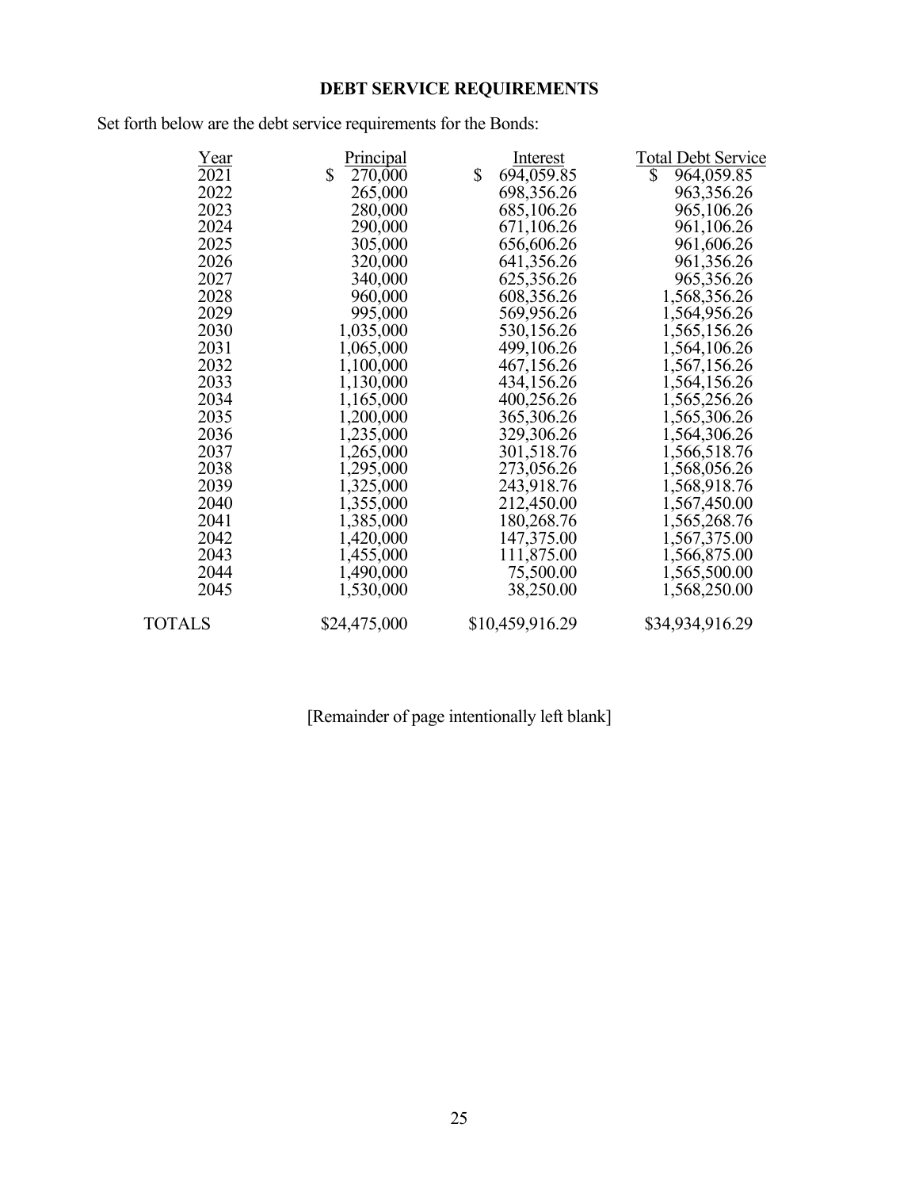## DEBT SERVICE REQUIREMENTS

Set forth below are the debt service requirements for the Bonds:

| Year | Principal | Interest | Total Debt Service |
|---|---|---|---|
| 2021 | $ 270,000 | $ 694,059.85 | $ 964,059.85 |
| 2022 | 265,000 | 698,356.26 | 963,356.26 |
| 2023 | 280,000 | 685,106.26 | 965,106.26 |
| 2024 | 290,000 | 671,106.26 | 961,106.26 |
| 2025 | 305,000 | 656,606.26 | 961,606.26 |
| 2026 | 320,000 | 641,356.26 | 961,356.26 |
| 2027 | 340,000 | 625,356.26 | 965,356.26 |
| 2028 | 960,000 | 608,356.26 | 1,568,356.26 |
| 2029 | 995,000 | 569,956.26 | 1,564,956.26 |
| 2030 | 1,035,000 | 530,156.26 | 1,565,156.26 |
| 2031 | 1,065,000 | 499,106.26 | 1,564,106.26 |
| 2032 | 1,100,000 | 467,156.26 | 1,567,156.26 |
| 2033 | 1,130,000 | 434,156.26 | 1,564,156.26 |
| 2034 | 1,165,000 | 400,256.26 | 1,565,256.26 |
| 2035 | 1,200,000 | 365,306.26 | 1,565,306.26 |
| 2036 | 1,235,000 | 329,306.26 | 1,564,306.26 |
| 2037 | 1,265,000 | 301,518.76 | 1,566,518.76 |
| 2038 | 1,295,000 | 273,056.26 | 1,568,056.26 |
| 2039 | 1,325,000 | 243,918.76 | 1,568,918.76 |
| 2040 | 1,355,000 | 212,450.00 | 1,567,450.00 |
| 2041 | 1,385,000 | 180,268.76 | 1,565,268.76 |
| 2042 | 1,420,000 | 147,375.00 | 1,567,375.00 |
| 2043 | 1,455,000 | 111,875.00 | 1,566,875.00 |
| 2044 | 1,490,000 | 75,500.00 | 1,565,500.00 |
| 2045 | 1,530,000 | 38,250.00 | 1,568,250.00 |
| TOTALS | $24,475,000 | $10,459,916.29 | $34,934,916.29 |

[Remainder of page intentionally left blank]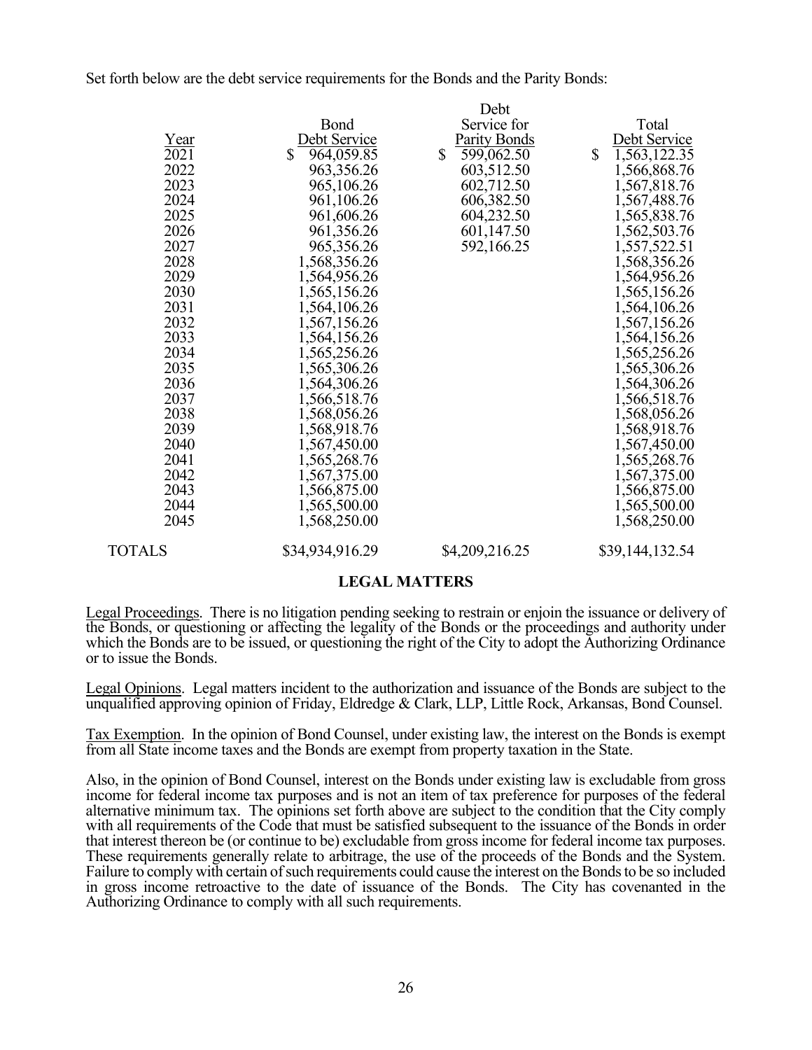Set forth below are the debt service requirements for the Bonds and the Parity Bonds:

| Year | Bond Debt Service | Debt Service for Parity Bonds | Total Debt Service |
|---|---|---|---|
| 2021 | $ 964,059.85 | $ 599,062.50 | $ 1,563,122.35 |
| 2022 | 963,356.26 | 603,512.50 | 1,566,868.76 |
| 2023 | 965,106.26 | 602,712.50 | 1,567,818.76 |
| 2024 | 961,106.26 | 606,382.50 | 1,567,488.76 |
| 2025 | 961,606.26 | 604,232.50 | 1,565,838.76 |
| 2026 | 961,356.26 | 601,147.50 | 1,562,503.76 |
| 2027 | 965,356.26 | 592,166.25 | 1,557,522.51 |
| 2028 | 1,568,356.26 | | 1,568,356.26 |
| 2029 | 1,564,956.26 | | 1,564,956.26 |
| 2030 | 1,565,156.26 | | 1,565,156.26 |
| 2031 | 1,564,106.26 | | 1,564,106.26 |
| 2032 | 1,567,156.26 | | 1,567,156.26 |
| 2033 | 1,564,156.26 | | 1,564,156.26 |
| 2034 | 1,565,256.26 | | 1,565,256.26 |
| 2035 | 1,565,306.26 | | 1,565,306.26 |
| 2036 | 1,564,306.26 | | 1,564,306.26 |
| 2037 | 1,566,518.76 | | 1,566,518.76 |
| 2038 | 1,568,056.26 | | 1,568,056.26 |
| 2039 | 1,568,918.76 | | 1,568,918.76 |
| 2040 | 1,567,450.00 | | 1,567,450.00 |
| 2041 | 1,565,268.76 | | 1,565,268.76 |
| 2042 | 1,567,375.00 | | 1,567,375.00 |
| 2043 | 1,566,875.00 | | 1,566,875.00 |
| 2044 | 1,565,500.00 | | 1,565,500.00 |
| 2045 | 1,568,250.00 | | 1,568,250.00 |
| TOTALS | $34,934,916.29 | $4,209,216.25 | $39,144,132.54 |

## LEGAL MATTERS

Legal Proceedings. There is no litigation pending seeking to restrain or enjoin the issuance or delivery of the Bonds, or questioning or affecting the legality of the Bonds or the proceedings and authority under which the Bonds are to be issued, or questioning the right of the City to adopt the Authorizing Ordinance or to issue the Bonds.

Legal Opinions. Legal matters incident to the authorization and issuance of the Bonds are subject to the unqualified approving opinion of Friday, Eldredge & Clark, LLP, Little Rock, Arkansas, Bond Counsel.

Tax Exemption. In the opinion of Bond Counsel, under existing law, the interest on the Bonds is exempt from all State income taxes and the Bonds are exempt from property taxation in the State.

Also, in the opinion of Bond Counsel, interest on the Bonds under existing law is excludable from gross income for federal income tax purposes and is not an item of tax preference for purposes of the federal alternative minimum tax. The opinions set forth above are subject to the condition that the City comply with all requirements of the Code that must be satisfied subsequent to the issuance of the Bonds in order that interest thereon be (or continue to be) excludable from gross income for federal income tax purposes. These requirements generally relate to arbitrage, the use of the proceeds of the Bonds and the System. Failure to comply with certain of such requirements could cause the interest on the Bonds to be so included in gross income retroactive to the date of issuance of the Bonds. The City has covenanted in the Authorizing Ordinance to comply with all such requirements.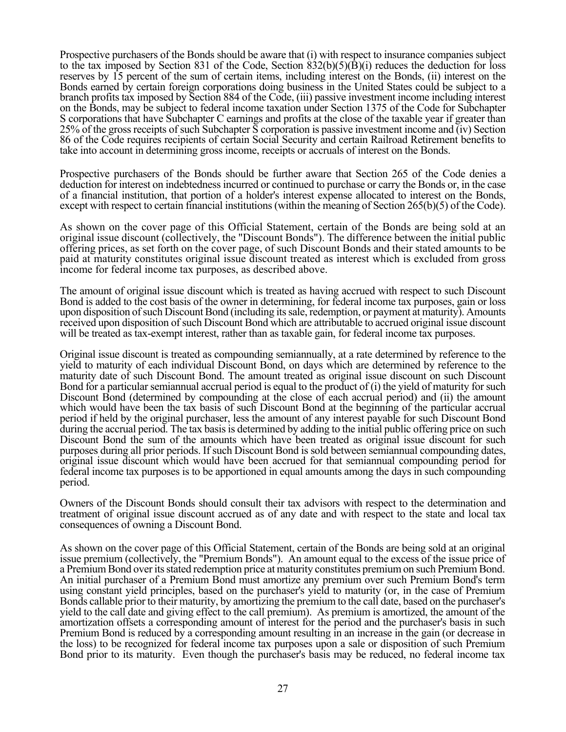Prospective purchasers of the Bonds should be aware that (i) with respect to insurance companies subject to the tax imposed by Section 831 of the Code, Section 832(b)(5)(B)(i) reduces the deduction for loss reserves by 15 percent of the sum of certain items, including interest on the Bonds, (ii) interest on the Bonds earned by certain foreign corporations doing business in the United States could be subject to a branch profits tax imposed by Section 884 of the Code, (iii) passive investment income including interest on the Bonds, may be subject to federal income taxation under Section 1375 of the Code for Subchapter S corporations that have Subchapter C earnings and profits at the close of the taxable year if greater than 25% of the gross receipts of such Subchapter S corporation is passive investment income and (iv) Section 86 of the Code requires recipients of certain Social Security and certain Railroad Retirement benefits to take into account in determining gross income, receipts or accruals of interest on the Bonds.

Prospective purchasers of the Bonds should be further aware that Section 265 of the Code denies a deduction for interest on indebtedness incurred or continued to purchase or carry the Bonds or, in the case of a financial institution, that portion of a holder's interest expense allocated to interest on the Bonds, except with respect to certain financial institutions (within the meaning of Section 265(b)(5) of the Code).

As shown on the cover page of this Official Statement, certain of the Bonds are being sold at an original issue discount (collectively, the "Discount Bonds"). The difference between the initial public offering prices, as set forth on the cover page, of such Discount Bonds and their stated amounts to be paid at maturity constitutes original issue discount treated as interest which is excluded from gross income for federal income tax purposes, as described above.

The amount of original issue discount which is treated as having accrued with respect to such Discount Bond is added to the cost basis of the owner in determining, for federal income tax purposes, gain or loss upon disposition of such Discount Bond (including its sale, redemption, or payment at maturity). Amounts received upon disposition of such Discount Bond which are attributable to accrued original issue discount will be treated as tax-exempt interest, rather than as taxable gain, for federal income tax purposes.

Original issue discount is treated as compounding semiannually, at a rate determined by reference to the yield to maturity of each individual Discount Bond, on days which are determined by reference to the maturity date of such Discount Bond. The amount treated as original issue discount on such Discount Bond for a particular semiannual accrual period is equal to the product of (i) the yield of maturity for such Discount Bond (determined by compounding at the close of each accrual period) and (ii) the amount which would have been the tax basis of such Discount Bond at the beginning of the particular accrual period if held by the original purchaser, less the amount of any interest payable for such Discount Bond during the accrual period. The tax basis is determined by adding to the initial public offering price on such Discount Bond the sum of the amounts which have been treated as original issue discount for such purposes during all prior periods. If such Discount Bond is sold between semiannual compounding dates, original issue discount which would have been accrued for that semiannual compounding period for federal income tax purposes is to be apportioned in equal amounts among the days in such compounding period.

Owners of the Discount Bonds should consult their tax advisors with respect to the determination and treatment of original issue discount accrued as of any date and with respect to the state and local tax consequences of owning a Discount Bond.

As shown on the cover page of this Official Statement, certain of the Bonds are being sold at an original issue premium (collectively, the "Premium Bonds"). An amount equal to the excess of the issue price of a Premium Bond over its stated redemption price at maturity constitutes premium on such Premium Bond. An initial purchaser of a Premium Bond must amortize any premium over such Premium Bond's term using constant yield principles, based on the purchaser's yield to maturity (or, in the case of Premium Bonds callable prior to their maturity, by amortizing the premium to the call date, based on the purchaser's yield to the call date and giving effect to the call premium). As premium is amortized, the amount of the amortization offsets a corresponding amount of interest for the period and the purchaser's basis in such Premium Bond is reduced by a corresponding amount resulting in an increase in the gain (or decrease in the loss) to be recognized for federal income tax purposes upon a sale or disposition of such Premium Bond prior to its maturity. Even though the purchaser's basis may be reduced, no federal income tax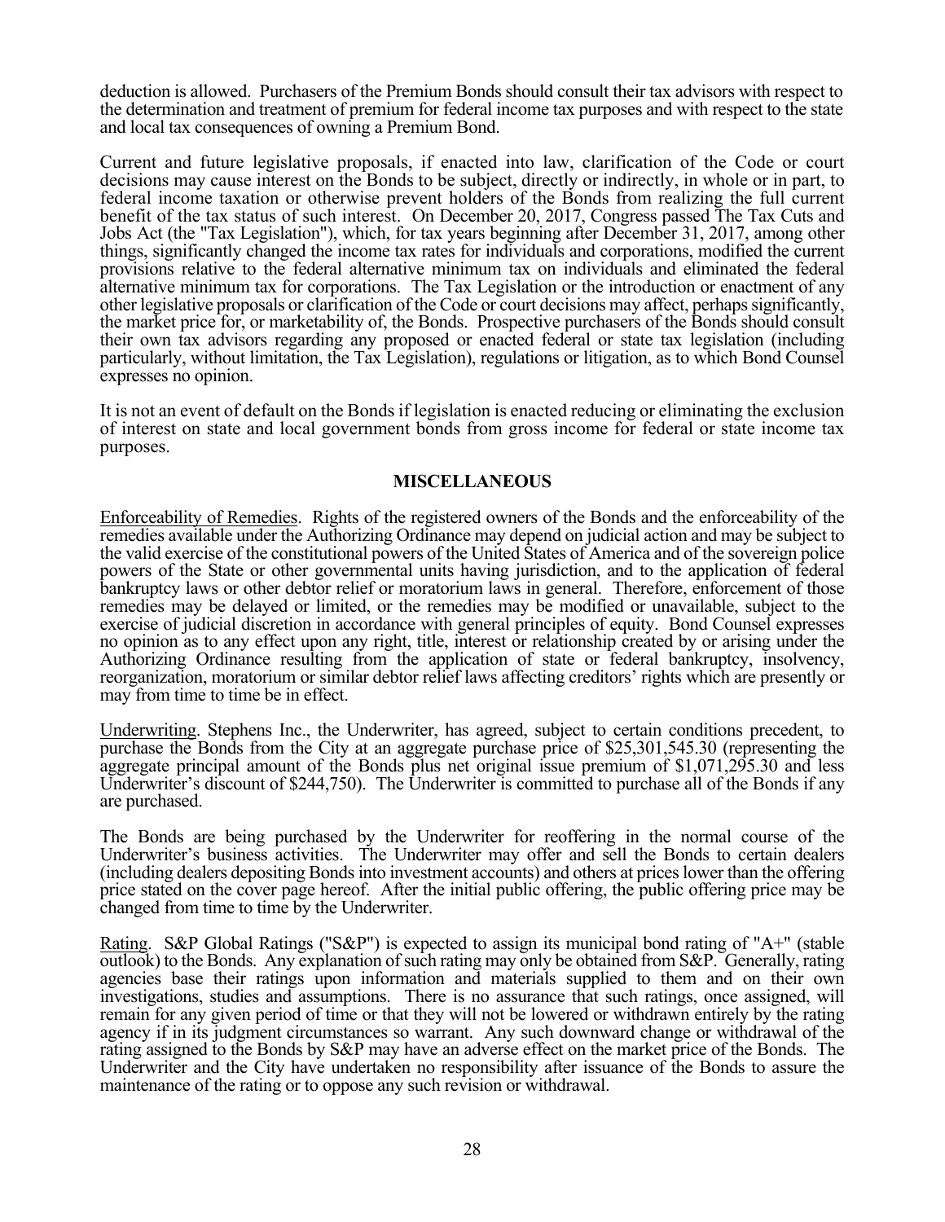deduction is allowed. Purchasers of the Premium Bonds should consult their tax advisors with respect to the determination and treatment of premium for federal income tax purposes and with respect to the state and local tax consequences of owning a Premium Bond.

Current and future legislative proposals, if enacted into law, clarification of the Code or court decisions may cause interest on the Bonds to be subject, directly or indirectly, in whole or in part, to federal income taxation or otherwise prevent holders of the Bonds from realizing the full current benefit of the tax status of such interest. On December 20, 2017, Congress passed The Tax Cuts and Jobs Act (the "Tax Legislation"), which, for tax years beginning after December 31, 2017, among other things, significantly changed the income tax rates for individuals and corporations, modified the current provisions relative to the federal alternative minimum tax on individuals and eliminated the federal alternative minimum tax for corporations. The Tax Legislation or the introduction or enactment of any other legislative proposals or clarification of the Code or court decisions may affect, perhaps significantly, the market price for, or marketability of, the Bonds. Prospective purchasers of the Bonds should consult their own tax advisors regarding any proposed or enacted federal or state tax legislation (including particularly, without limitation, the Tax Legislation), regulations or litigation, as to which Bond Counsel expresses no opinion.

It is not an event of default on the Bonds if legislation is enacted reducing or eliminating the exclusion of interest on state and local government bonds from gross income for federal or state income tax purposes.

## MISCELLANEOUS

Enforceability of Remedies. Rights of the registered owners of the Bonds and the enforceability of the remedies available under the Authorizing Ordinance may depend on judicial action and may be subject to the valid exercise of the constitutional powers of the United States of America and of the sovereign police powers of the State or other governmental units having jurisdiction, and to the application of federal bankruptcy laws or other debtor relief or moratorium laws in general. Therefore, enforcement of those remedies may be delayed or limited, or the remedies may be modified or unavailable, subject to the exercise of judicial discretion in accordance with general principles of equity. Bond Counsel expresses no opinion as to any effect upon any right, title, interest or relationship created by or arising under the Authorizing Ordinance resulting from the application of state or federal bankruptcy, insolvency, reorganization, moratorium or similar debtor relief laws affecting creditors' rights which are presently or may from time to time be in effect.

Underwriting. Stephens Inc., the Underwriter, has agreed, subject to certain conditions precedent, to purchase the Bonds from the City at an aggregate purchase price of $25,301,545.30 (representing the aggregate principal amount of the Bonds plus net original issue premium of $1,071,295.30 and less Underwriter's discount of $244,750). The Underwriter is committed to purchase all of the Bonds if any are purchased.

The Bonds are being purchased by the Underwriter for reoffering in the normal course of the Underwriter's business activities. The Underwriter may offer and sell the Bonds to certain dealers (including dealers depositing Bonds into investment accounts) and others at prices lower than the offering price stated on the cover page hereof. After the initial public offering, the public offering price may be changed from time to time by the Underwriter.

Rating. S&P Global Ratings ("S&P") is expected to assign its municipal bond rating of "A+" (stable outlook) to the Bonds. Any explanation of such rating may only be obtained from S&P. Generally, rating agencies base their ratings upon information and materials supplied to them and on their own investigations, studies and assumptions. There is no assurance that such ratings, once assigned, will remain for any given period of time or that they will not be lowered or withdrawn entirely by the rating agency if in its judgment circumstances so warrant. Any such downward change or withdrawal of the rating assigned to the Bonds by S&P may have an adverse effect on the market price of the Bonds. The Underwriter and the City have undertaken no responsibility after issuance of the Bonds to assure the maintenance of the rating or to oppose any such revision or withdrawal.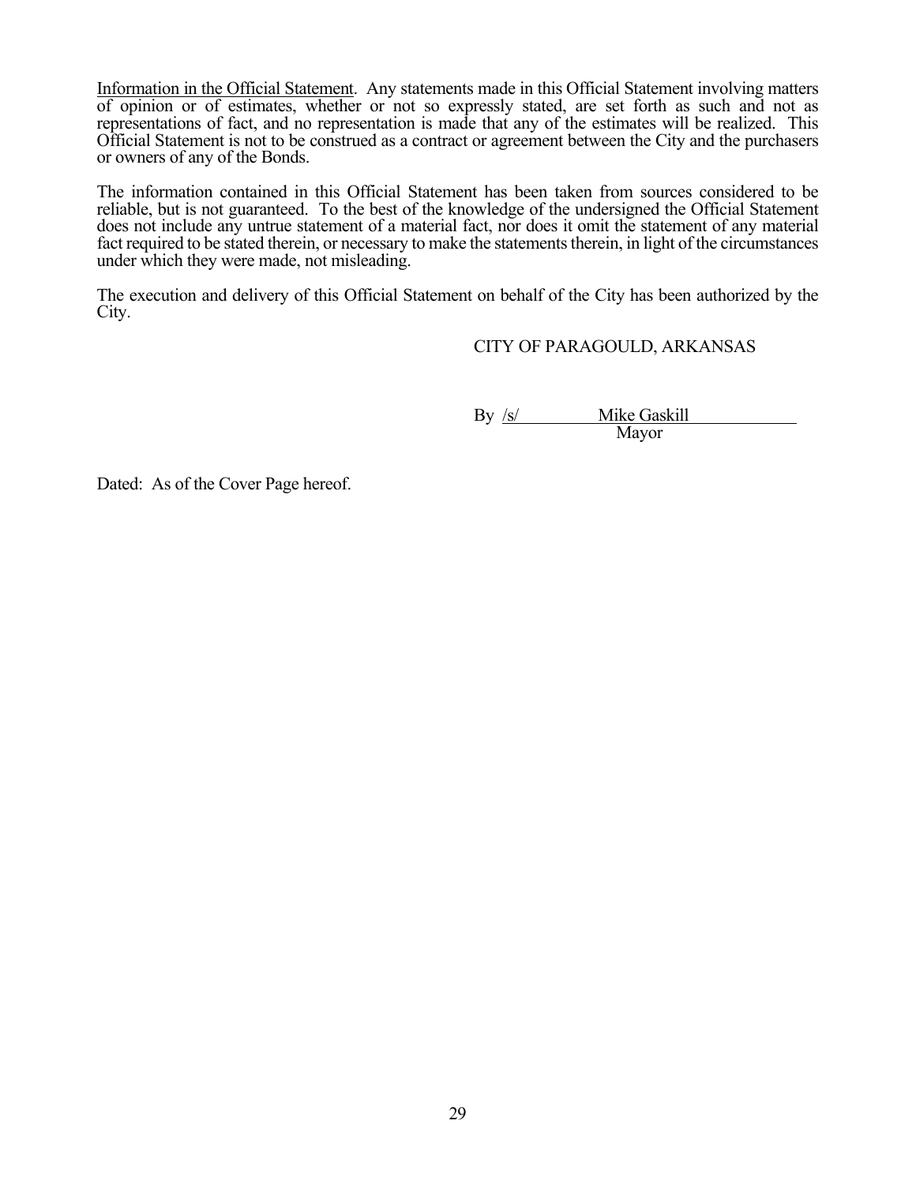Information in the Official Statement. Any statements made in this Official Statement involving matters of opinion or of estimates, whether or not so expressly stated, are set forth as such and not as representations of fact, and no representation is made that any of the estimates will be realized. This Official Statement is not to be construed as a contract or agreement between the City and the purchasers or owners of any of the Bonds.

The information contained in this Official Statement has been taken from sources considered to be reliable, but is not guaranteed. To the best of the knowledge of the undersigned the Official Statement does not include any untrue statement of a material fact, nor does it omit the statement of any material fact required to be stated therein, or necessary to make the statements therein, in light of the circumstances under which they were made, not misleading.

The execution and delivery of this Official Statement on behalf of the City has been authorized by the City.

CITY OF PARAGOULD, ARKANSAS

By /s/ Mike Gaskill
Mayor

Dated: As of the Cover Page hereof.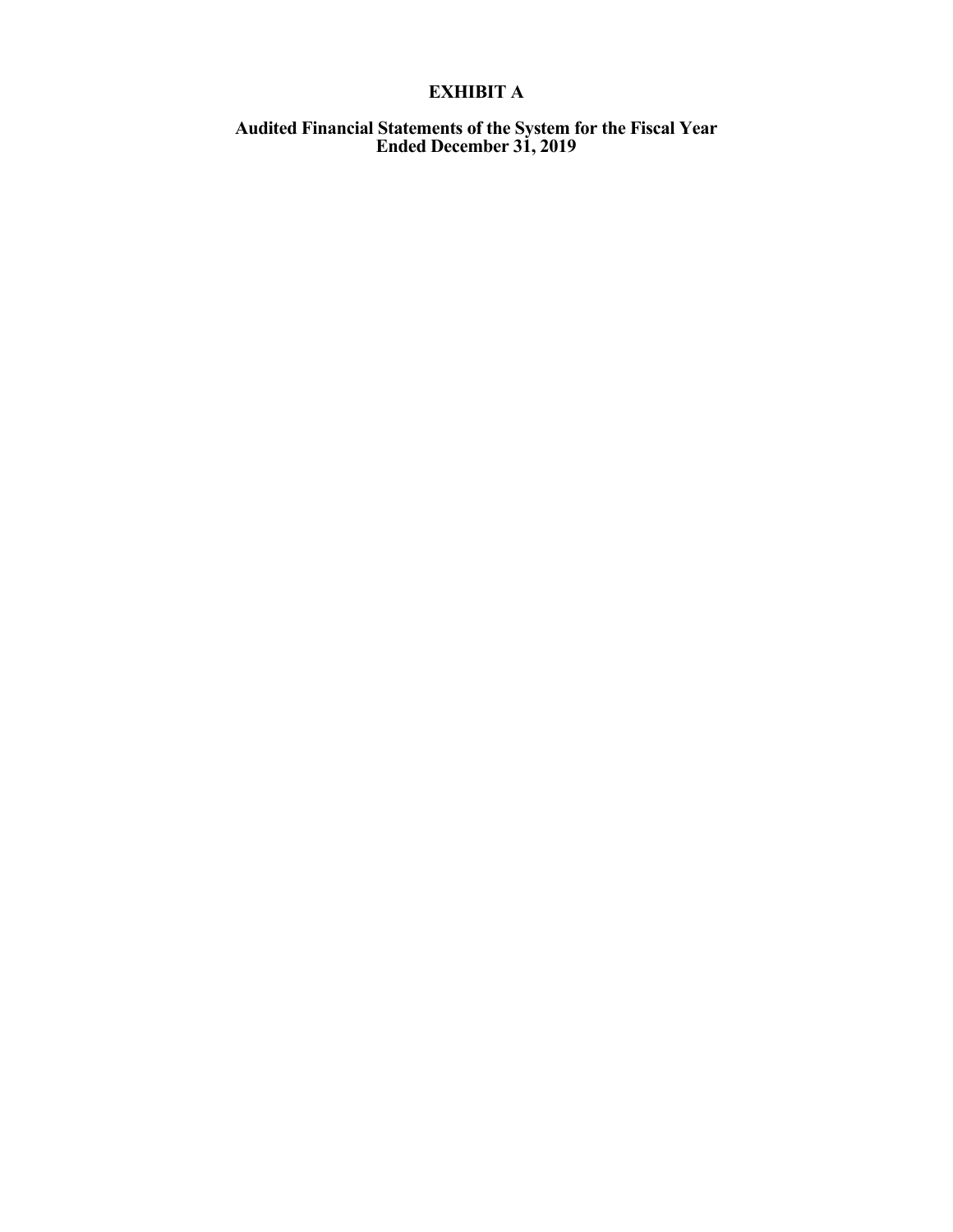# EXHIBIT A

## Audited Financial Statements of the System for the Fiscal Year Ended December 31, 2019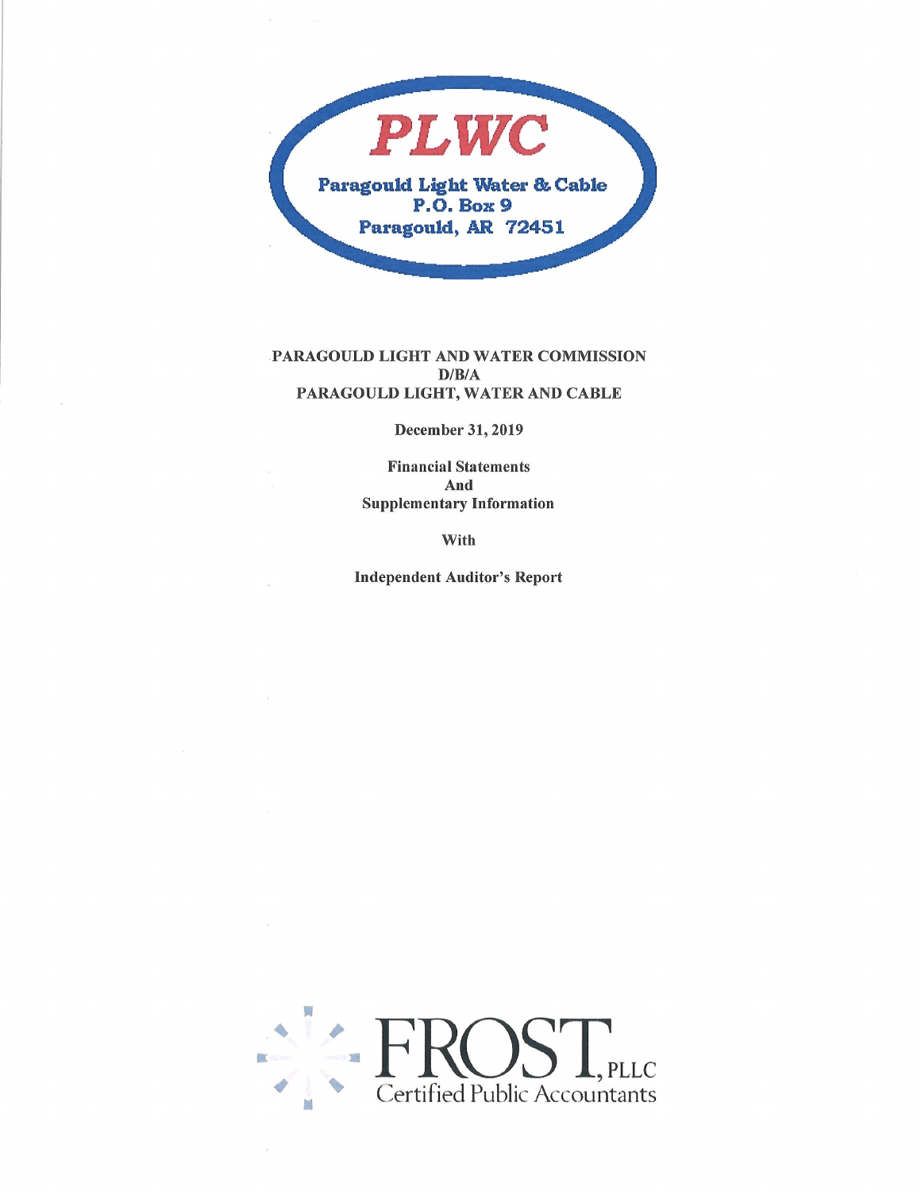PLWC

Paragould Light Water & Cable
P.O. Box 9
Paragould, AR 72451

# PARAGOULD LIGHT AND WATER COMMISSION
# D/B/A
# PARAGOULD LIGHT, WATER AND CABLE

**December 31, 2019**

**Financial Statements**
**And**
**Supplementary Information**

**With**

**Independent Auditor's Report**

FROST, PLLC
Certified Public Accountants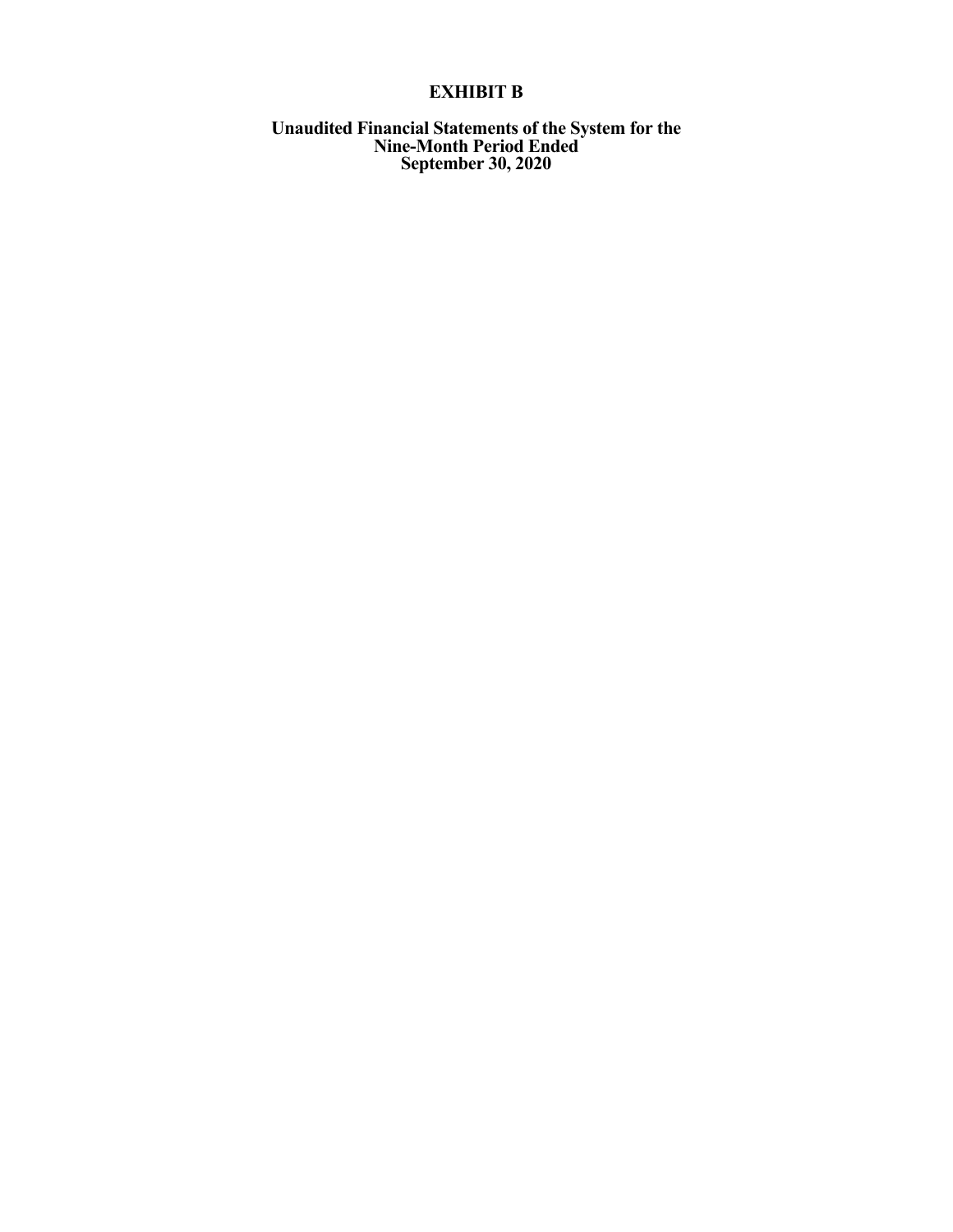# EXHIBIT B

## Unaudited Financial Statements of the System for the Nine-Month Period Ended September 30, 2020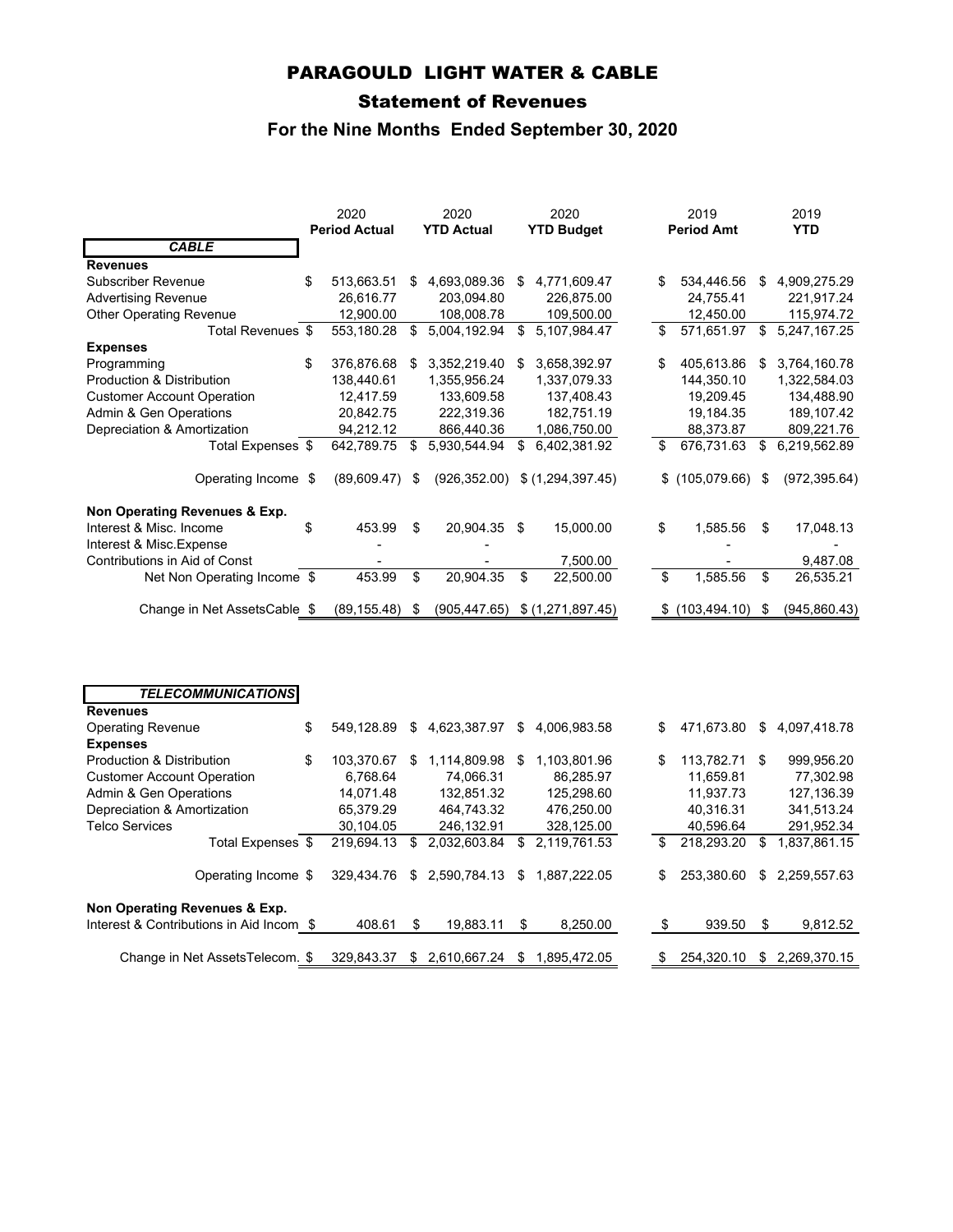# PARAGOULD LIGHT WATER & CABLE

## Statement of Revenues

### For the Nine Months Ended September 30, 2020

| | 2020 Period Actual | 2020 YTD Actual | 2020 YTD Budget | 2019 Period Amt | 2019 YTD |
|---|---|---|---|---|---|
| ***CABLE*** | | | | | |
| **Revenues** | | | | | |
| Subscriber Revenue | $ 513,663.51 | $ 4,693,089.36 | $ 4,771,609.47 | $ 534,446.56 | $ 4,909,275.29 |
| Advertising Revenue | 26,616.77 | 203,094.80 | 226,875.00 | 24,755.41 | 221,917.24 |
| Other Operating Revenue | 12,900.00 | 108,008.78 | 109,500.00 | 12,450.00 | 115,974.72 |
| Total Revenues | $ 553,180.28 | $ 5,004,192.94 | $ 5,107,984.47 | $ 571,651.97 | $ 5,247,167.25 |
| **Expenses** | | | | | |
| Programming | $ 376,876.68 | $ 3,352,219.40 | $ 3,658,392.97 | $ 405,613.86 | $ 3,764,160.78 |
| Production & Distribution | 138,440.61 | 1,355,956.24 | 1,337,079.33 | 144,350.10 | 1,322,584.03 |
| Customer Account Operation | 12,417.59 | 133,609.58 | 137,408.43 | 19,209.45 | 134,488.90 |
| Admin & Gen Operations | 20,842.75 | 222,319.36 | 182,751.19 | 19,184.35 | 189,107.42 |
| Depreciation & Amortization | 94,212.12 | 866,440.36 | 1,086,750.00 | 88,373.87 | 809,221.76 |
| Total Expenses | $ 642,789.75 | $ 5,930,544.94 | $ 6,402,381.92 | $ 676,731.63 | $ 6,219,562.89 |
| Operating Income | $ (89,609.47) | $ (926,352.00) | $ (1,294,397.45) | $ (105,079.66) | $ (972,395.64) |
| **Non Operating Revenues & Exp.** | | | | | |
| Interest & Misc. Income | $ 453.99 | $ 20,904.35 | $ 15,000.00 | $ 1,585.56 | $ 17,048.13 |
| Interest & Misc.Expense | - | - | | - | - |
| Contributions in Aid of Const | - | - | 7,500.00 | - | 9,487.08 |
| Net Non Operating Income | $ 453.99 | $ 20,904.35 | $ 22,500.00 | $ 1,585.56 | $ 26,535.21 |
| Change in Net AssetsCable | $ (89,155.48) | $ (905,447.65) | $ (1,271,897.45) | $ (103,494.10) | $ (945,860.43) |

| | 2020 Period Actual | 2020 YTD Actual | 2020 YTD Budget | 2019 Period Amt | 2019 YTD |
|---|---|---|---|---|---|
| ***TELECOMMUNICATIONS*** | | | | | |
| **Revenues** | | | | | |
| Operating Revenue | $ 549,128.89 | $ 4,623,387.97 | $ 4,006,983.58 | $ 471,673.80 | $ 4,097,418.78 |
| **Expenses** | | | | | |
| Production & Distribution | $ 103,370.67 | $ 1,114,809.98 | $ 1,103,801.96 | $ 113,782.71 | $ 999,956.20 |
| Customer Account Operation | 6,768.64 | 74,066.31 | 86,285.97 | 11,659.81 | 77,302.98 |
| Admin & Gen Operations | 14,071.48 | 132,851.32 | 125,298.60 | 11,937.73 | 127,136.39 |
| Depreciation & Amortization | 65,379.29 | 464,743.32 | 476,250.00 | 40,316.31 | 341,513.24 |
| Telco Services | 30,104.05 | 246,132.91 | 328,125.00 | 40,596.64 | 291,952.34 |
| Total Expenses | $ 219,694.13 | $ 2,032,603.84 | $ 2,119,761.53 | $ 218,293.20 | $ 1,837,861.15 |
| Operating Income | $ 329,434.76 | $ 2,590,784.13 | $ 1,887,222.05 | $ 253,380.60 | $ 2,259,557.63 |
| **Non Operating Revenues & Exp.** | | | | | |
| Interest & Contributions in Aid Incom | $ 408.61 | $ 19,883.11 | $ 8,250.00 | $ 939.50 | $ 9,812.52 |
| Change in Net AssetsTelecom. | $ 329,843.37 | $ 2,610,667.24 | $ 1,895,472.05 | $ 254,320.10 | $ 2,269,370.15 |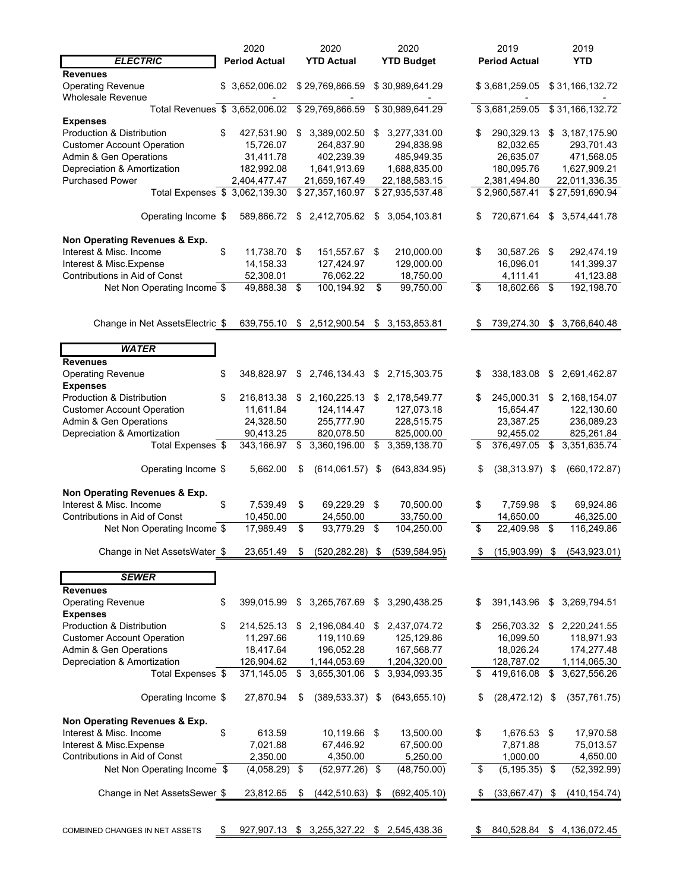| | 2020 Period Actual | 2020 YTD Actual | 2020 YTD Budget | 2019 Period Actual | 2019 YTD |
|---|---|---|---|---|---|
| ***ELECTRIC*** | | | | | |
| **Revenues** | | | | | |
| Operating Revenue | $ 3,652,006.02 | $ 29,769,866.59 | $ 30,989,641.29 | $ 3,681,259.05 | $ 31,166,132.72 |
| Wholesale Revenue | - | - | - | - | - |
| Total Revenues | $ 3,652,006.02 | $ 29,769,866.59 | $ 30,989,641.29 | $ 3,681,259.05 | $ 31,166,132.72 |
| **Expenses** | | | | | |
| Production & Distribution | $ 427,531.90 | $ 3,389,002.50 | $ 3,277,331.00 | $ 290,329.13 | $ 3,187,175.90 |
| Customer Account Operation | 15,726.07 | 264,837.90 | 294,838.98 | 82,032.65 | 293,701.43 |
| Admin & Gen Operations | 31,411.78 | 402,239.39 | 485,949.35 | 26,635.07 | 471,568.05 |
| Depreciation & Amortization | 182,992.08 | 1,641,913.69 | 1,688,835.00 | 180,095.76 | 1,627,909.21 |
| Purchased Power | 2,404,477.47 | 21,659,167.49 | 22,188,583.15 | 2,381,494.80 | 22,011,336.35 |
| Total Expenses | $ 3,062,139.30 | $ 27,357,160.97 | $ 27,935,537.48 | $ 2,960,587.41 | $ 27,591,690.94 |
| Operating Income | $ 589,866.72 | $ 2,412,705.62 | $ 3,054,103.81 | $ 720,671.64 | $ 3,574,441.78 |
| **Non Operating Revenues & Exp.** | | | | | |
| Interest & Misc. Income | $ 11,738.70 | $ 151,557.67 | $ 210,000.00 | $ 30,587.26 | $ 292,474.19 |
| Interest & Misc.Expense | 14,158.33 | 127,424.97 | 129,000.00 | 16,096.01 | 141,399.37 |
| Contributions in Aid of Const | 52,308.01 | 76,062.22 | 18,750.00 | 4,111.41 | 41,123.88 |
| Net Non Operating Income | $ 49,888.38 | $ 100,194.92 | $ 99,750.00 | $ 18,602.66 | $ 192,198.70 |
| Change in Net AssetsElectric | $ 639,755.10 | $ 2,512,900.54 | $ 3,153,853.81 | $ 739,274.30 | $ 3,766,640.48 |
| ***WATER*** | | | | | |
| **Revenues** | | | | | |
| Operating Revenue | $ 348,828.97 | $ 2,746,134.43 | $ 2,715,303.75 | $ 338,183.08 | $ 2,691,462.87 |
| **Expenses** | | | | | |
| Production & Distribution | $ 216,813.38 | $ 2,160,225.13 | $ 2,178,549.77 | $ 245,000.31 | $ 2,168,154.07 |
| Customer Account Operation | 11,611.84 | 124,114.47 | 127,073.18 | 15,654.47 | 122,130.60 |
| Admin & Gen Operations | 24,328.50 | 255,777.90 | 228,515.75 | 23,387.25 | 236,089.23 |
| Depreciation & Amortization | 90,413.25 | 820,078.50 | 825,000.00 | 92,455.02 | 825,261.84 |
| Total Expenses | $ 343,166.97 | $ 3,360,196.00 | $ 3,359,138.70 | $ 376,497.05 | $ 3,351,635.74 |
| Operating Income | $ 5,662.00 | $ (614,061.57) | $ (643,834.95) | $ (38,313.97) | $ (660,172.87) |
| **Non Operating Revenues & Exp.** | | | | | |
| Interest & Misc. Income | $ 7,539.49 | $ 69,229.29 | $ 70,500.00 | $ 7,759.98 | $ 69,924.86 |
| Contributions in Aid of Const | 10,450.00 | 24,550.00 | 33,750.00 | 14,650.00 | 46,325.00 |
| Net Non Operating Income | $ 17,989.49 | $ 93,779.29 | $ 104,250.00 | $ 22,409.98 | $ 116,249.86 |
| Change in Net AssetsWater | $ 23,651.49 | $ (520,282.28) | $ (539,584.95) | $ (15,903.99) | $ (543,923.01) |
| ***SEWER*** | | | | | |
| **Revenues** | | | | | |
| Operating Revenue | $ 399,015.99 | $ 3,265,767.69 | $ 3,290,438.25 | $ 391,143.96 | $ 3,269,794.51 |
| **Expenses** | | | | | |
| Production & Distribution | $ 214,525.13 | $ 2,196,084.40 | $ 2,437,074.72 | $ 256,703.32 | $ 2,220,241.55 |
| Customer Account Operation | 11,297.66 | 119,110.69 | 125,129.86 | 16,099.50 | 118,971.93 |
| Admin & Gen Operations | 18,417.64 | 196,052.28 | 167,568.77 | 18,026.24 | 174,277.48 |
| Depreciation & Amortization | 126,904.62 | 1,144,053.69 | 1,204,320.00 | 128,787.02 | 1,114,065.30 |
| Total Expenses | $ 371,145.05 | $ 3,655,301.06 | $ 3,934,093.35 | $ 419,616.08 | $ 3,627,556.26 |
| Operating Income | $ 27,870.94 | $ (389,533.37) | $ (643,655.10) | $ (28,472.12) | $ (357,761.75) |
| **Non Operating Revenues & Exp.** | | | | | |
| Interest & Misc. Income | $ 613.59 | 10,119.66 | $ 13,500.00 | $ 1,676.53 | $ 17,970.58 |
| Interest & Misc.Expense | 7,021.88 | 67,446.92 | 67,500.00 | 7,871.88 | 75,013.57 |
| Contributions in Aid of Const | 2,350.00 | 4,350.00 | 5,250.00 | 1,000.00 | 4,650.00 |
| Net Non Operating Income | $ (4,058.29) | $ (52,977.26) | $ (48,750.00) | $ (5,195.35) | $ (52,392.99) |
| Change in Net AssetsSewer | $ 23,812.65 | $ (442,510.63) | $ (692,405.10) | $ (33,667.47) | $ (410,154.74) |
| COMBINED CHANGES IN NET ASSETS | $ 927,907.13 | $ 3,255,327.22 | $ 2,545,438.36 | $ 840,528.84 | $ 4,136,072.45 |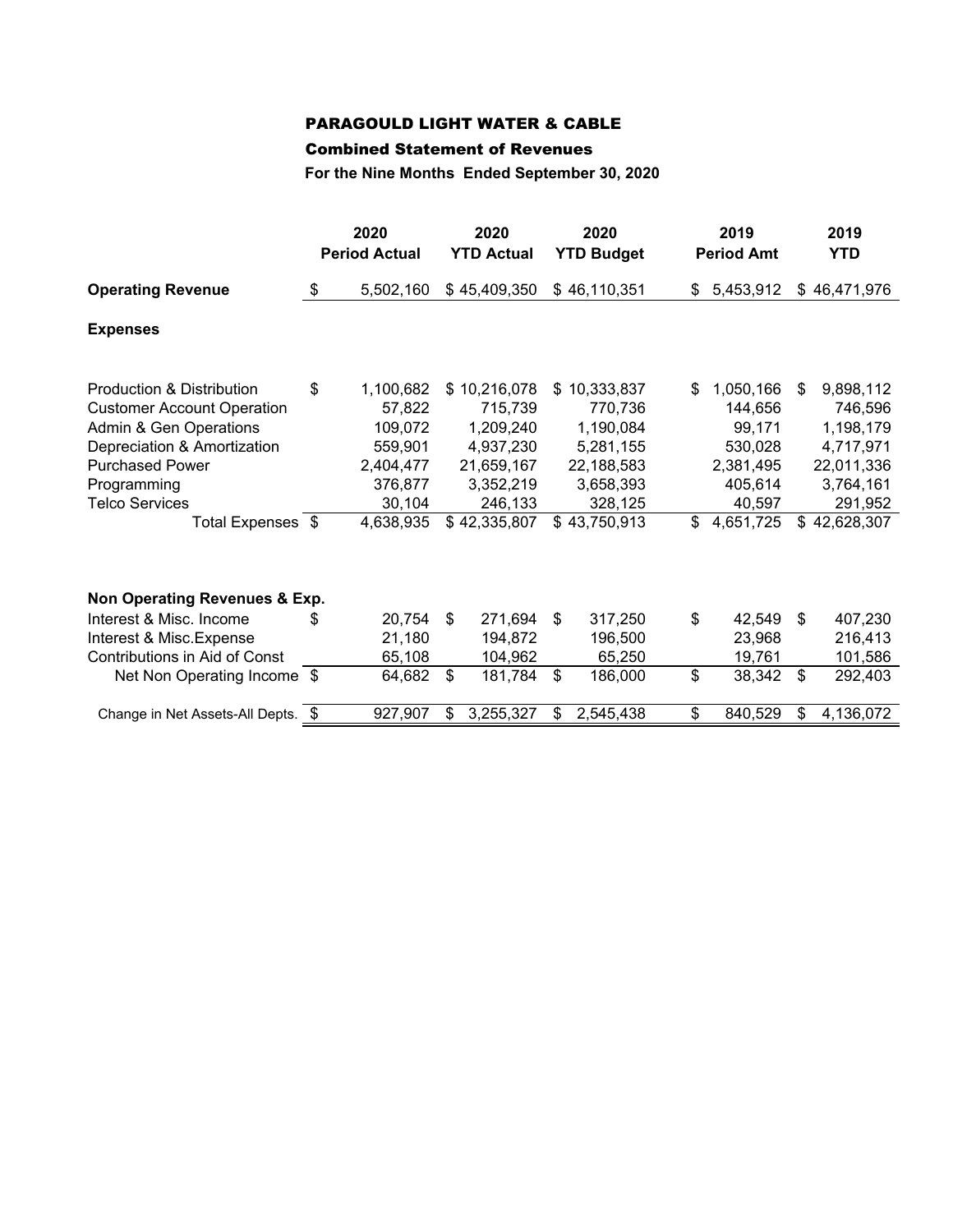# PARAGOULD LIGHT WATER & CABLE

## Combined Statement of Revenues

**For the Nine Months Ended September 30, 2020**

| | 2020 Period Actual | 2020 YTD Actual | 2020 YTD Budget | 2019 Period Amt | 2019 YTD |
|---|---|---|---|---|---|
| **Operating Revenue** | $ 5,502,160 | $ 45,409,350 | $ 46,110,351 | $ 5,453,912 | $ 46,471,976 |
| **Expenses** | | | | | |
| Production & Distribution | $ 1,100,682 | $ 10,216,078 | $ 10,333,837 | $ 1,050,166 | $ 9,898,112 |
| Customer Account Operation | 57,822 | 715,739 | 770,736 | 144,656 | 746,596 |
| Admin & Gen Operations | 109,072 | 1,209,240 | 1,190,084 | 99,171 | 1,198,179 |
| Depreciation & Amortization | 559,901 | 4,937,230 | 5,281,155 | 530,028 | 4,717,971 |
| Purchased Power | 2,404,477 | 21,659,167 | 22,188,583 | 2,381,495 | 22,011,336 |
| Programming | 376,877 | 3,352,219 | 3,658,393 | 405,614 | 3,764,161 |
| Telco Services | 30,104 | 246,133 | 328,125 | 40,597 | 291,952 |
| Total Expenses | $ 4,638,935 | $ 42,335,807 | $ 43,750,913 | $ 4,651,725 | $ 42,628,307 |
| **Non Operating Revenues & Exp.** | | | | | |
| Interest & Misc. Income | $ 20,754 | $ 271,694 | $ 317,250 | $ 42,549 | $ 407,230 |
| Interest & Misc.Expense | 21,180 | 194,872 | 196,500 | 23,968 | 216,413 |
| Contributions in Aid of Const | 65,108 | 104,962 | 65,250 | 19,761 | 101,586 |
| Net Non Operating Income | $ 64,682 | $ 181,784 | $ 186,000 | $ 38,342 | $ 292,403 |
| Change in Net Assets-All Depts. | $ 927,907 | $ 3,255,327 | $ 2,545,438 | $ 840,529 | $ 4,136,072 |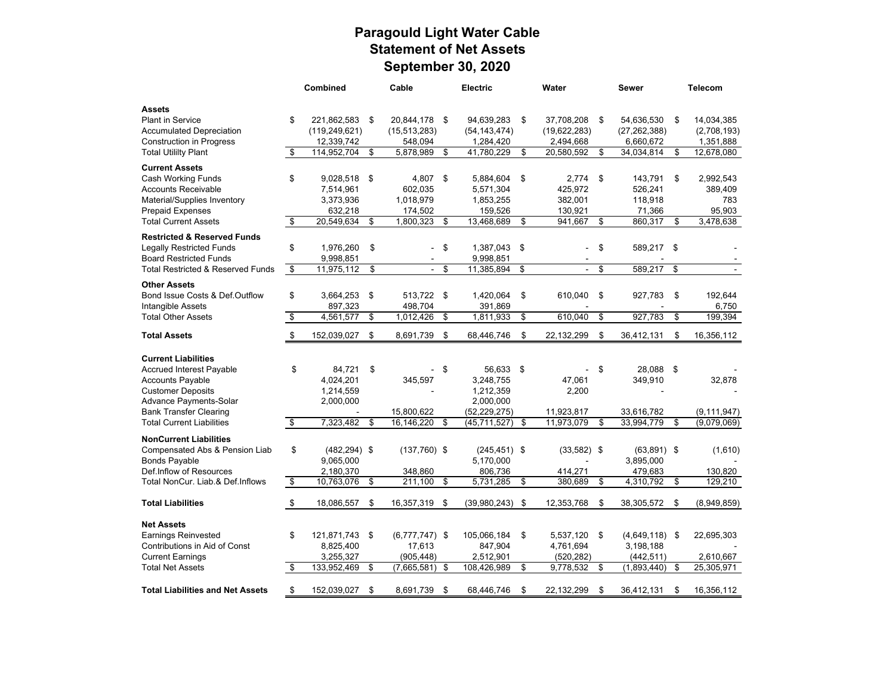# Paragould Light Water Cable
## Statement of Net Assets
### September 30, 2020

| | Combined | Cable | Electric | Water | Sewer | Telecom |
|---|---|---|---|---|---|---|
| **Assets** | | | | | | |
| Plant in Service | $ 221,862,583 | $ 20,844,178 | $ 94,639,283 | $ 37,708,208 | $ 54,636,530 | $ 14,034,385 |
| Accumulated Depreciation | (119,249,621) | (15,513,283) | (54,143,474) | (19,622,283) | (27,262,388) | (2,708,193) |
| Construction in Progress | 12,339,742 | 548,094 | 1,284,420 | 2,494,668 | 6,660,672 | 1,351,888 |
| Total Utililty Plant | $ 114,952,704 | $ 5,878,989 | $ 41,780,229 | $ 20,580,592 | $ 34,034,814 | $ 12,678,080 |
| **Current Assets** | | | | | | |
| Cash Working Funds | $ 9,028,518 | $ 4,807 | $ 5,884,604 | $ 2,774 | $ 143,791 | $ 2,992,543 |
| Accounts Receivable | 7,514,961 | 602,035 | 5,571,304 | 425,972 | 526,241 | 389,409 |
| Material/Supplies Inventory | 3,373,936 | 1,018,979 | 1,853,255 | 382,001 | 118,918 | 783 |
| Prepaid Expenses | 632,218 | 174,502 | 159,526 | 130,921 | 71,366 | 95,903 |
| Total Current Assets | $ 20,549,634 | $ 1,800,323 | $ 13,468,689 | $ 941,667 | $ 860,317 | $ 3,478,638 |
| **Restricted & Reserved Funds** | | | | | | |
| Legally Restricted Funds | $ 1,976,260 | $ - | $ 1,387,043 | $ - | $ 589,217 | $ - |
| Board Restricted Funds | 9,998,851 | - | 9,998,851 | - | - | - |
| Total Restricted & Reserved Funds | $ 11,975,112 | $ - | $ 11,385,894 | $ - | $ 589,217 | $ - |
| **Other Assets** | | | | | | |
| Bond Issue Costs & Def.Outflow | $ 3,664,253 | $ 513,722 | $ 1,420,064 | $ 610,040 | $ 927,783 | $ 192,644 |
| Intangible Assets | 897,323 | 498,704 | 391,869 | - | - | 6,750 |
| Total Other Assets | $ 4,561,577 | $ 1,012,426 | $ 1,811,933 | $ 610,040 | $ 927,783 | $ 199,394 |
| **Total Assets** | $ 152,039,027 | $ 8,691,739 | $ 68,446,746 | $ 22,132,299 | $ 36,412,131 | $ 16,356,112 |
| **Current Liabilities** | | | | | | |
| Accrued Interest Payable | $ 84,721 | $ - | $ 56,633 | $ - | $ 28,088 | $ - |
| Accounts Payable | 4,024,201 | 345,597 | 3,248,755 | 47,061 | 349,910 | 32,878 |
| Customer Deposits | 1,214,559 | - | 1,212,359 | 2,200 | - | - |
| Advance Payments-Solar | 2,000,000 | | 2,000,000 | | | |
| Bank Transfer Clearing | - | 15,800,622 | (52,229,275) | 11,923,817 | 33,616,782 | (9,111,947) |
| Total Current Liabilities | $ 7,323,482 | $ 16,146,220 | $ (45,711,527) | $ 11,973,079 | $ 33,994,779 | $ (9,079,069) |
| **NonCurrent Liabilities** | | | | | | |
| Compensated Abs & Pension Liab | $ (482,294) | $ (137,760) | $ (245,451) | $ (33,582) | $ (63,891) | $ (1,610) |
| Bonds Payable | 9,065,000 | | 5,170,000 | - | 3,895,000 | - |
| Def.Inflow of Resources | 2,180,370 | 348,860 | 806,736 | 414,271 | 479,683 | 130,820 |
| Total NonCur. Liab.& Def.Inflows | $ 10,763,076 | $ 211,100 | $ 5,731,285 | $ 380,689 | $ 4,310,792 | $ 129,210 |
| **Total Liabilities** | $ 18,086,557 | $ 16,357,319 | $ (39,980,243) | $ 12,353,768 | $ 38,305,572 | $ (8,949,859) |
| **Net Assets** | | | | | | |
| Earnings Reinvested | $ 121,871,743 | $ (6,777,747) | $ 105,066,184 | $ 5,537,120 | $ (4,649,118) | $ 22,695,303 |
| Contributions in Aid of Const | 8,825,400 | 17,613 | 847,904 | 4,761,694 | 3,198,188 | - |
| Current Earnings | 3,255,327 | (905,448) | 2,512,901 | (520,282) | (442,511) | 2,610,667 |
| Total Net Assets | $ 133,952,469 | $ (7,665,581) | $ 108,426,989 | $ 9,778,532 | $ (1,893,440) | $ 25,305,971 |
| **Total Liabilities and Net Assets** | $ 152,039,027 | $ 8,691,739 | $ 68,446,746 | $ 22,132,299 | $ 36,412,131 | $ 16,356,112 |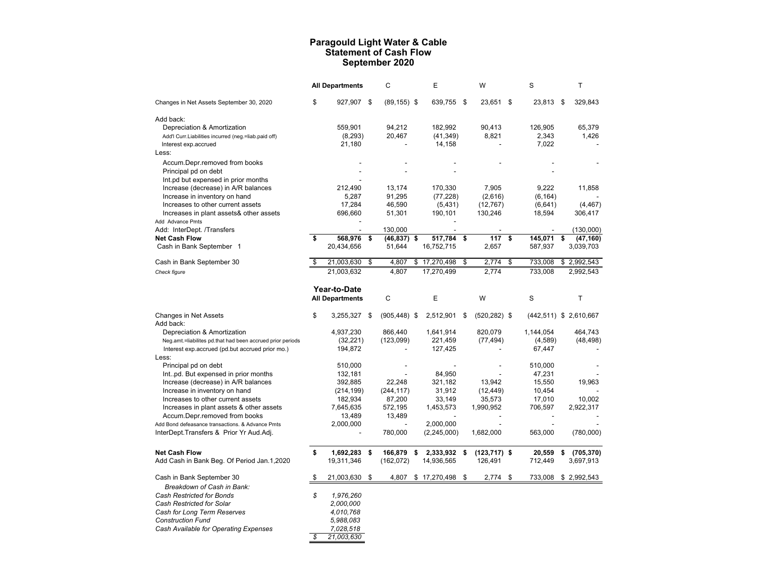# Paragould Light Water & Cable
## Statement of Cash Flow
## September 2020

| | All Departments | C | E | W | S | T |
|---|---|---|---|---|---|---|
| Changes in Net Assets September 30, 2020 | $ 927,907 | $ (89,155) | $ 639,755 | $ 23,651 | $ 23,813 | $ 329,843 |
| Add back: | | | | | | |
| Depreciation & Amortization | 559,901 | 94,212 | 182,992 | 90,413 | 126,905 | 65,379 |
| Add'l Curr.Liabilities incurred (neg.=liab.paid off) | (8,293) | 20,467 | (41,349) | 8,821 | 2,343 | 1,426 |
| Interest exp.accrued | 21,180 | - | 14,158 | - | 7,022 | - |
| Less: | | | | | | |
| Accum.Depr.removed from books | - | - | - | - | - | - |
| Principal pd on debt | - | - | - | | - | |
| Int.pd but expensed in prior months | - | | | | | |
| Increase (decrease) in A/R balances | 212,490 | 13,174 | 170,330 | 7,905 | 9,222 | 11,858 |
| Increase in inventory on hand | 5,287 | 91,295 | (77,228) | (2,616) | (6,164) | - |
| Increases to other current assets | 17,284 | 46,590 | (5,431) | (12,767) | (6,641) | (4,467) |
| Increases in plant assets& other assets | 696,660 | 51,301 | 190,101 | 130,246 | 18,594 | 306,417 |
| Add Advance Pmts | - | | - | | | |
| Add: InterDept. /Transfers | - | 130,000 | - | - | - | (130,000) |
| **Net Cash Flow** | **$ 568,976** | **$ (46,837)** | **$ 517,784** | **$ 117** | **$ 145,071** | **$ (47,160)** |
| Cash in Bank September 1 | 20,434,656 | 51,644 | 16,752,715 | 2,657 | 587,937 | 3,039,703 |
| Cash in Bank September 30 | $ 21,003,630 | $ 4,807 | $ 17,270,498 | $ 2,774 | $ 733,008 | $ 2,992,543 |
| *Check figure* | 21,003,632 | 4,807 | 17,270,499 | 2,774 | 733,008 | 2,992,543 |

## Year-to-Date

| | All Departments | C | E | W | S | T |
|---|---|---|---|---|---|---|
| Changes in Net Assets | $ 3,255,327 | $ (905,448) | $ 2,512,901 | $ (520,282) | $ (442,511) | $ 2,610,667 |
| Add back: | | | | | | |
| Depreciation & Amortization | 4,937,230 | 866,440 | 1,641,914 | 820,079 | 1,144,054 | 464,743 |
| Neg.amt.=liabilites pd.that had been accrued prior periods | (32,221) | (123,099) | 221,459 | (77,494) | (4,589) | (48,498) |
| Interest exp.accrued (pd.but accrued prior mo.) | 194,872 | - | 127,425 | - | 67,447 | - |
| Less: | | | | | | |
| Principal pd on debt | 510,000 | - | - | - | 510,000 | - |
| Int..pd. But expensed in prior months | 132,181 | - | 84,950 | - | 47,231 | - |
| Increase (decrease) in A/R balances | 392,885 | 22,248 | 321,182 | 13,942 | 15,550 | 19,963 |
| Increase in inventory on hand | (214,199) | (244,117) | 31,912 | (12,449) | 10,454 | - |
| Increases to other current assets | 182,934 | 87,200 | 33,149 | 35,573 | 17,010 | 10,002 |
| Increases in plant assets & other assets | 7,645,635 | 572,195 | 1,453,573 | 1,990,952 | 706,597 | 2,922,317 |
| Accum.Depr.removed from books | 13,489 | 13,489 | - | - | - | - |
| Add Bond defeasance transactions. & Advance Pmts | 2,000,000 | - | 2,000,000 | - | - | - |
| InterDept.Transfers & Prior Yr Aud.Adj. | - | 780,000 | (2,245,000) | 1,682,000 | 563,000 | (780,000) |
| **Net Cash Flow** | **$ 1,692,283** | **$ 166,879** | **$ 2,333,932** | **$ (123,717)** | **$ 20,559** | **$ (705,370)** |
| Add Cash in Bank Beg. Of Period Jan.1,2020 | 19,311,346 | (162,072) | 14,936,565 | 126,491 | 712,449 | 3,697,913 |
| Cash in Bank September 30 | $ 21,003,630 | $ 4,807 | $ 17,270,498 | $ 2,774 | $ 733,008 | $ 2,992,543 |

*Breakdown of Cash in Bank:*

| | |
|---|---|
| *Cash Restricted for Bonds* | *$ 1,976,260* |
| *Cash Restricted for Solar* | *2,000,000* |
| *Cash for Long Term Reserves* | *4,010,768* |
| *Construction Fund* | *5,988,083* |
| *Cash Available for Operating Expenses* | *7,028,518* |
| | *$ 21,003,630* |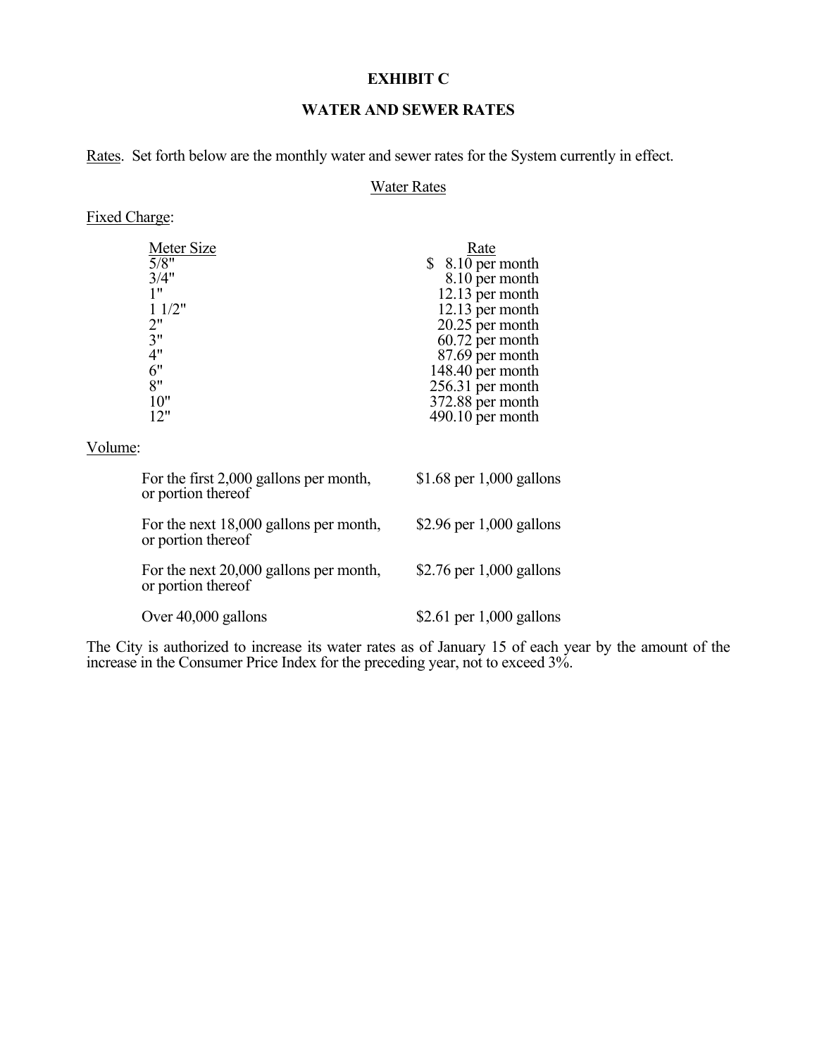# EXHIBIT C

## WATER AND SEWER RATES

Rates. Set forth below are the monthly water and sewer rates for the System currently in effect.

Water Rates

Fixed Charge:

| Meter Size | Rate |
|---|---|
| 5/8" | $ 8.10 per month |
| 3/4" | 8.10 per month |
| 1" | 12.13 per month |
| 1 1/2" | 12.13 per month |
| 2" | 20.25 per month |
| 3" | 60.72 per month |
| 4" | 87.69 per month |
| 6" | 148.40 per month |
| 8" | 256.31 per month |
| 10" | 372.88 per month |
| 12" | 490.10 per month |

Volume:

| | |
|---|---|
| For the first 2,000 gallons per month, or portion thereof | $1.68 per 1,000 gallons |
| For the next 18,000 gallons per month, or portion thereof | $2.96 per 1,000 gallons |
| For the next 20,000 gallons per month, or portion thereof | $2.76 per 1,000 gallons |
| Over 40,000 gallons | $2.61 per 1,000 gallons |

The City is authorized to increase its water rates as of January 15 of each year by the amount of the increase in the Consumer Price Index for the preceding year, not to exceed 3%.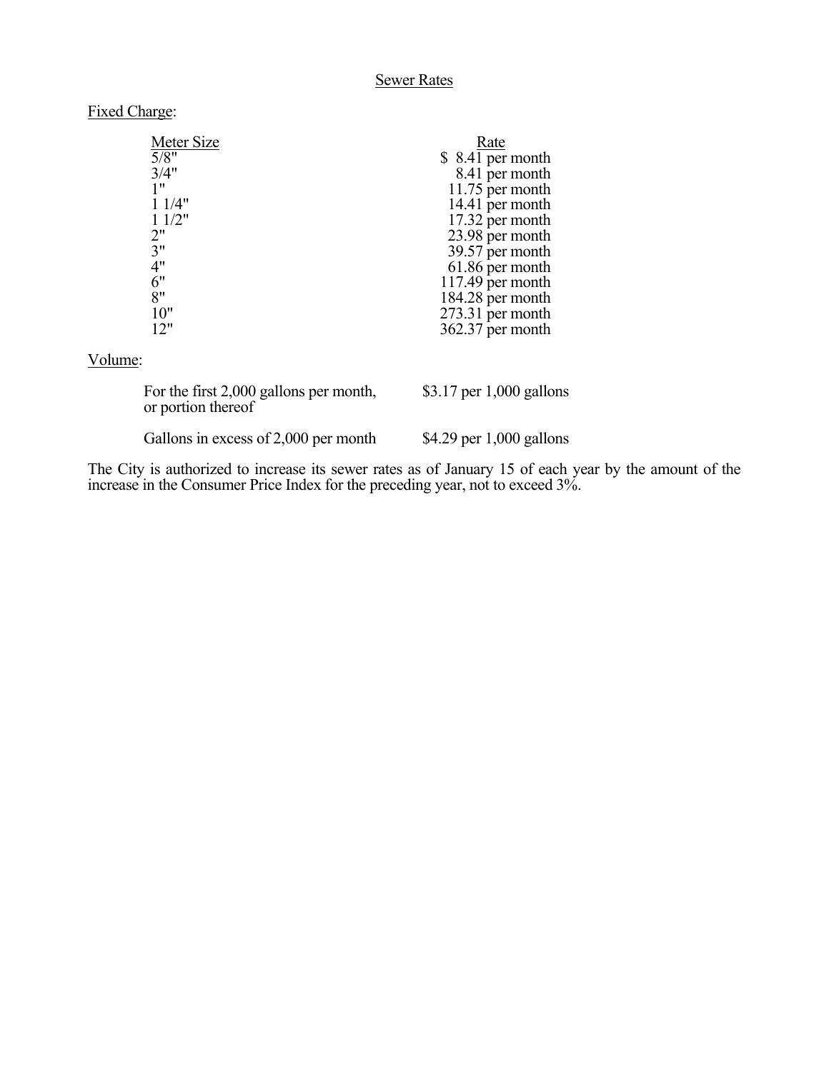## Sewer Rates

Fixed Charge:

| Meter Size | Rate |
|---|---|
| 5/8" | $ 8.41 per month |
| 3/4" | 8.41 per month |
| 1" | 11.75 per month |
| 1 1/4" | 14.41 per month |
| 1 1/2" | 17.32 per month |
| 2" | 23.98 per month |
| 3" | 39.57 per month |
| 4" | 61.86 per month |
| 6" | 117.49 per month |
| 8" | 184.28 per month |
| 10" | 273.31 per month |
| 12" | 362.37 per month |

Volume:

| | |
|---|---|
| For the first 2,000 gallons per month, or portion thereof | $3.17 per 1,000 gallons |
| Gallons in excess of 2,000 per month | $4.29 per 1,000 gallons |

The City is authorized to increase its sewer rates as of January 15 of each year by the amount of the increase in the Consumer Price Index for the preceding year, not to exceed 3%.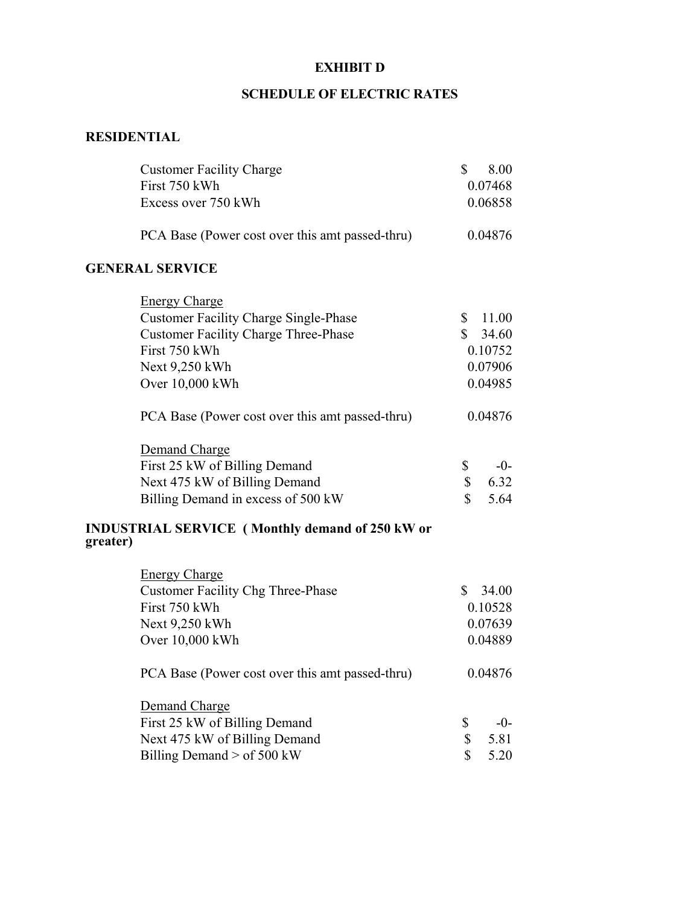# EXHIBIT D

## SCHEDULE OF ELECTRIC RATES

### RESIDENTIAL

| | |
|---|---|
| Customer Facility Charge | $ 8.00 |
| First 750 kWh | 0.07468 |
| Excess over 750 kWh | 0.06858 |
| | |
| PCA Base (Power cost over this amt passed-thru) | 0.04876 |

### GENERAL SERVICE

| | |
|---|---|
| <u>Energy Charge</u> | |
| Customer Facility Charge Single-Phase | $ 11.00 |
| Customer Facility Charge Three-Phase | $ 34.60 |
| First 750 kWh | 0.10752 |
| Next 9,250 kWh | 0.07906 |
| Over 10,000 kWh | 0.04985 |
| | |
| PCA Base (Power cost over this amt passed-thru) | 0.04876 |
| | |
| <u>Demand Charge</u> | |
| First 25 kW of Billing Demand | $ -0- |
| Next 475 kW of Billing Demand | $ 6.32 |
| Billing Demand in excess of 500 kW | $ 5.64 |

### INDUSTRIAL SERVICE ( Monthly demand of 250 kW or greater)

| | |
|---|---|
| <u>Energy Charge</u> | |
| Customer Facility Chg Three-Phase | $ 34.00 |
| First 750 kWh | 0.10528 |
| Next 9,250 kWh | 0.07639 |
| Over 10,000 kWh | 0.04889 |
| | |
| PCA Base (Power cost over this amt passed-thru) | 0.04876 |
| | |
| <u>Demand Charge</u> | |
| First 25 kW of Billing Demand | $ -0- |
| Next 475 kW of Billing Demand | $ 5.81 |
| Billing Demand > of 500 kW | $ 5.20 |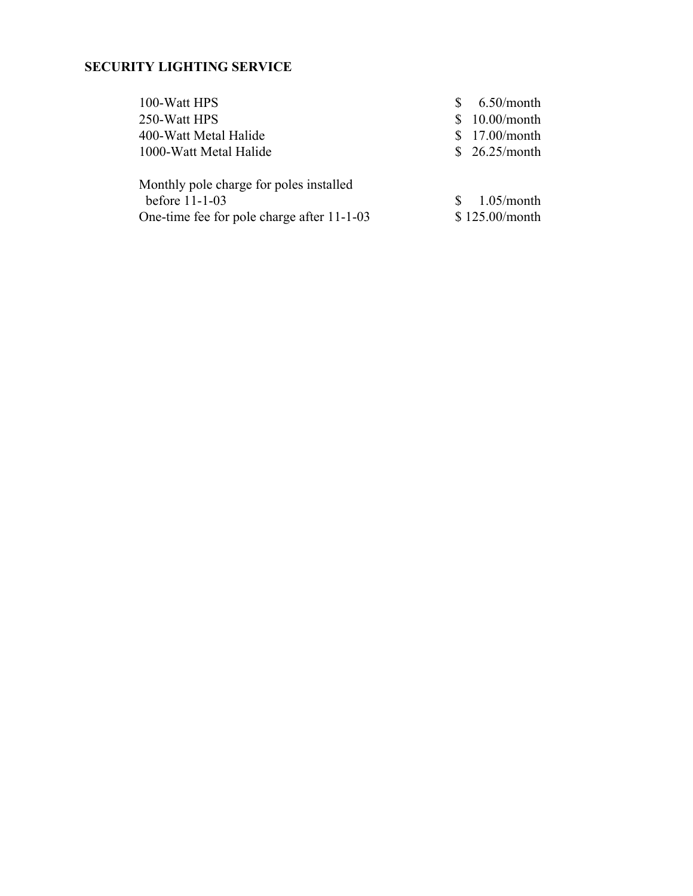**SECURITY LIGHTING SERVICE**

| | |
|---|---|
| 100-Watt HPS | $ 6.50/month |
| 250-Watt HPS | $ 10.00/month |
| 400-Watt Metal Halide | $ 17.00/month |
| 1000-Watt Metal Halide | $ 26.25/month |
| Monthly pole charge for poles installed before 11-1-03 | $ 1.05/month |
| One-time fee for pole charge after 11-1-03 | $ 125.00/month |